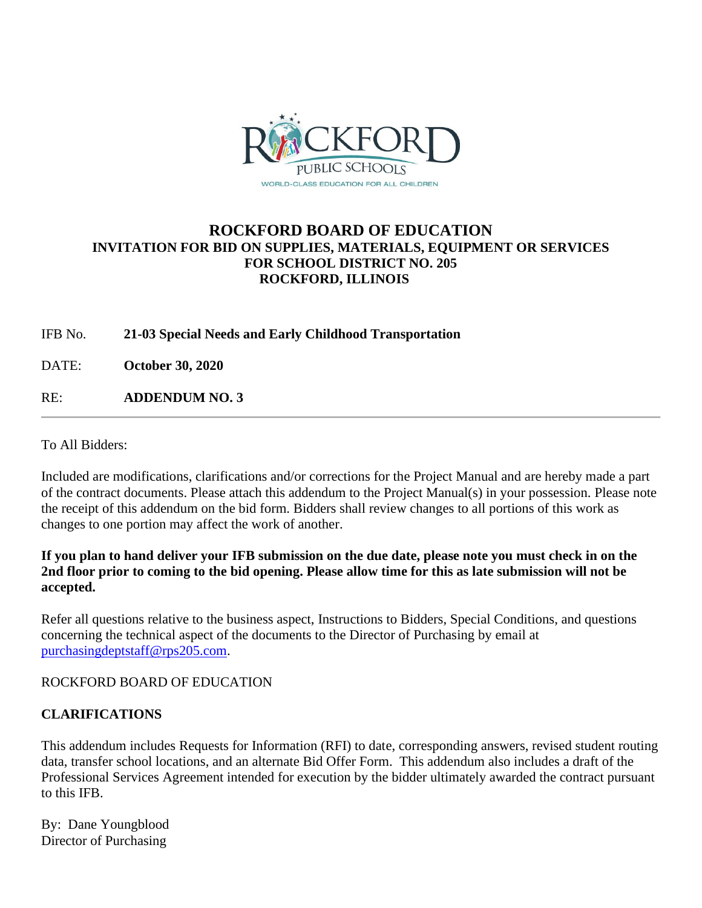# ROCKFORD BOARD OF EDUCATION

## INVITATION FOR BID ON SUPPLIES, MATERIALS, EQUIPMENT OR SERVICES FOR SCHOOL DISTRICT NO. 205 ROCKFORD, ILLINOIS

IFB No. **21-03 Special Needs and Early Childhood Transportation**

DATE: **October 30, 2020**

RE: **ADDENDUM NO. 3**

---

To All Bidders:

Included are modifications, clarifications and/or corrections for the Project Manual and are hereby made a part of the contract documents. Please attach this addendum to the Project Manual(s) in your possession. Please note the receipt of this addendum on the bid form. Bidders shall review changes to all portions of this work as changes to one portion may affect the work of another.

**If you plan to hand deliver your IFB submission on the due date, please note you must check in on the 2nd floor prior to coming to the bid opening. Please allow time for this as late submission will not be accepted.**

Refer all questions relative to the business aspect, Instructions to Bidders, Special Conditions, and questions concerning the technical aspect of the documents to the Director of Purchasing by email at purchasingdeptstaff@rps205.com.

ROCKFORD BOARD OF EDUCATION

**CLARIFICATIONS**

This addendum includes Requests for Information (RFI) to date, corresponding answers, revised student routing data, transfer school locations, and an alternate Bid Offer Form. This addendum also includes a draft of the Professional Services Agreement intended for execution by the bidder ultimately awarded the contract pursuant to this IFB.

By: Dane Youngblood
Director of Purchasing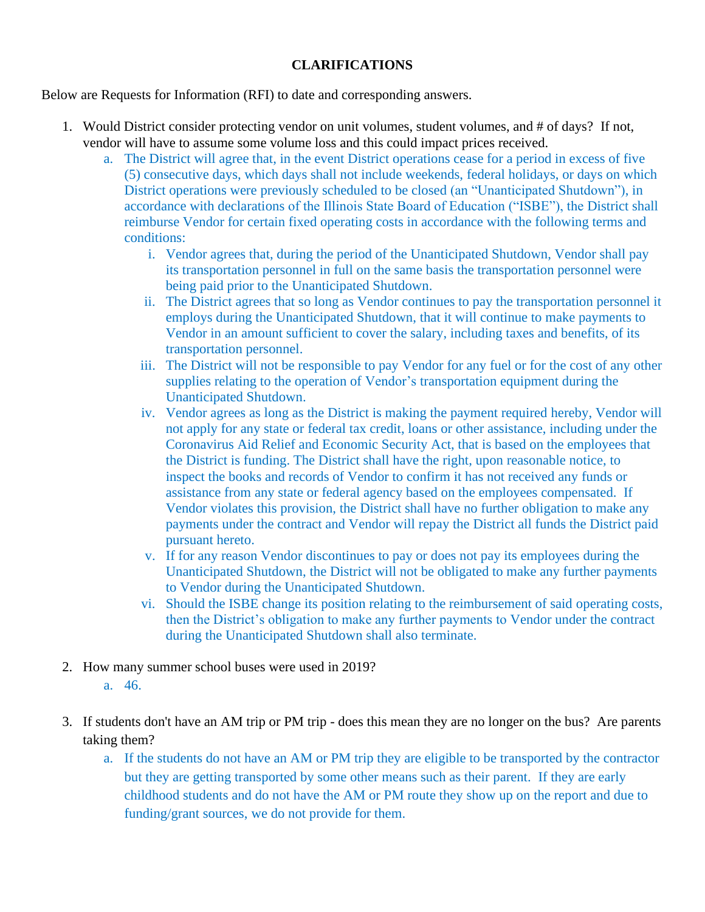**CLARIFICATIONS**

Below are Requests for Information (RFI) to date and corresponding answers.

1. Would District consider protecting vendor on unit volumes, student volumes, and # of days? If not, vendor will have to assume some volume loss and this could impact prices received.
   a. The District will agree that, in the event District operations cease for a period in excess of five (5) consecutive days, which days shall not include weekends, federal holidays, or days on which District operations were previously scheduled to be closed (an "Unanticipated Shutdown"), in accordance with declarations of the Illinois State Board of Education ("ISBE"), the District shall reimburse Vendor for certain fixed operating costs in accordance with the following terms and conditions:
      i. Vendor agrees that, during the period of the Unanticipated Shutdown, Vendor shall pay its transportation personnel in full on the same basis the transportation personnel were being paid prior to the Unanticipated Shutdown.
      ii. The District agrees that so long as Vendor continues to pay the transportation personnel it employs during the Unanticipated Shutdown, that it will continue to make payments to Vendor in an amount sufficient to cover the salary, including taxes and benefits, of its transportation personnel.
      iii. The District will not be responsible to pay Vendor for any fuel or for the cost of any other supplies relating to the operation of Vendor's transportation equipment during the Unanticipated Shutdown.
      iv. Vendor agrees as long as the District is making the payment required hereby, Vendor will not apply for any state or federal tax credit, loans or other assistance, including under the Coronavirus Aid Relief and Economic Security Act, that is based on the employees that the District is funding. The District shall have the right, upon reasonable notice, to inspect the books and records of Vendor to confirm it has not received any funds or assistance from any state or federal agency based on the employees compensated. If Vendor violates this provision, the District shall have no further obligation to make any payments under the contract and Vendor will repay the District all funds the District paid pursuant hereto.
      v. If for any reason Vendor discontinues to pay or does not pay its employees during the Unanticipated Shutdown, the District will not be obligated to make any further payments to Vendor during the Unanticipated Shutdown.
      vi. Should the ISBE change its position relating to the reimbursement of said operating costs, then the District's obligation to make any further payments to Vendor under the contract during the Unanticipated Shutdown shall also terminate.

2. How many summer school buses were used in 2019?
   a. 46.

3. If students don't have an AM trip or PM trip - does this mean they are no longer on the bus? Are parents taking them?
   a. If the students do not have an AM or PM trip they are eligible to be transported by the contractor but they are getting transported by some other means such as their parent. If they are early childhood students and do not have the AM or PM route they show up on the report and due to funding/grant sources, we do not provide for them.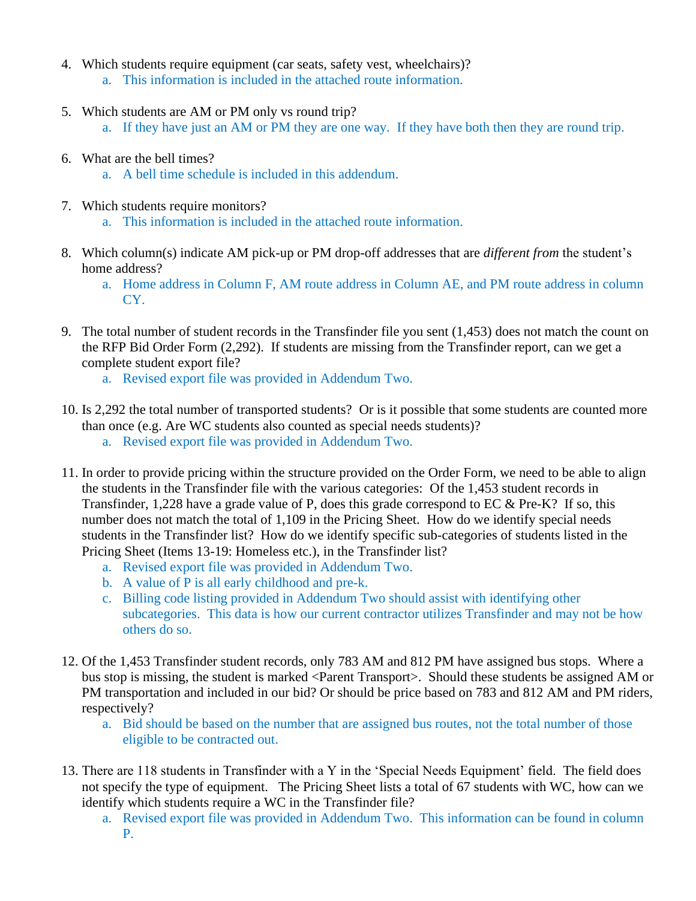4. Which students require equipment (car seats, safety vest, wheelchairs)?
    a. This information is included in the attached route information.

5. Which students are AM or PM only vs round trip?
    a. If they have just an AM or PM they are one way. If they have both then they are round trip.

6. What are the bell times?
    a. A bell time schedule is included in this addendum.

7. Which students require monitors?
    a. This information is included in the attached route information.

8. Which column(s) indicate AM pick-up or PM drop-off addresses that are *different from* the student's home address?
    a. Home address in Column F, AM route address in Column AE, and PM route address in column CY.

9. The total number of student records in the Transfinder file you sent (1,453) does not match the count on the RFP Bid Order Form (2,292). If students are missing from the Transfinder report, can we get a complete student export file?
    a. Revised export file was provided in Addendum Two.

10. Is 2,292 the total number of transported students? Or is it possible that some students are counted more than once (e.g. Are WC students also counted as special needs students)?
    a. Revised export file was provided in Addendum Two.

11. In order to provide pricing within the structure provided on the Order Form, we need to be able to align the students in the Transfinder file with the various categories: Of the 1,453 student records in Transfinder, 1,228 have a grade value of P, does this grade correspond to EC & Pre-K? If so, this number does not match the total of 1,109 in the Pricing Sheet. How do we identify special needs students in the Transfinder list? How do we identify specific sub-categories of students listed in the Pricing Sheet (Items 13-19: Homeless etc.), in the Transfinder list?
    a. Revised export file was provided in Addendum Two.
    b. A value of P is all early childhood and pre-k.
    c. Billing code listing provided in Addendum Two should assist with identifying other subcategories. This data is how our current contractor utilizes Transfinder and may not be how others do so.

12. Of the 1,453 Transfinder student records, only 783 AM and 812 PM have assigned bus stops. Where a bus stop is missing, the student is marked <Parent Transport>. Should these students be assigned AM or PM transportation and included in our bid? Or should be price based on 783 and 812 AM and PM riders, respectively?
    a. Bid should be based on the number that are assigned bus routes, not the total number of those eligible to be contracted out.

13. There are 118 students in Transfinder with a Y in the 'Special Needs Equipment' field. The field does not specify the type of equipment. The Pricing Sheet lists a total of 67 students with WC, how can we identify which students require a WC in the Transfinder file?
    a. Revised export file was provided in Addendum Two. This information can be found in column P.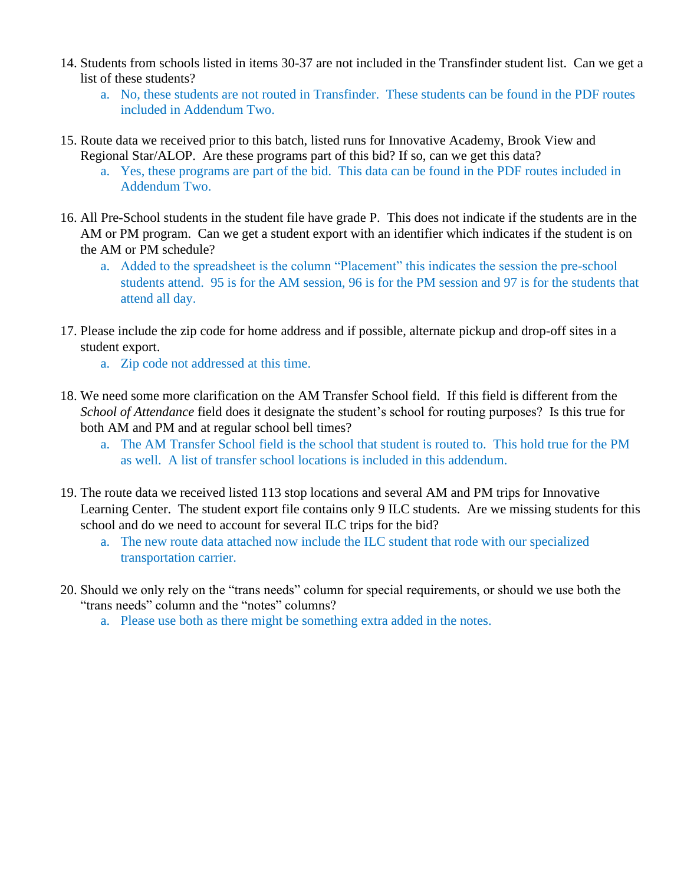14. Students from schools listed in items 30-37 are not included in the Transfinder student list. Can we get a list of these students?
    a. No, these students are not routed in Transfinder. These students can be found in the PDF routes included in Addendum Two.

15. Route data we received prior to this batch, listed runs for Innovative Academy, Brook View and Regional Star/ALOP. Are these programs part of this bid? If so, can we get this data?
    a. Yes, these programs are part of the bid. This data can be found in the PDF routes included in Addendum Two.

16. All Pre-School students in the student file have grade P. This does not indicate if the students are in the AM or PM program. Can we get a student export with an identifier which indicates if the student is on the AM or PM schedule?
    a. Added to the spreadsheet is the column "Placement" this indicates the session the pre-school students attend. 95 is for the AM session, 96 is for the PM session and 97 is for the students that attend all day.

17. Please include the zip code for home address and if possible, alternate pickup and drop-off sites in a student export.
    a. Zip code not addressed at this time.

18. We need some more clarification on the AM Transfer School field. If this field is different from the *School of Attendance* field does it designate the student's school for routing purposes? Is this true for both AM and PM and at regular school bell times?
    a. The AM Transfer School field is the school that student is routed to. This hold true for the PM as well. A list of transfer school locations is included in this addendum.

19. The route data we received listed 113 stop locations and several AM and PM trips for Innovative Learning Center. The student export file contains only 9 ILC students. Are we missing students for this school and do we need to account for several ILC trips for the bid?
    a. The new route data attached now include the ILC student that rode with our specialized transportation carrier.

20. Should we only rely on the "trans needs" column for special requirements, or should we use both the "trans needs" column and the "notes" columns?
    a. Please use both as there might be something extra added in the notes.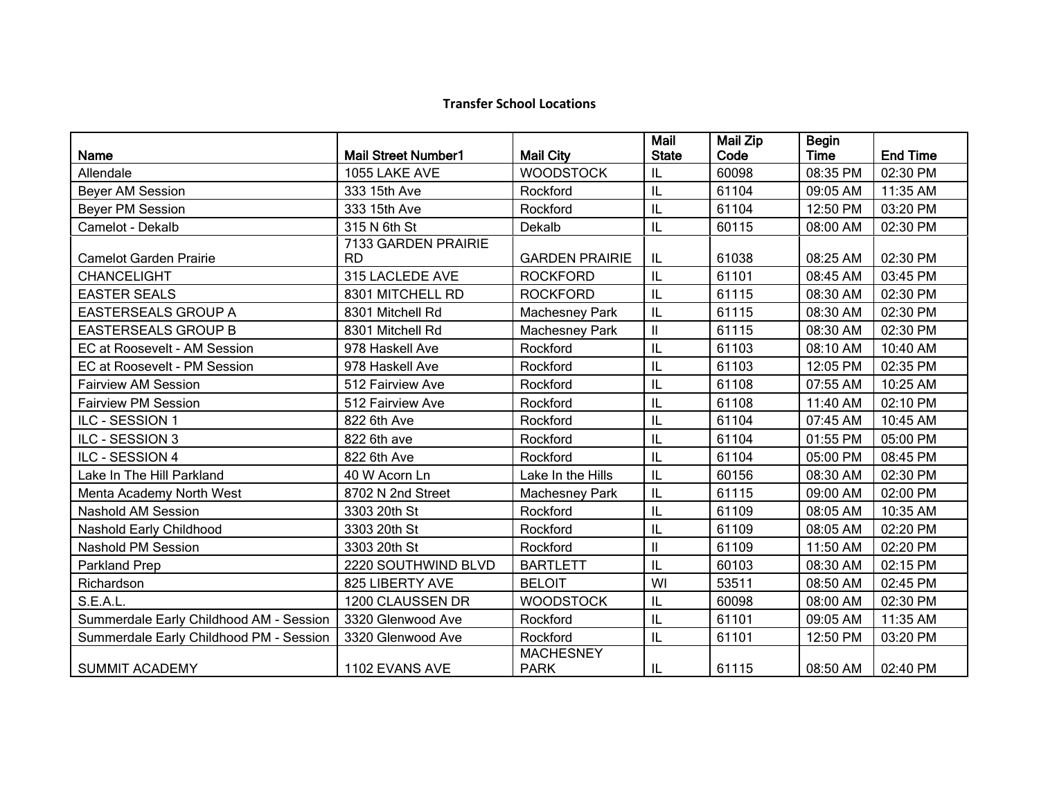**Transfer School Locations**

| Name | Mail Street Number1 | Mail City | Mail State | Mail Zip Code | Begin Time | End Time |
|---|---|---|---|---|---|---|
| Allendale | 1055 LAKE AVE | WOODSTOCK | IL | 60098 | 08:35 PM | 02:30 PM |
| Beyer AM Session | 333 15th Ave | Rockford | IL | 61104 | 09:05 AM | 11:35 AM |
| Beyer PM Session | 333 15th Ave | Rockford | IL | 61104 | 12:50 PM | 03:20 PM |
| Camelot - Dekalb | 315 N 6th St | Dekalb | IL | 60115 | 08:00 AM | 02:30 PM |
| Camelot Garden Prairie | 7133 GARDEN PRAIRIE RD | GARDEN PRAIRIE | IL | 61038 | 08:25 AM | 02:30 PM |
| CHANCELIGHT | 315 LACLEDE AVE | ROCKFORD | IL | 61101 | 08:45 AM | 03:45 PM |
| EASTER SEALS | 8301 MITCHELL RD | ROCKFORD | IL | 61115 | 08:30 AM | 02:30 PM |
| EASTERSEALS GROUP A | 8301 Mitchell Rd | Machesney Park | IL | 61115 | 08:30 AM | 02:30 PM |
| EASTERSEALS GROUP B | 8301 Mitchell Rd | Machesney Park | Il | 61115 | 08:30 AM | 02:30 PM |
| EC at Roosevelt - AM Session | 978 Haskell Ave | Rockford | IL | 61103 | 08:10 AM | 10:40 AM |
| EC at Roosevelt - PM Session | 978 Haskell Ave | Rockford | IL | 61103 | 12:05 PM | 02:35 PM |
| Fairview AM Session | 512 Fairview Ave | Rockford | IL | 61108 | 07:55 AM | 10:25 AM |
| Fairview PM Session | 512 Fairview Ave | Rockford | IL | 61108 | 11:40 AM | 02:10 PM |
| ILC - SESSION 1 | 822 6th Ave | Rockford | IL | 61104 | 07:45 AM | 10:45 AM |
| ILC - SESSION 3 | 822 6th ave | Rockford | IL | 61104 | 01:55 PM | 05:00 PM |
| ILC - SESSION 4 | 822 6th Ave | Rockford | IL | 61104 | 05:00 PM | 08:45 PM |
| Lake In The Hill Parkland | 40 W Acorn Ln | Lake In the Hills | IL | 60156 | 08:30 AM | 02:30 PM |
| Menta Academy North West | 8702 N 2nd Street | Machesney Park | IL | 61115 | 09:00 AM | 02:00 PM |
| Nashold AM Session | 3303 20th St | Rockford | IL | 61109 | 08:05 AM | 10:35 AM |
| Nashold Early Childhood | 3303 20th St | Rockford | IL | 61109 | 08:05 AM | 02:20 PM |
| Nashold PM Session | 3303 20th St | Rockford | Il | 61109 | 11:50 AM | 02:20 PM |
| Parkland Prep | 2220 SOUTHWIND BLVD | BARTLETT | IL | 60103 | 08:30 AM | 02:15 PM |
| Richardson | 825 LIBERTY AVE | BELOIT | WI | 53511 | 08:50 AM | 02:45 PM |
| S.E.A.L. | 1200 CLAUSSEN DR | WOODSTOCK | IL | 60098 | 08:00 AM | 02:30 PM |
| Summerdale Early Childhood AM - Session | 3320 Glenwood Ave | Rockford | IL | 61101 | 09:05 AM | 11:35 AM |
| Summerdale Early Childhood PM - Session | 3320 Glenwood Ave | Rockford | IL | 61101 | 12:50 PM | 03:20 PM |
| SUMMIT ACADEMY | 1102 EVANS AVE | MACHESNEY PARK | IL | 61115 | 08:50 AM | 02:40 PM |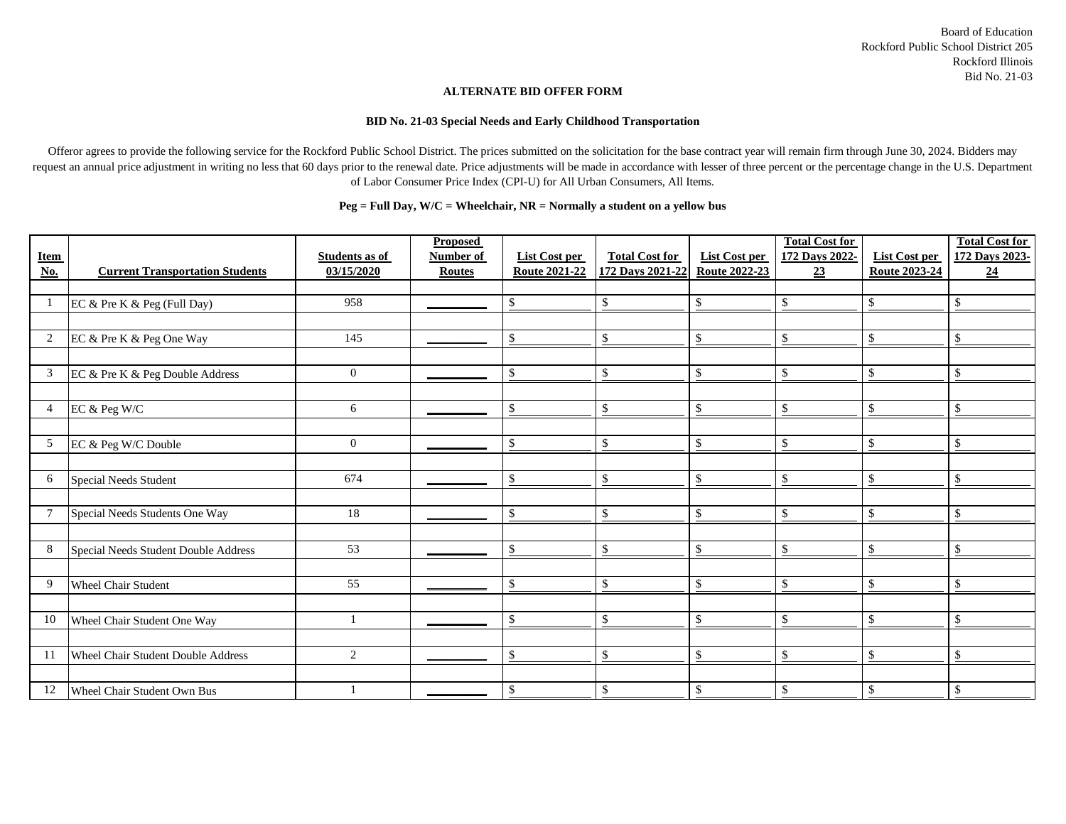Board of Education
Rockford Public School District 205
Rockford Illinois
Bid No. 21-03

**ALTERNATE BID OFFER FORM**

**BID No. 21-03 Special Needs and Early Childhood Transportation**

Offeror agrees to provide the following service for the Rockford Public School District. The prices submitted on the solicitation for the base contract year will remain firm through June 30, 2024. Bidders may request an annual price adjustment in writing no less that 60 days prior to the renewal date. Price adjustments will be made in accordance with lesser of three percent or the percentage change in the U.S. Department of Labor Consumer Price Index (CPI-U) for All Urban Consumers, All Items.

**Peg = Full Day, W/C = Wheelchair, NR = Normally a student on a yellow bus**

| Item No. | Current Transportation Students | Students as of 03/15/2020 | Proposed Number of Routes | List Cost per Route 2021-22 | Total Cost for 172 Days 2021-22 | List Cost per Route 2022-23 | Total Cost for 172 Days 2022-23 | List Cost per Route 2023-24 | Total Cost for 172 Days 2023-24 |
|---|---|---|---|---|---|---|---|---|---|
| 1 | EC & Pre K & Peg (Full Day) | 958 | ________ | $ | $ | $ | $ | $ | $ |
| 2 | EC & Pre K & Peg One Way | 145 | ________ | $ | $ | $ | $ | $ | $ |
| 3 | EC & Pre K & Peg Double Address | 0 | ________ | $ | $ | $ | $ | $ | $ |
| 4 | EC & Peg W/C | 6 | ________ | $ | $ | $ | $ | $ | $ |
| 5 | EC & Peg W/C Double | 0 | ________ | $ | $ | $ | $ | $ | $ |
| 6 | Special Needs Student | 674 | ________ | $ | $ | $ | $ | $ | $ |
| 7 | Special Needs Students One Way | 18 | ________ | $ | $ | $ | $ | $ | $ |
| 8 | Special Needs Student Double Address | 53 | ________ | $ | $ | $ | $ | $ | $ |
| 9 | Wheel Chair Student | 55 | ________ | $ | $ | $ | $ | $ | $ |
| 10 | Wheel Chair Student One Way | 1 | ________ | $ | $ | $ | $ | $ | $ |
| 11 | Wheel Chair Student Double Address | 2 | ________ | $ | $ | $ | $ | $ | $ |
| 12 | Wheel Chair Student Own Bus | 1 | ________ | $ | $ | $ | $ | $ | $ |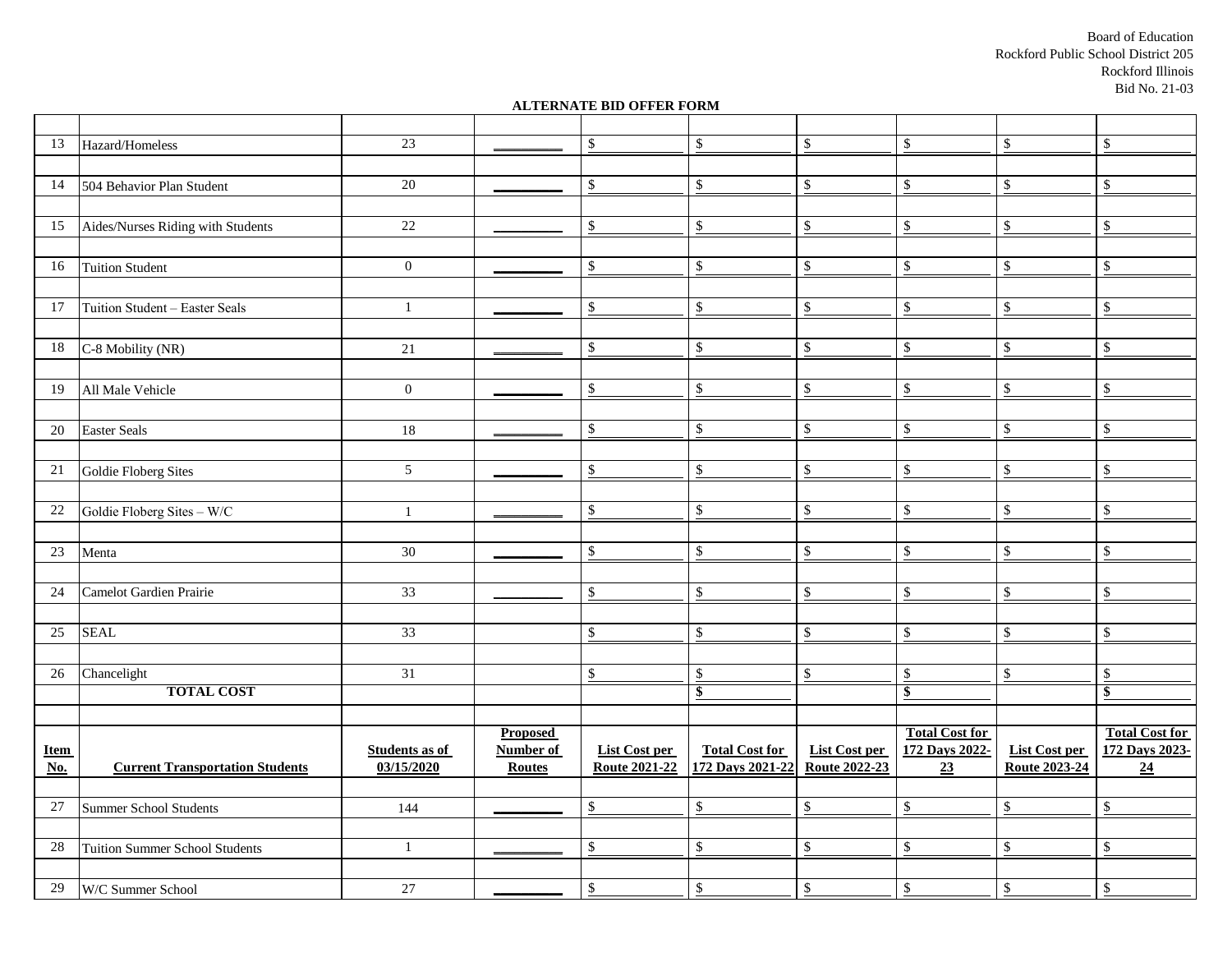Board of Education
Rockford Public School District 205
Rockford Illinois
Bid No. 21-03

**ALTERNATE BID OFFER FORM**

| | | | | | | | | | |
|---|---|---|---|---|---|---|---|---|---|
| 13 | Hazard/Homeless | 23 | ________ | $ | $ | $ | $ | $ | $ |
| 14 | 504 Behavior Plan Student | 20 | ________ | $ | $ | $ | $ | $ | $ |
| 15 | Aides/Nurses Riding with Students | 22 | ________ | $ | $ | $ | $ | $ | $ |
| 16 | Tuition Student | 0 | ________ | $ | $ | $ | $ | $ | $ |
| 17 | Tuition Student – Easter Seals | 1 | ________ | $ | $ | $ | $ | $ | $ |
| 18 | C-8 Mobility (NR) | 21 | ________ | $ | $ | $ | $ | $ | $ |
| 19 | All Male Vehicle | 0 | ________ | $ | $ | $ | $ | $ | $ |
| 20 | Easter Seals | 18 | ________ | $ | $ | $ | $ | $ | $ |
| 21 | Goldie Floberg Sites | 5 | ________ | $ | $ | $ | $ | $ | $ |
| 22 | Goldie Floberg Sites – W/C | 1 | ________ | $ | $ | $ | $ | $ | $ |
| 23 | Menta | 30 | ________ | $ | $ | $ | $ | $ | $ |
| 24 | Camelot Gardien Prairie | 33 | ________ | $ | $ | $ | $ | $ | $ |
| 25 | SEAL | 33 | | $ | $ | $ | $ | $ | $ |
| 26 | Chancelight | 31 | | $ | $ | $ | $ | $ | $ |
| | **TOTAL COST** | | | | **$** | | **$** | | **$** |

| **Item No.** | **Current Transportation Students** | **Students as of 03/15/2020** | **Proposed Number of Routes** | **List Cost per Route 2021-22** | **Total Cost for 172 Days 2021-22** | **List Cost per Route 2022-23** | **Total Cost for 172 Days 2022-23** | **List Cost per Route 2023-24** | **Total Cost for 172 Days 2023-24** |
|---|---|---|---|---|---|---|---|---|---|
| 27 | Summer School Students | 144 | ________ | $ | $ | $ | $ | $ | $ |
| 28 | Tuition Summer School Students | 1 | ________ | $ | $ | $ | $ | $ | $ |
| 29 | W/C Summer School | 27 | ________ | $ | $ | $ | $ | $ | $ |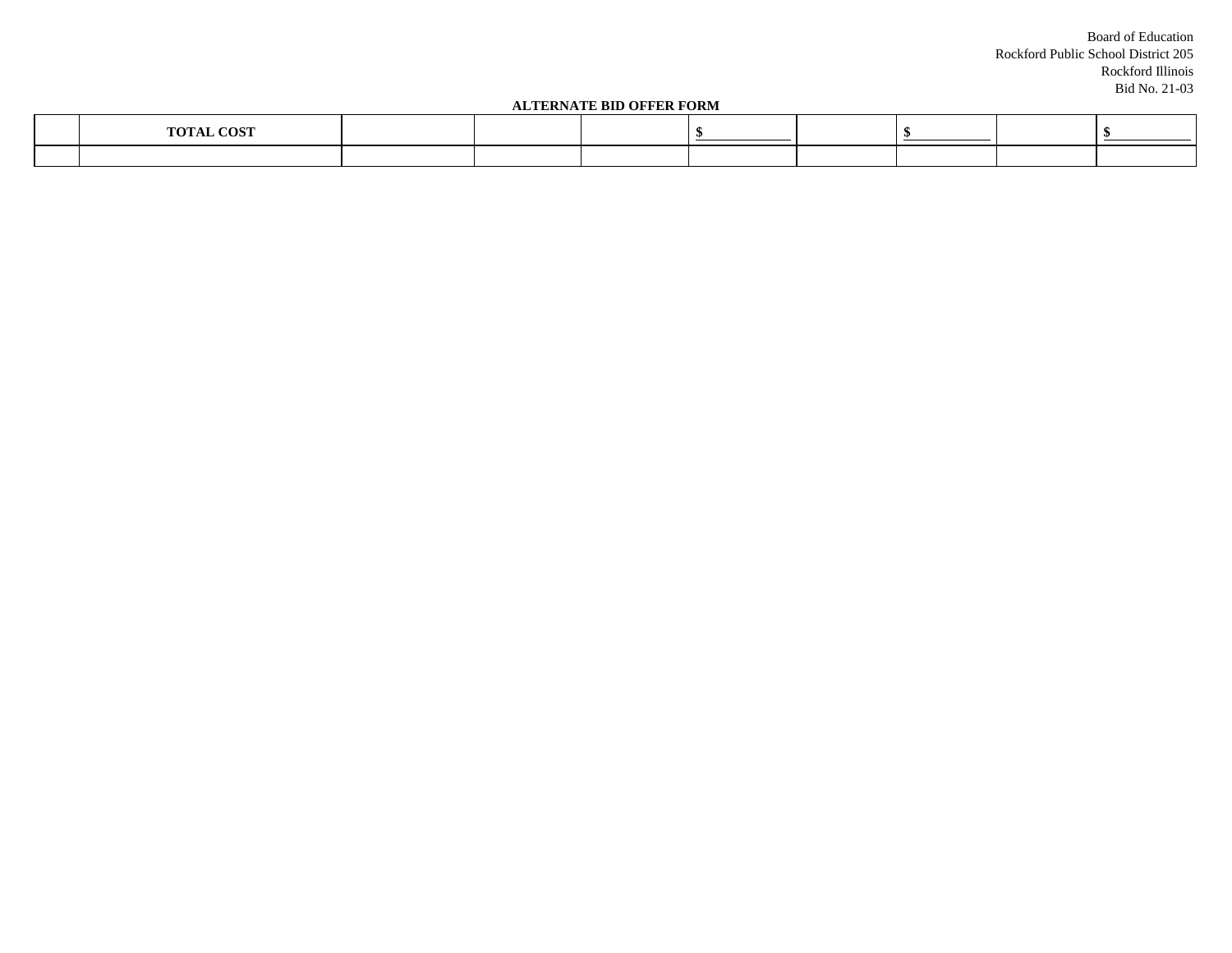Board of Education
Rockford Public School District 205
Rockford Illinois
Bid No. 21-03

**ALTERNATE BID OFFER FORM**

| | **TOTAL COST** | | | | **$ ___________** | | **$ ___________** | | **$ ___________** |
|---|---|---|---|---|---|---|---|---|---|
| | | | | | | | | | |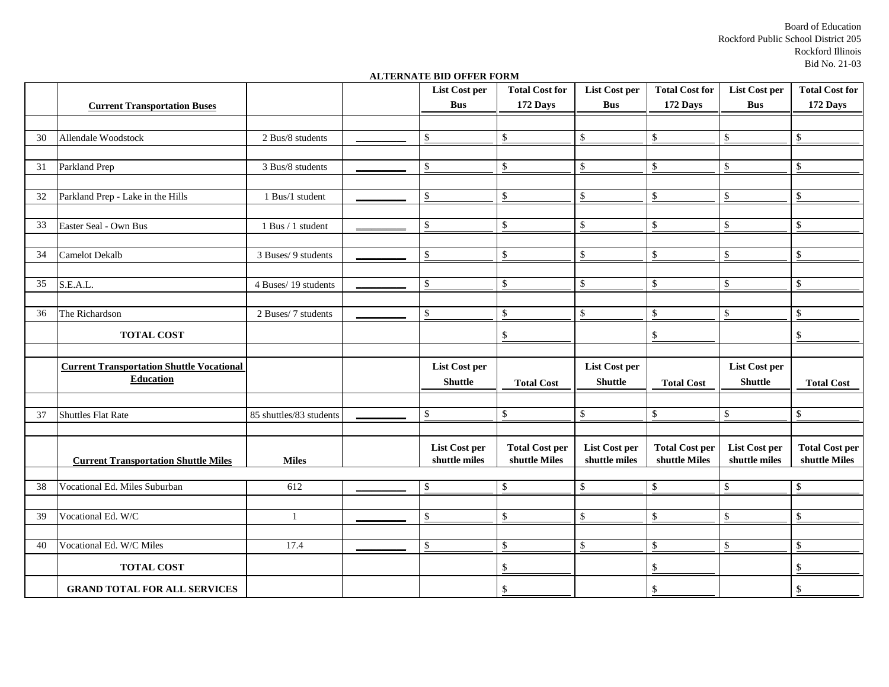Board of Education
Rockford Public School District 205
Rockford Illinois
Bid No. 21-03

**ALTERNATE BID OFFER FORM**

| | **Current Transportation Buses** | | | **List Cost per Bus** | **Total Cost for 172 Days** | **List Cost per Bus** | **Total Cost for 172 Days** | **List Cost per Bus** | **Total Cost for 172 Days** |
|---|---|---|---|---|---|---|---|---|---|
| 30 | Allendale Woodstock | 2 Bus/8 students | ________ | $ | $ | $ | $ | $ | $ |
| 31 | Parkland Prep | 3 Bus/8 students | ________ | $ | $ | $ | $ | $ | $ |
| 32 | Parkland Prep - Lake in the Hills | 1 Bus/1 student | ________ | $ | $ | $ | $ | $ | $ |
| 33 | Easter Seal - Own Bus | 1 Bus / 1 student | ________ | $ | $ | $ | $ | $ | $ |
| 34 | Camelot Dekalb | 3 Buses/ 9 students | ________ | $ | $ | $ | $ | $ | $ |
| 35 | S.E.A.L. | 4 Buses/ 19 students | ________ | $ | $ | $ | $ | $ | $ |
| 36 | The Richardson | 2 Buses/ 7 students | ________ | $ | $ | $ | $ | $ | $ |
| | **TOTAL COST** | | | | $ | | $ | | $ |
| | **Current Transportation Shuttle Vocational Education** | | | **List Cost per Shuttle** | **Total Cost** | **List Cost per Shuttle** | **Total Cost** | **List Cost per Shuttle** | **Total Cost** |
| 37 | Shuttles Flat Rate | 85 shuttles/83 students | ________ | $ | $ | $ | $ | $ | $ |
| | **Current Transportation Shuttle Miles** | **Miles** | | **List Cost per shuttle miles** | **Total Cost per shuttle Miles** | **List Cost per shuttle miles** | **Total Cost per shuttle Miles** | **List Cost per shuttle miles** | **Total Cost per shuttle Miles** |
| 38 | Vocational Ed. Miles Suburban | 612 | ________ | $ | $ | $ | $ | $ | $ |
| 39 | Vocational Ed. W/C | 1 | ________ | $ | $ | $ | $ | $ | $ |
| 40 | Vocational Ed. W/C Miles | 17.4 | ________ | $ | $ | $ | $ | $ | $ |
| | **TOTAL COST** | | | | $ | | $ | | $ |
| | **GRAND TOTAL FOR ALL SERVICES** | | | | $ | | $ | | $ |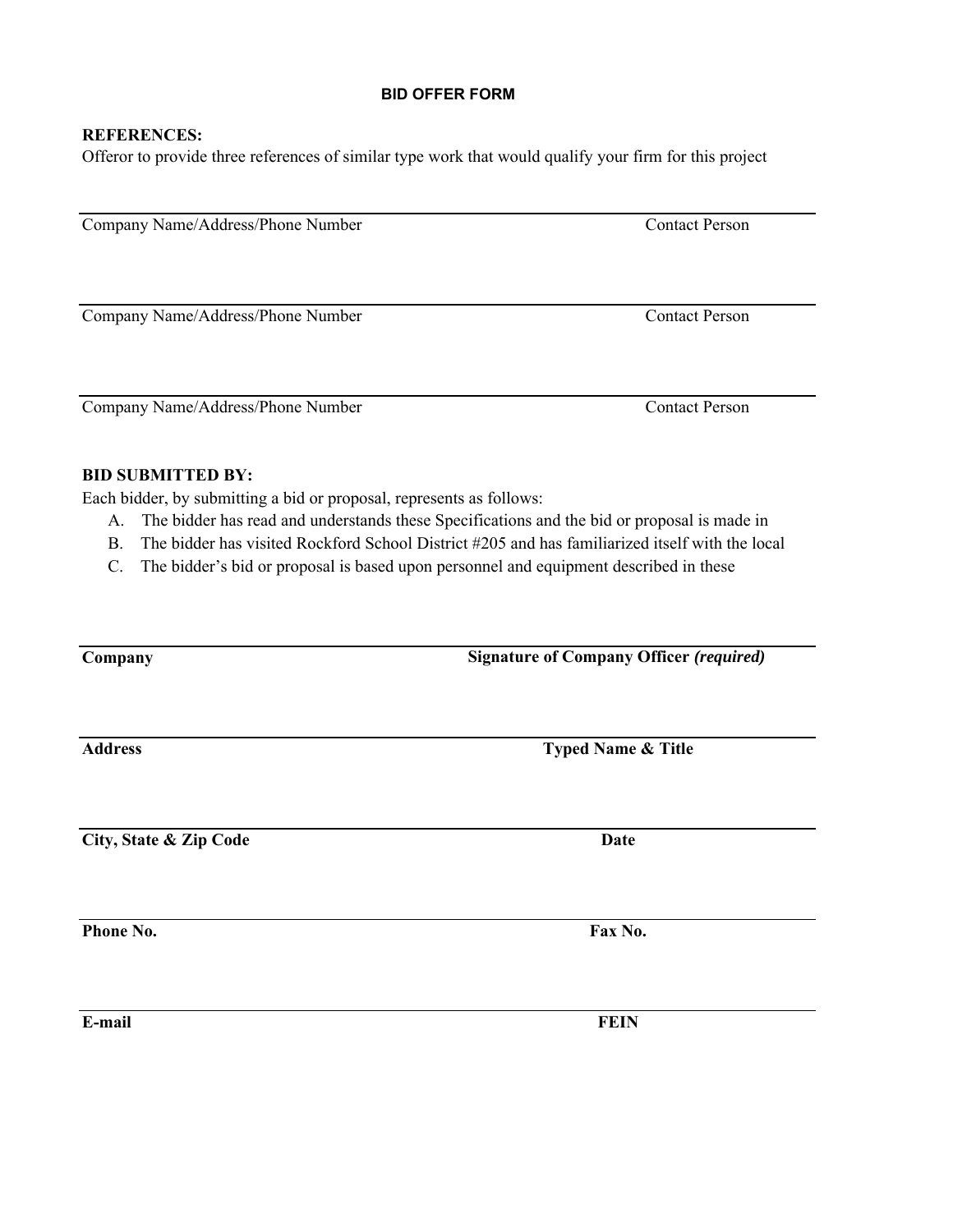**BID OFFER FORM**

**REFERENCES:**

Offeror to provide three references of similar type work that would qualify your firm for this project

| Company Name/Address/Phone Number | Contact Person |
|---|---|
| | |

| Company Name/Address/Phone Number | Contact Person |
|---|---|
| | |

| Company Name/Address/Phone Number | Contact Person |
|---|---|
| | |

**BID SUBMITTED BY:**

Each bidder, by submitting a bid or proposal, represents as follows:

A. The bidder has read and understands these Specifications and the bid or proposal is made in
B. The bidder has visited Rockford School District #205 and has familiarized itself with the local
C. The bidder's bid or proposal is based upon personnel and equipment described in these

| **Company** | **Signature of Company Officer *(required)*** |
|---|---|
| **Address** | **Typed Name & Title** |
| **City, State & Zip Code** | **Date** |
| **Phone No.** | **Fax No.** |
| **E-mail** | **FEIN** |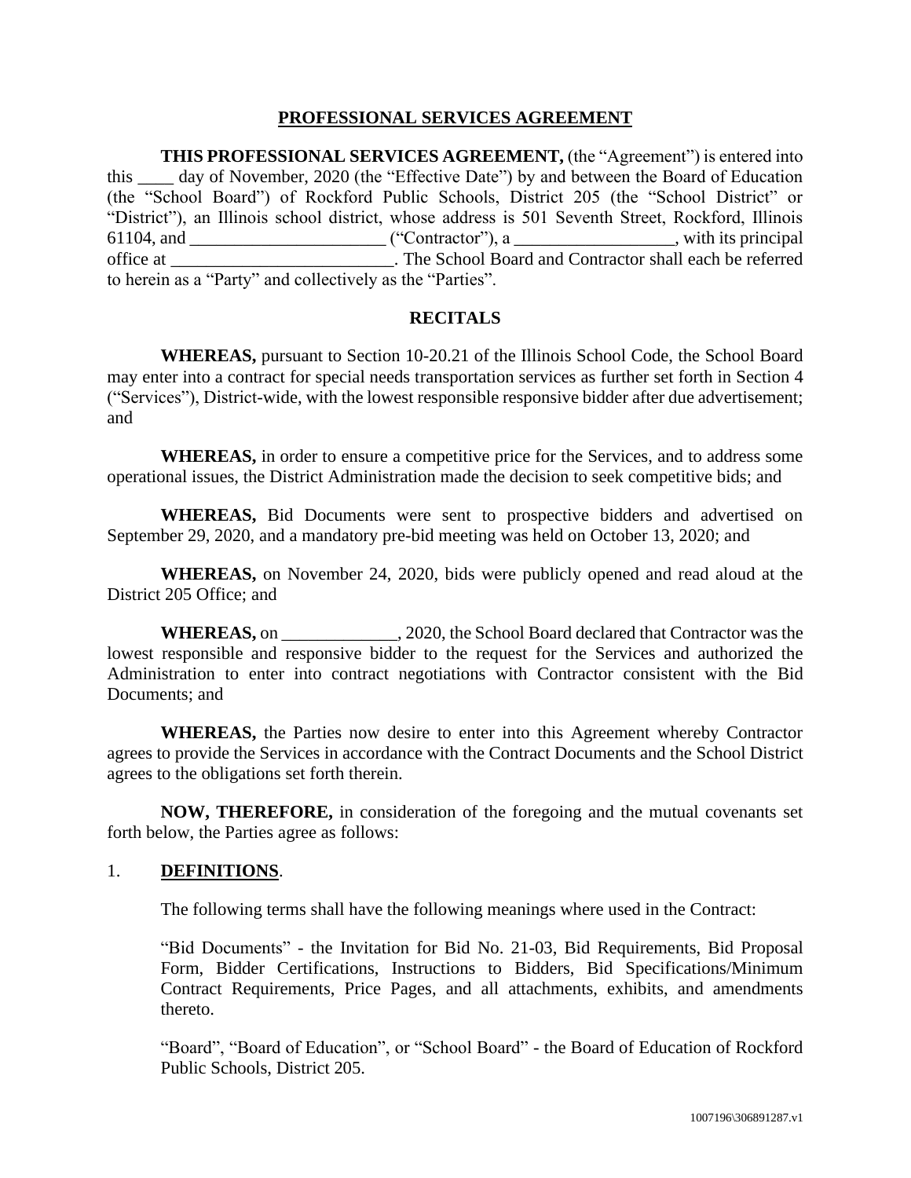# PROFESSIONAL SERVICES AGREEMENT

**THIS PROFESSIONAL SERVICES AGREEMENT,** (the "Agreement") is entered into this ____ day of November, 2020 (the "Effective Date") by and between the Board of Education (the "School Board") of Rockford Public Schools, District 205 (the "School District" or "District"), an Illinois school district, whose address is 501 Seventh Street, Rockford, Illinois 61104, and ______________________ ("Contractor"), a __________________, with its principal office at _________________________. The School Board and Contractor shall each be referred to herein as a "Party" and collectively as the "Parties".

## RECITALS

**WHEREAS,** pursuant to Section 10-20.21 of the Illinois School Code, the School Board may enter into a contract for special needs transportation services as further set forth in Section 4 ("Services"), District-wide, with the lowest responsible responsive bidder after due advertisement; and

**WHEREAS,** in order to ensure a competitive price for the Services, and to address some operational issues, the District Administration made the decision to seek competitive bids; and

**WHEREAS,** Bid Documents were sent to prospective bidders and advertised on September 29, 2020, and a mandatory pre-bid meeting was held on October 13, 2020; and

**WHEREAS,** on November 24, 2020, bids were publicly opened and read aloud at the District 205 Office; and

**WHEREAS,** on _____________, 2020, the School Board declared that Contractor was the lowest responsible and responsive bidder to the request for the Services and authorized the Administration to enter into contract negotiations with Contractor consistent with the Bid Documents; and

**WHEREAS,** the Parties now desire to enter into this Agreement whereby Contractor agrees to provide the Services in accordance with the Contract Documents and the School District agrees to the obligations set forth therein.

**NOW, THEREFORE,** in consideration of the foregoing and the mutual covenants set forth below, the Parties agree as follows:

1. **DEFINITIONS**.

The following terms shall have the following meanings where used in the Contract:

"Bid Documents" - the Invitation for Bid No. 21-03, Bid Requirements, Bid Proposal Form, Bidder Certifications, Instructions to Bidders, Bid Specifications/Minimum Contract Requirements, Price Pages, and all attachments, exhibits, and amendments thereto.

"Board", "Board of Education", or "School Board" - the Board of Education of Rockford Public Schools, District 205.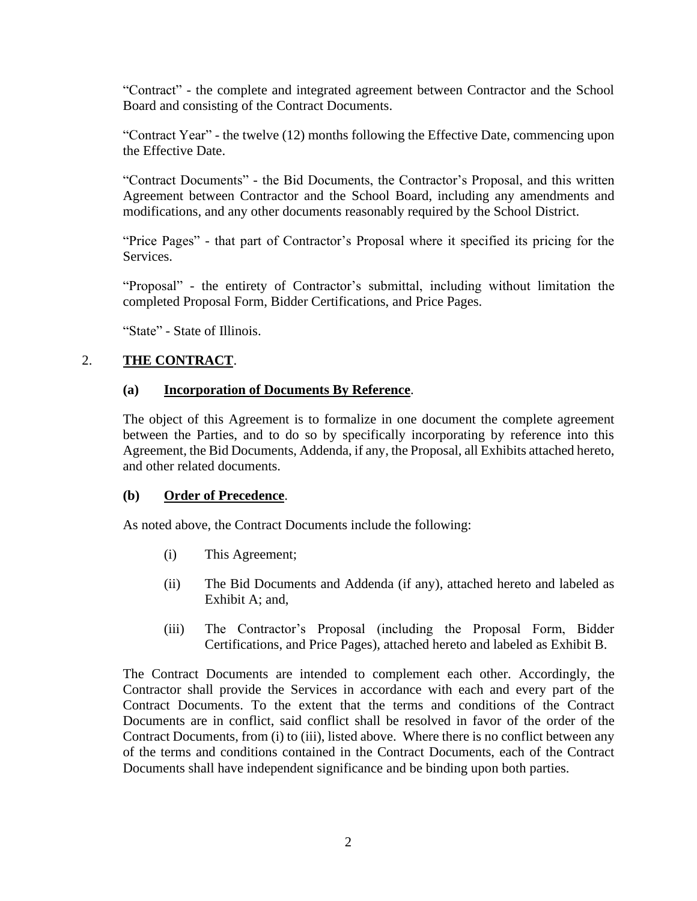"Contract" - the complete and integrated agreement between Contractor and the School Board and consisting of the Contract Documents.

"Contract Year" - the twelve (12) months following the Effective Date, commencing upon the Effective Date.

"Contract Documents" - the Bid Documents, the Contractor's Proposal, and this written Agreement between Contractor and the School Board, including any amendments and modifications, and any other documents reasonably required by the School District.

"Price Pages" - that part of Contractor's Proposal where it specified its pricing for the Services.

"Proposal" - the entirety of Contractor's submittal, including without limitation the completed Proposal Form, Bidder Certifications, and Price Pages.

"State" - State of Illinois.

2. **THE CONTRACT**.

**(a) Incorporation of Documents By Reference**.

The object of this Agreement is to formalize in one document the complete agreement between the Parties, and to do so by specifically incorporating by reference into this Agreement, the Bid Documents, Addenda, if any, the Proposal, all Exhibits attached hereto, and other related documents.

**(b) Order of Precedence**.

As noted above, the Contract Documents include the following:

(i) This Agreement;

(ii) The Bid Documents and Addenda (if any), attached hereto and labeled as Exhibit A; and,

(iii) The Contractor's Proposal (including the Proposal Form, Bidder Certifications, and Price Pages), attached hereto and labeled as Exhibit B.

The Contract Documents are intended to complement each other. Accordingly, the Contractor shall provide the Services in accordance with each and every part of the Contract Documents. To the extent that the terms and conditions of the Contract Documents are in conflict, said conflict shall be resolved in favor of the order of the Contract Documents, from (i) to (iii), listed above. Where there is no conflict between any of the terms and conditions contained in the Contract Documents, each of the Contract Documents shall have independent significance and be binding upon both parties.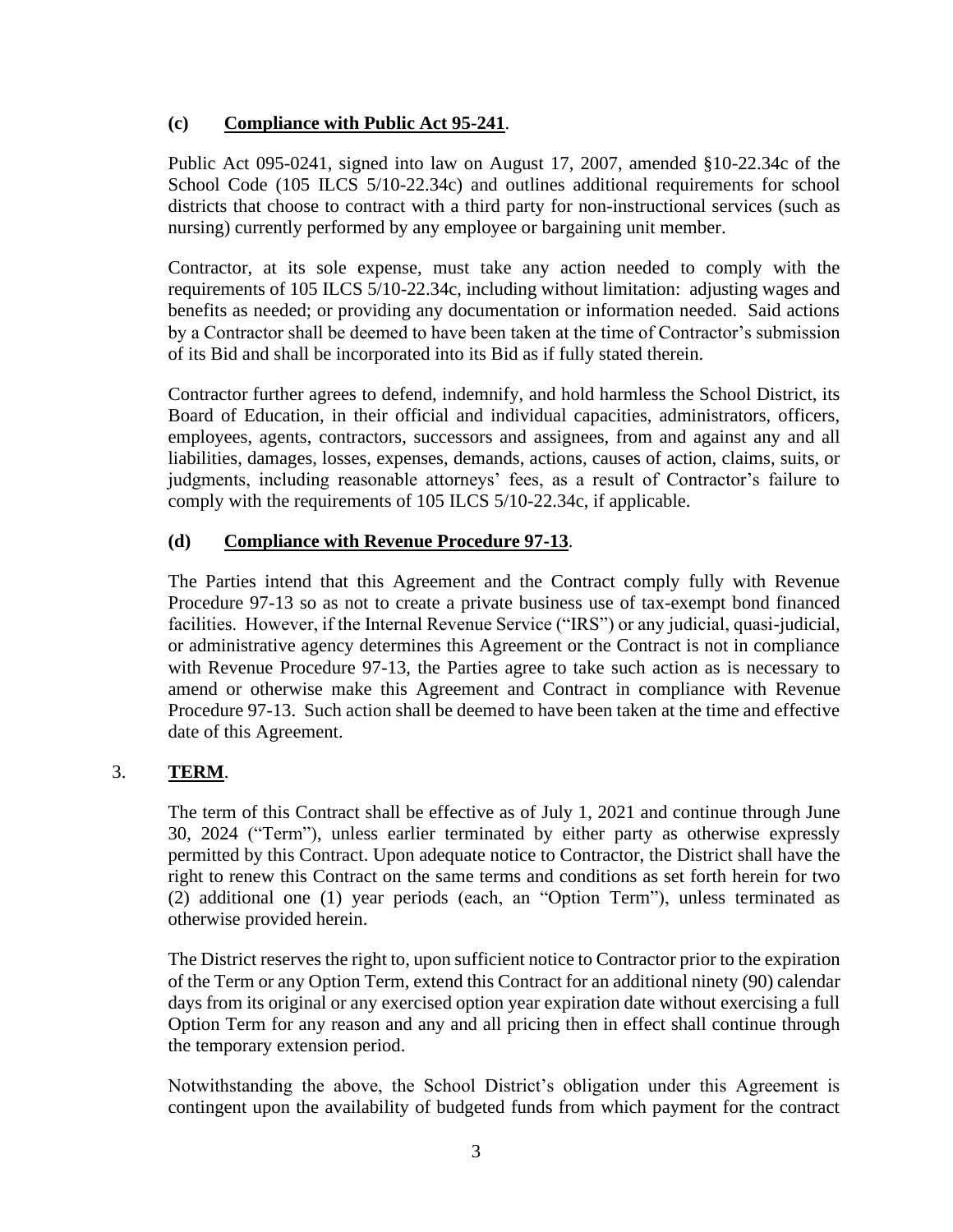**(c) Compliance with Public Act 95-241.**

Public Act 095-0241, signed into law on August 17, 2007, amended §10-22.34c of the School Code (105 ILCS 5/10-22.34c) and outlines additional requirements for school districts that choose to contract with a third party for non-instructional services (such as nursing) currently performed by any employee or bargaining unit member.

Contractor, at its sole expense, must take any action needed to comply with the requirements of 105 ILCS 5/10-22.34c, including without limitation: adjusting wages and benefits as needed; or providing any documentation or information needed. Said actions by a Contractor shall be deemed to have been taken at the time of Contractor's submission of its Bid and shall be incorporated into its Bid as if fully stated therein.

Contractor further agrees to defend, indemnify, and hold harmless the School District, its Board of Education, in their official and individual capacities, administrators, officers, employees, agents, contractors, successors and assignees, from and against any and all liabilities, damages, losses, expenses, demands, actions, causes of action, claims, suits, or judgments, including reasonable attorneys' fees, as a result of Contractor's failure to comply with the requirements of 105 ILCS 5/10-22.34c, if applicable.

**(d) Compliance with Revenue Procedure 97-13.**

The Parties intend that this Agreement and the Contract comply fully with Revenue Procedure 97-13 so as not to create a private business use of tax-exempt bond financed facilities. However, if the Internal Revenue Service ("IRS") or any judicial, quasi-judicial, or administrative agency determines this Agreement or the Contract is not in compliance with Revenue Procedure 97-13, the Parties agree to take such action as is necessary to amend or otherwise make this Agreement and Contract in compliance with Revenue Procedure 97-13. Such action shall be deemed to have been taken at the time and effective date of this Agreement.

3. **TERM.**

The term of this Contract shall be effective as of July 1, 2021 and continue through June 30, 2024 ("Term"), unless earlier terminated by either party as otherwise expressly permitted by this Contract. Upon adequate notice to Contractor, the District shall have the right to renew this Contract on the same terms and conditions as set forth herein for two (2) additional one (1) year periods (each, an "Option Term"), unless terminated as otherwise provided herein.

The District reserves the right to, upon sufficient notice to Contractor prior to the expiration of the Term or any Option Term, extend this Contract for an additional ninety (90) calendar days from its original or any exercised option year expiration date without exercising a full Option Term for any reason and any and all pricing then in effect shall continue through the temporary extension period.

Notwithstanding the above, the School District's obligation under this Agreement is contingent upon the availability of budgeted funds from which payment for the contract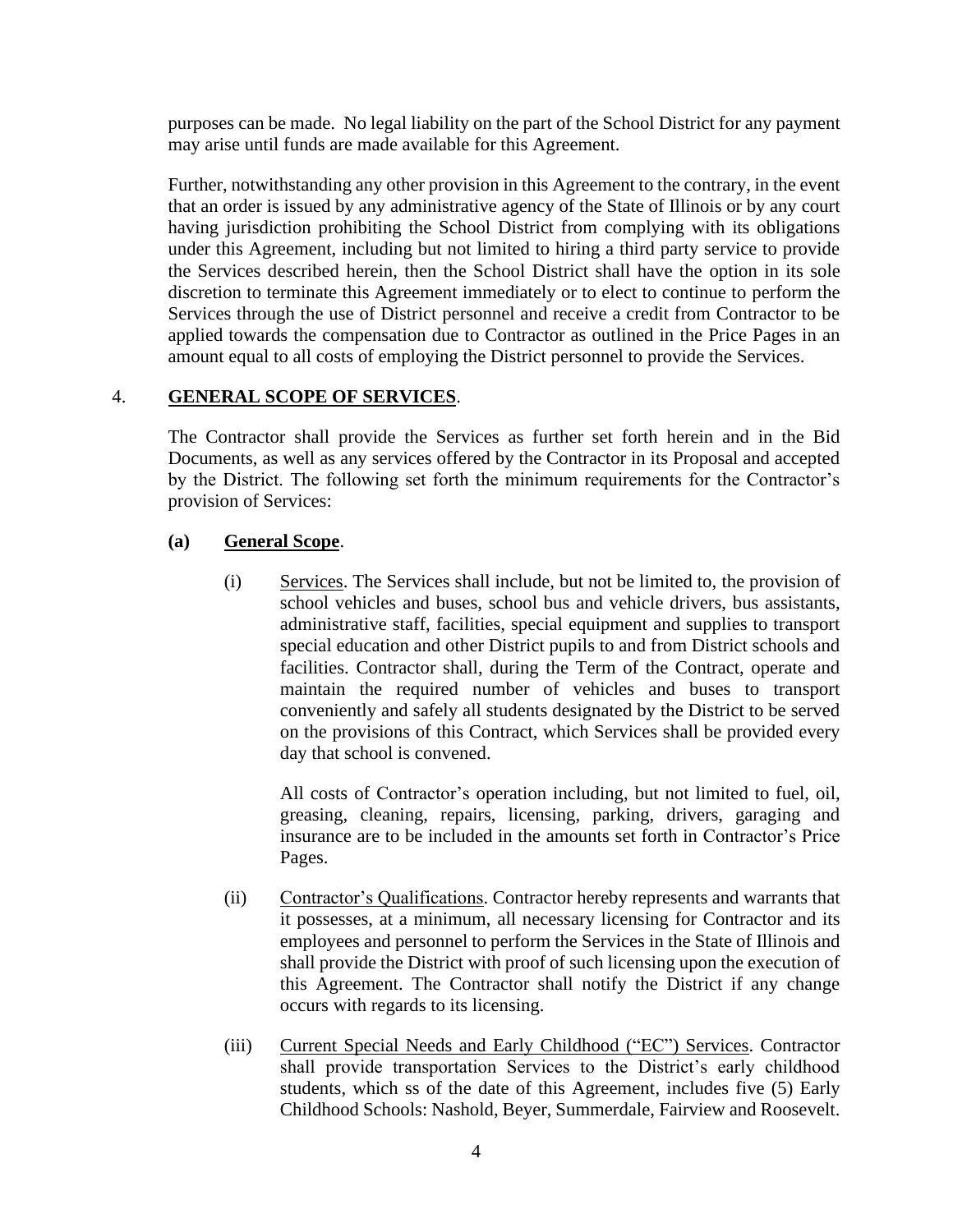purposes can be made. No legal liability on the part of the School District for any payment may arise until funds are made available for this Agreement.

Further, notwithstanding any other provision in this Agreement to the contrary, in the event that an order is issued by any administrative agency of the State of Illinois or by any court having jurisdiction prohibiting the School District from complying with its obligations under this Agreement, including but not limited to hiring a third party service to provide the Services described herein, then the School District shall have the option in its sole discretion to terminate this Agreement immediately or to elect to continue to perform the Services through the use of District personnel and receive a credit from Contractor to be applied towards the compensation due to Contractor as outlined in the Price Pages in an amount equal to all costs of employing the District personnel to provide the Services.

4. **GENERAL SCOPE OF SERVICES**.

The Contractor shall provide the Services as further set forth herein and in the Bid Documents, as well as any services offered by the Contractor in its Proposal and accepted by the District. The following set forth the minimum requirements for the Contractor's provision of Services:

**(a) General Scope**.

(i) Services. The Services shall include, but not be limited to, the provision of school vehicles and buses, school bus and vehicle drivers, bus assistants, administrative staff, facilities, special equipment and supplies to transport special education and other District pupils to and from District schools and facilities. Contractor shall, during the Term of the Contract, operate and maintain the required number of vehicles and buses to transport conveniently and safely all students designated by the District to be served on the provisions of this Contract, which Services shall be provided every day that school is convened.

All costs of Contractor's operation including, but not limited to fuel, oil, greasing, cleaning, repairs, licensing, parking, drivers, garaging and insurance are to be included in the amounts set forth in Contractor's Price Pages.

(ii) Contractor's Qualifications. Contractor hereby represents and warrants that it possesses, at a minimum, all necessary licensing for Contractor and its employees and personnel to perform the Services in the State of Illinois and shall provide the District with proof of such licensing upon the execution of this Agreement. The Contractor shall notify the District if any change occurs with regards to its licensing.

(iii) Current Special Needs and Early Childhood ("EC") Services. Contractor shall provide transportation Services to the District's early childhood students, which ss of the date of this Agreement, includes five (5) Early Childhood Schools: Nashold, Beyer, Summerdale, Fairview and Roosevelt.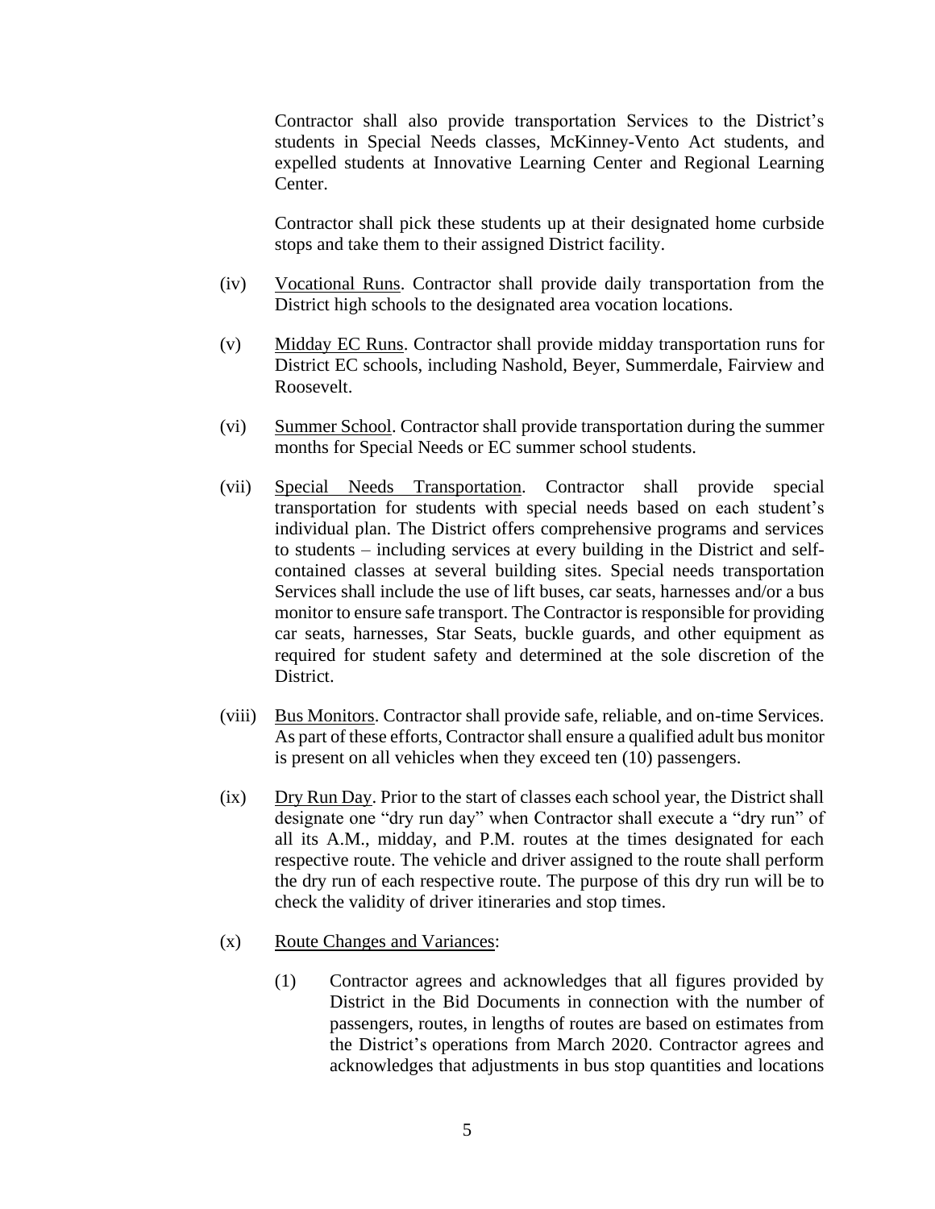Contractor shall also provide transportation Services to the District's students in Special Needs classes, McKinney-Vento Act students, and expelled students at Innovative Learning Center and Regional Learning Center.

Contractor shall pick these students up at their designated home curbside stops and take them to their assigned District facility.

(iv) Vocational Runs. Contractor shall provide daily transportation from the District high schools to the designated area vocation locations.

(v) Midday EC Runs. Contractor shall provide midday transportation runs for District EC schools, including Nashold, Beyer, Summerdale, Fairview and Roosevelt.

(vi) Summer School. Contractor shall provide transportation during the summer months for Special Needs or EC summer school students.

(vii) Special Needs Transportation. Contractor shall provide special transportation for students with special needs based on each student's individual plan. The District offers comprehensive programs and services to students – including services at every building in the District and self-contained classes at several building sites. Special needs transportation Services shall include the use of lift buses, car seats, harnesses and/or a bus monitor to ensure safe transport. The Contractor is responsible for providing car seats, harnesses, Star Seats, buckle guards, and other equipment as required for student safety and determined at the sole discretion of the District.

(viii) Bus Monitors. Contractor shall provide safe, reliable, and on-time Services. As part of these efforts, Contractor shall ensure a qualified adult bus monitor is present on all vehicles when they exceed ten (10) passengers.

(ix) Dry Run Day. Prior to the start of classes each school year, the District shall designate one "dry run day" when Contractor shall execute a "dry run" of all its A.M., midday, and P.M. routes at the times designated for each respective route. The vehicle and driver assigned to the route shall perform the dry run of each respective route. The purpose of this dry run will be to check the validity of driver itineraries and stop times.

(x) Route Changes and Variances:

(1) Contractor agrees and acknowledges that all figures provided by District in the Bid Documents in connection with the number of passengers, routes, in lengths of routes are based on estimates from the District's operations from March 2020. Contractor agrees and acknowledges that adjustments in bus stop quantities and locations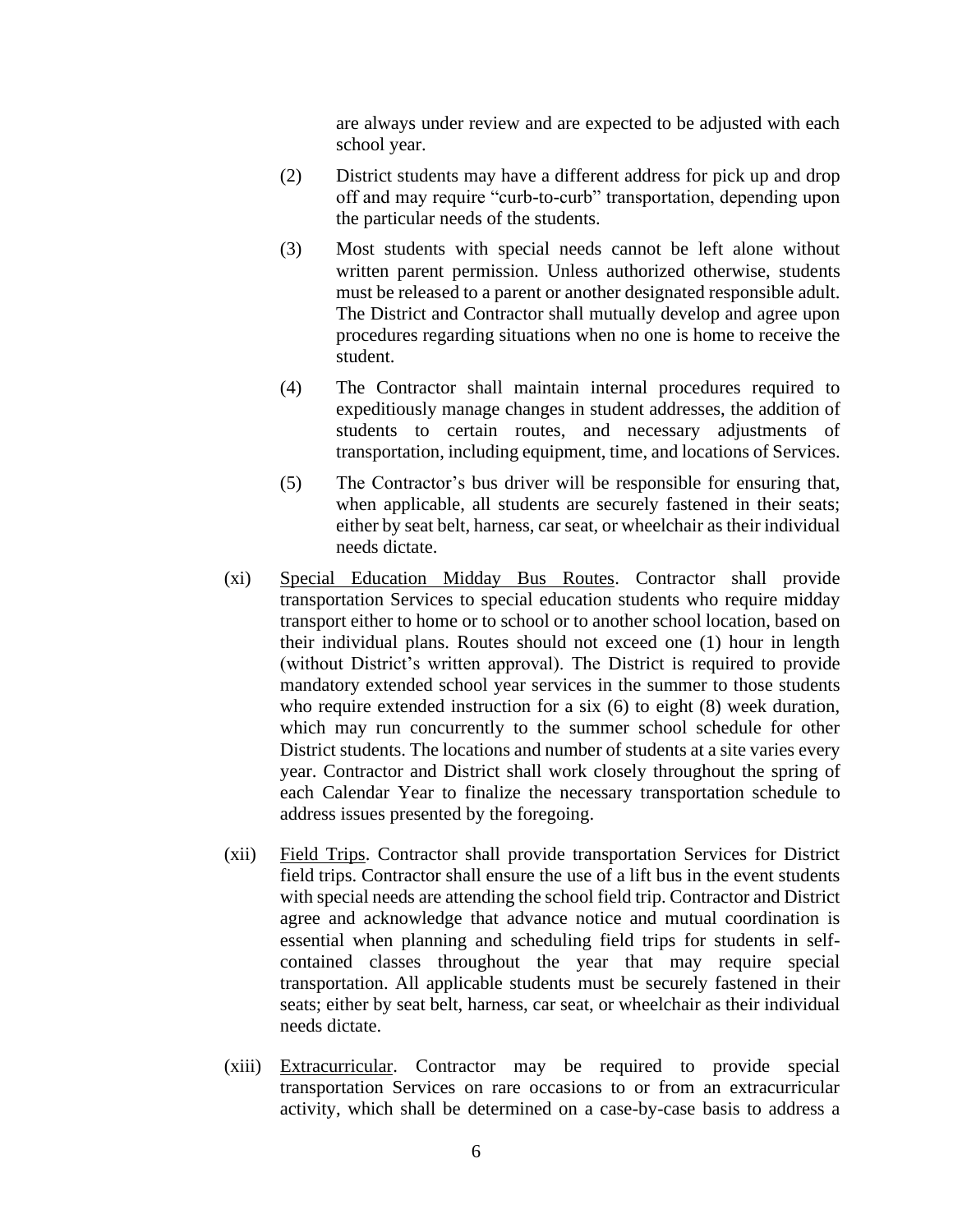are always under review and are expected to be adjusted with each school year.

(2) District students may have a different address for pick up and drop off and may require "curb-to-curb" transportation, depending upon the particular needs of the students.

(3) Most students with special needs cannot be left alone without written parent permission. Unless authorized otherwise, students must be released to a parent or another designated responsible adult. The District and Contractor shall mutually develop and agree upon procedures regarding situations when no one is home to receive the student.

(4) The Contractor shall maintain internal procedures required to expeditiously manage changes in student addresses, the addition of students to certain routes, and necessary adjustments of transportation, including equipment, time, and locations of Services.

(5) The Contractor's bus driver will be responsible for ensuring that, when applicable, all students are securely fastened in their seats; either by seat belt, harness, car seat, or wheelchair as their individual needs dictate.

(xi) <u>Special Education Midday Bus Routes</u>. Contractor shall provide transportation Services to special education students who require midday transport either to home or to school or to another school location, based on their individual plans. Routes should not exceed one (1) hour in length (without District's written approval). The District is required to provide mandatory extended school year services in the summer to those students who require extended instruction for a six (6) to eight (8) week duration, which may run concurrently to the summer school schedule for other District students. The locations and number of students at a site varies every year. Contractor and District shall work closely throughout the spring of each Calendar Year to finalize the necessary transportation schedule to address issues presented by the foregoing.

(xii) <u>Field Trips</u>. Contractor shall provide transportation Services for District field trips. Contractor shall ensure the use of a lift bus in the event students with special needs are attending the school field trip. Contractor and District agree and acknowledge that advance notice and mutual coordination is essential when planning and scheduling field trips for students in self-contained classes throughout the year that may require special transportation. All applicable students must be securely fastened in their seats; either by seat belt, harness, car seat, or wheelchair as their individual needs dictate.

(xiii) <u>Extracurricular</u>. Contractor may be required to provide special transportation Services on rare occasions to or from an extracurricular activity, which shall be determined on a case-by-case basis to address a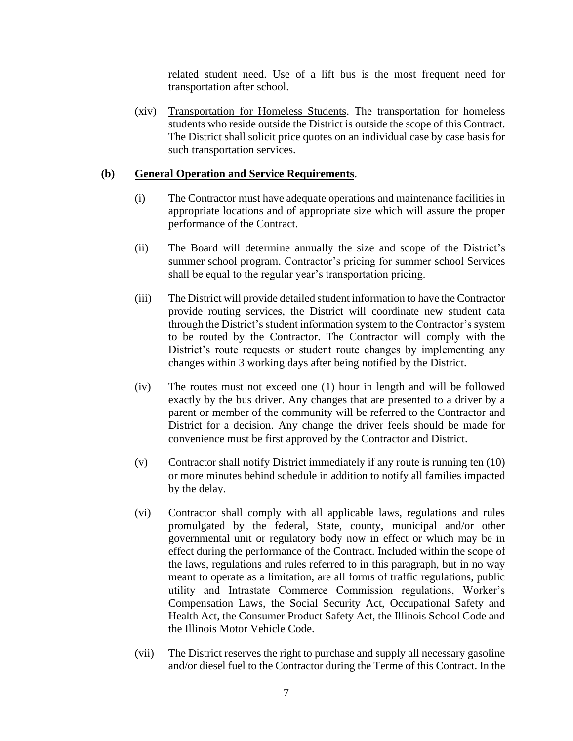related student need. Use of a lift bus is the most frequent need for transportation after school.

(xiv) Transportation for Homeless Students. The transportation for homeless students who reside outside the District is outside the scope of this Contract. The District shall solicit price quotes on an individual case by case basis for such transportation services.

**(b) General Operation and Service Requirements**.

(i) The Contractor must have adequate operations and maintenance facilities in appropriate locations and of appropriate size which will assure the proper performance of the Contract.

(ii) The Board will determine annually the size and scope of the District's summer school program. Contractor's pricing for summer school Services shall be equal to the regular year's transportation pricing.

(iii) The District will provide detailed student information to have the Contractor provide routing services, the District will coordinate new student data through the District's student information system to the Contractor's system to be routed by the Contractor. The Contractor will comply with the District's route requests or student route changes by implementing any changes within 3 working days after being notified by the District.

(iv) The routes must not exceed one (1) hour in length and will be followed exactly by the bus driver. Any changes that are presented to a driver by a parent or member of the community will be referred to the Contractor and District for a decision. Any change the driver feels should be made for convenience must be first approved by the Contractor and District.

(v) Contractor shall notify District immediately if any route is running ten (10) or more minutes behind schedule in addition to notify all families impacted by the delay.

(vi) Contractor shall comply with all applicable laws, regulations and rules promulgated by the federal, State, county, municipal and/or other governmental unit or regulatory body now in effect or which may be in effect during the performance of the Contract. Included within the scope of the laws, regulations and rules referred to in this paragraph, but in no way meant to operate as a limitation, are all forms of traffic regulations, public utility and Intrastate Commerce Commission regulations, Worker's Compensation Laws, the Social Security Act, Occupational Safety and Health Act, the Consumer Product Safety Act, the Illinois School Code and the Illinois Motor Vehicle Code.

(vii) The District reserves the right to purchase and supply all necessary gasoline and/or diesel fuel to the Contractor during the Terme of this Contract. In the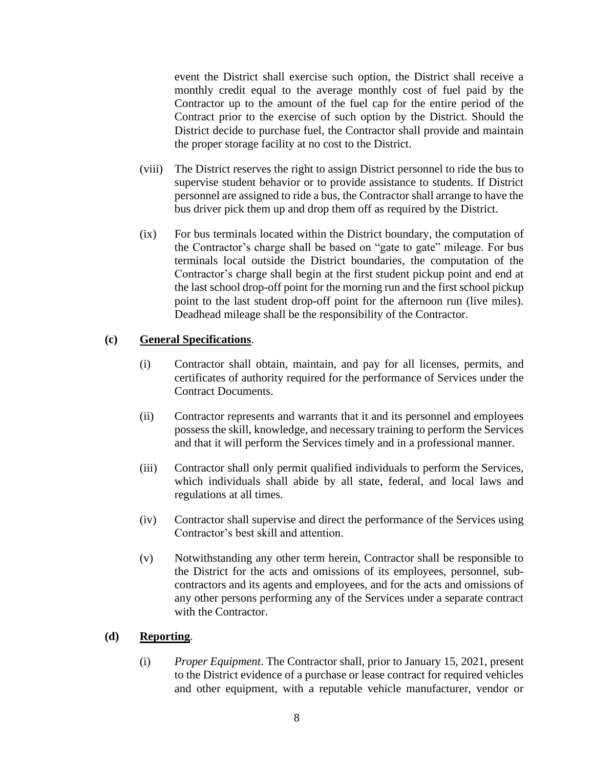event the District shall exercise such option, the District shall receive a monthly credit equal to the average monthly cost of fuel paid by the Contractor up to the amount of the fuel cap for the entire period of the Contract prior to the exercise of such option by the District. Should the District decide to purchase fuel, the Contractor shall provide and maintain the proper storage facility at no cost to the District.

(viii) The District reserves the right to assign District personnel to ride the bus to supervise student behavior or to provide assistance to students. If District personnel are assigned to ride a bus, the Contractor shall arrange to have the bus driver pick them up and drop them off as required by the District.

(ix) For bus terminals located within the District boundary, the computation of the Contractor's charge shall be based on "gate to gate" mileage. For bus terminals local outside the District boundaries, the computation of the Contractor's charge shall begin at the first student pickup point and end at the last school drop-off point for the morning run and the first school pickup point to the last student drop-off point for the afternoon run (live miles). Deadhead mileage shall be the responsibility of the Contractor.

**(c) General Specifications**.

(i) Contractor shall obtain, maintain, and pay for all licenses, permits, and certificates of authority required for the performance of Services under the Contract Documents.

(ii) Contractor represents and warrants that it and its personnel and employees possess the skill, knowledge, and necessary training to perform the Services and that it will perform the Services timely and in a professional manner.

(iii) Contractor shall only permit qualified individuals to perform the Services, which individuals shall abide by all state, federal, and local laws and regulations at all times.

(iv) Contractor shall supervise and direct the performance of the Services using Contractor's best skill and attention.

(v) Notwithstanding any other term herein, Contractor shall be responsible to the District for the acts and omissions of its employees, personnel, sub-contractors and its agents and employees, and for the acts and omissions of any other persons performing any of the Services under a separate contract with the Contractor.

**(d) Reporting**.

(i) *Proper Equipment*. The Contractor shall, prior to January 15, 2021, present to the District evidence of a purchase or lease contract for required vehicles and other equipment, with a reputable vehicle manufacturer, vendor or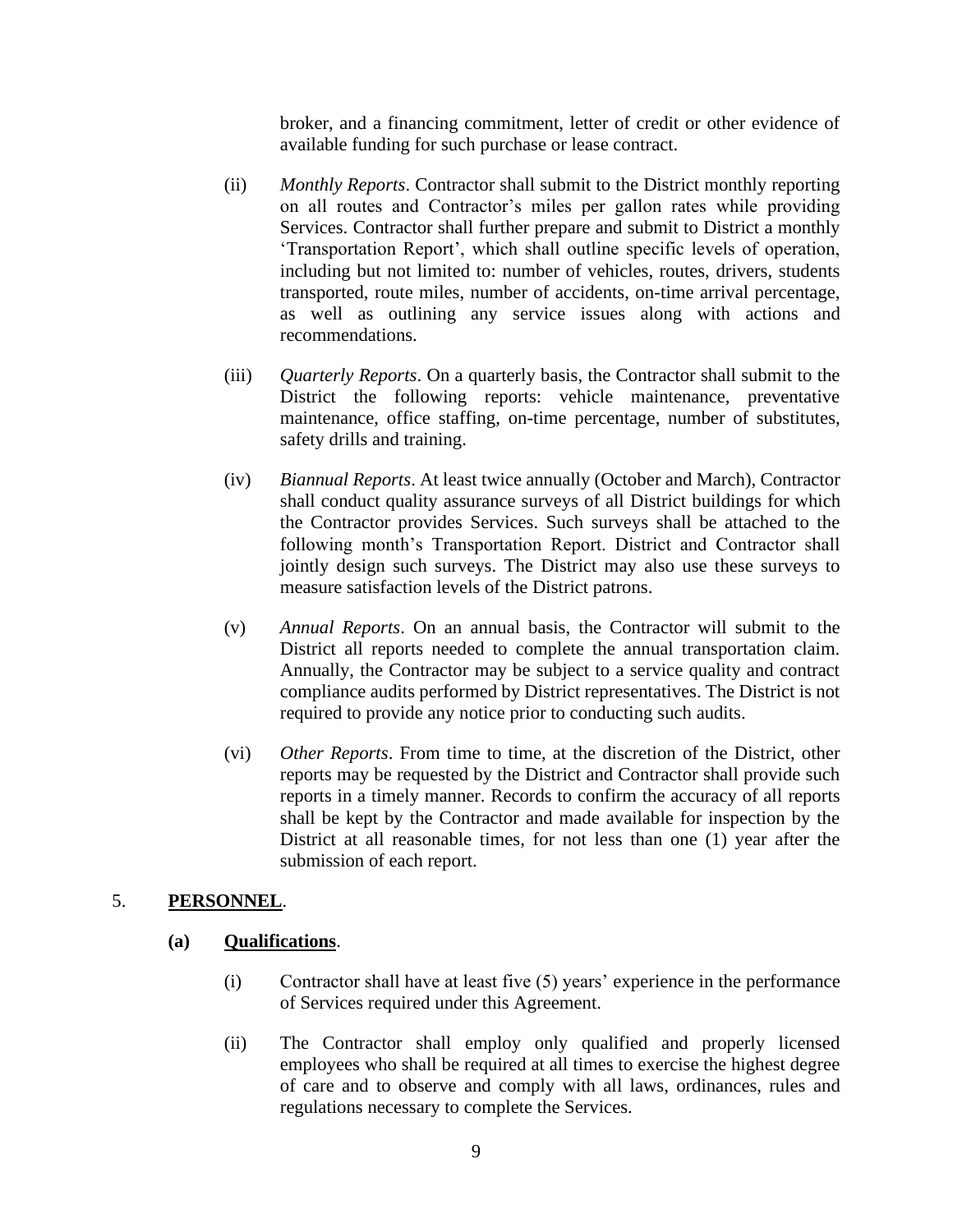broker, and a financing commitment, letter of credit or other evidence of available funding for such purchase or lease contract.

(ii) *Monthly Reports*. Contractor shall submit to the District monthly reporting on all routes and Contractor's miles per gallon rates while providing Services. Contractor shall further prepare and submit to District a monthly 'Transportation Report', which shall outline specific levels of operation, including but not limited to: number of vehicles, routes, drivers, students transported, route miles, number of accidents, on-time arrival percentage, as well as outlining any service issues along with actions and recommendations.

(iii) *Quarterly Reports*. On a quarterly basis, the Contractor shall submit to the District the following reports: vehicle maintenance, preventative maintenance, office staffing, on-time percentage, number of substitutes, safety drills and training.

(iv) *Biannual Reports*. At least twice annually (October and March), Contractor shall conduct quality assurance surveys of all District buildings for which the Contractor provides Services. Such surveys shall be attached to the following month's Transportation Report. District and Contractor shall jointly design such surveys. The District may also use these surveys to measure satisfaction levels of the District patrons.

(v) *Annual Reports*. On an annual basis, the Contractor will submit to the District all reports needed to complete the annual transportation claim. Annually, the Contractor may be subject to a service quality and contract compliance audits performed by District representatives. The District is not required to provide any notice prior to conducting such audits.

(vi) *Other Reports*. From time to time, at the discretion of the District, other reports may be requested by the District and Contractor shall provide such reports in a timely manner. Records to confirm the accuracy of all reports shall be kept by the Contractor and made available for inspection by the District at all reasonable times, for not less than one (1) year after the submission of each report.

5. **PERSONNEL**.

**(a) Qualifications**.

(i) Contractor shall have at least five (5) years' experience in the performance of Services required under this Agreement.

(ii) The Contractor shall employ only qualified and properly licensed employees who shall be required at all times to exercise the highest degree of care and to observe and comply with all laws, ordinances, rules and regulations necessary to complete the Services.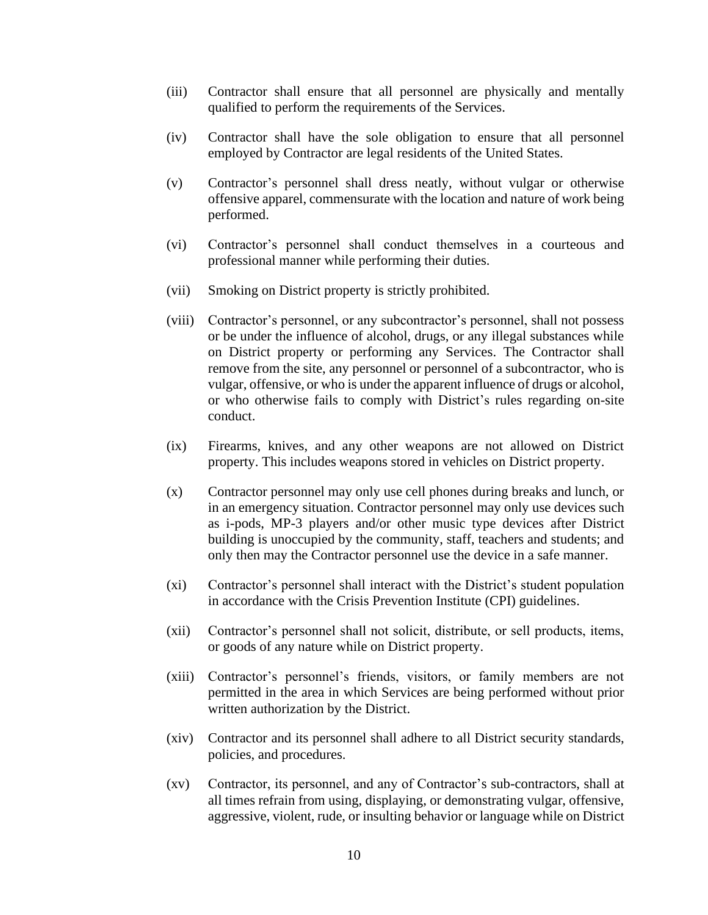(iii) Contractor shall ensure that all personnel are physically and mentally qualified to perform the requirements of the Services.

(iv) Contractor shall have the sole obligation to ensure that all personnel employed by Contractor are legal residents of the United States.

(v) Contractor's personnel shall dress neatly, without vulgar or otherwise offensive apparel, commensurate with the location and nature of work being performed.

(vi) Contractor's personnel shall conduct themselves in a courteous and professional manner while performing their duties.

(vii) Smoking on District property is strictly prohibited.

(viii) Contractor's personnel, or any subcontractor's personnel, shall not possess or be under the influence of alcohol, drugs, or any illegal substances while on District property or performing any Services. The Contractor shall remove from the site, any personnel or personnel of a subcontractor, who is vulgar, offensive, or who is under the apparent influence of drugs or alcohol, or who otherwise fails to comply with District's rules regarding on-site conduct.

(ix) Firearms, knives, and any other weapons are not allowed on District property. This includes weapons stored in vehicles on District property.

(x) Contractor personnel may only use cell phones during breaks and lunch, or in an emergency situation. Contractor personnel may only use devices such as i-pods, MP-3 players and/or other music type devices after District building is unoccupied by the community, staff, teachers and students; and only then may the Contractor personnel use the device in a safe manner.

(xi) Contractor's personnel shall interact with the District's student population in accordance with the Crisis Prevention Institute (CPI) guidelines.

(xii) Contractor's personnel shall not solicit, distribute, or sell products, items, or goods of any nature while on District property.

(xiii) Contractor's personnel's friends, visitors, or family members are not permitted in the area in which Services are being performed without prior written authorization by the District.

(xiv) Contractor and its personnel shall adhere to all District security standards, policies, and procedures.

(xv) Contractor, its personnel, and any of Contractor's sub-contractors, shall at all times refrain from using, displaying, or demonstrating vulgar, offensive, aggressive, violent, rude, or insulting behavior or language while on District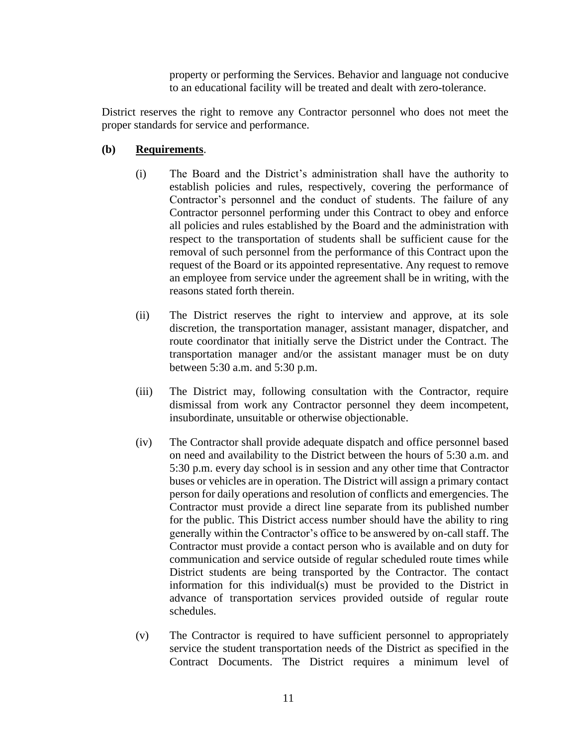property or performing the Services. Behavior and language not conducive to an educational facility will be treated and dealt with zero-tolerance.

District reserves the right to remove any Contractor personnel who does not meet the proper standards for service and performance.

**(b) <u>Requirements</u>**.

(i) The Board and the District's administration shall have the authority to establish policies and rules, respectively, covering the performance of Contractor's personnel and the conduct of students. The failure of any Contractor personnel performing under this Contract to obey and enforce all policies and rules established by the Board and the administration with respect to the transportation of students shall be sufficient cause for the removal of such personnel from the performance of this Contract upon the request of the Board or its appointed representative. Any request to remove an employee from service under the agreement shall be in writing, with the reasons stated forth therein.

(ii) The District reserves the right to interview and approve, at its sole discretion, the transportation manager, assistant manager, dispatcher, and route coordinator that initially serve the District under the Contract. The transportation manager and/or the assistant manager must be on duty between 5:30 a.m. and 5:30 p.m.

(iii) The District may, following consultation with the Contractor, require dismissal from work any Contractor personnel they deem incompetent, insubordinate, unsuitable or otherwise objectionable.

(iv) The Contractor shall provide adequate dispatch and office personnel based on need and availability to the District between the hours of 5:30 a.m. and 5:30 p.m. every day school is in session and any other time that Contractor buses or vehicles are in operation. The District will assign a primary contact person for daily operations and resolution of conflicts and emergencies. The Contractor must provide a direct line separate from its published number for the public. This District access number should have the ability to ring generally within the Contractor's office to be answered by on-call staff. The Contractor must provide a contact person who is available and on duty for communication and service outside of regular scheduled route times while District students are being transported by the Contractor. The contact information for this individual(s) must be provided to the District in advance of transportation services provided outside of regular route schedules.

(v) The Contractor is required to have sufficient personnel to appropriately service the student transportation needs of the District as specified in the Contract Documents. The District requires a minimum level of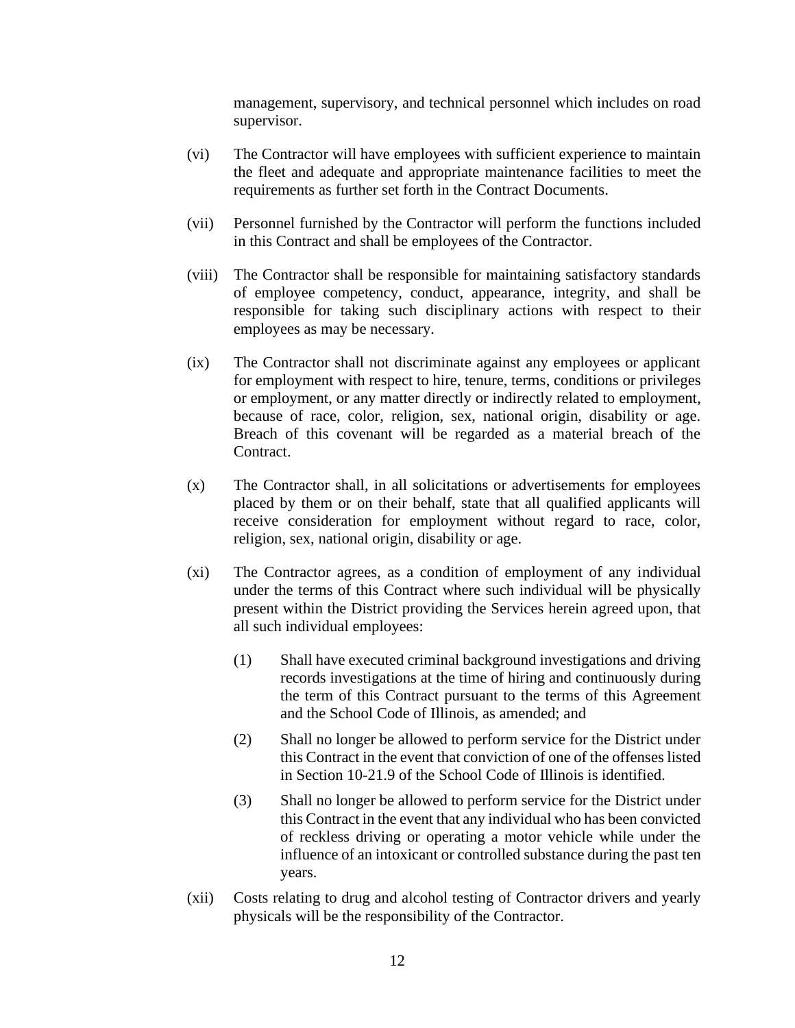management, supervisory, and technical personnel which includes on road supervisor.

(vi) The Contractor will have employees with sufficient experience to maintain the fleet and adequate and appropriate maintenance facilities to meet the requirements as further set forth in the Contract Documents.

(vii) Personnel furnished by the Contractor will perform the functions included in this Contract and shall be employees of the Contractor.

(viii) The Contractor shall be responsible for maintaining satisfactory standards of employee competency, conduct, appearance, integrity, and shall be responsible for taking such disciplinary actions with respect to their employees as may be necessary.

(ix) The Contractor shall not discriminate against any employees or applicant for employment with respect to hire, tenure, terms, conditions or privileges or employment, or any matter directly or indirectly related to employment, because of race, color, religion, sex, national origin, disability or age. Breach of this covenant will be regarded as a material breach of the Contract.

(x) The Contractor shall, in all solicitations or advertisements for employees placed by them or on their behalf, state that all qualified applicants will receive consideration for employment without regard to race, color, religion, sex, national origin, disability or age.

(xi) The Contractor agrees, as a condition of employment of any individual under the terms of this Contract where such individual will be physically present within the District providing the Services herein agreed upon, that all such individual employees:

(1) Shall have executed criminal background investigations and driving records investigations at the time of hiring and continuously during the term of this Contract pursuant to the terms of this Agreement and the School Code of Illinois, as amended; and

(2) Shall no longer be allowed to perform service for the District under this Contract in the event that conviction of one of the offenses listed in Section 10-21.9 of the School Code of Illinois is identified.

(3) Shall no longer be allowed to perform service for the District under this Contract in the event that any individual who has been convicted of reckless driving or operating a motor vehicle while under the influence of an intoxicant or controlled substance during the past ten years.

(xii) Costs relating to drug and alcohol testing of Contractor drivers and yearly physicals will be the responsibility of the Contractor.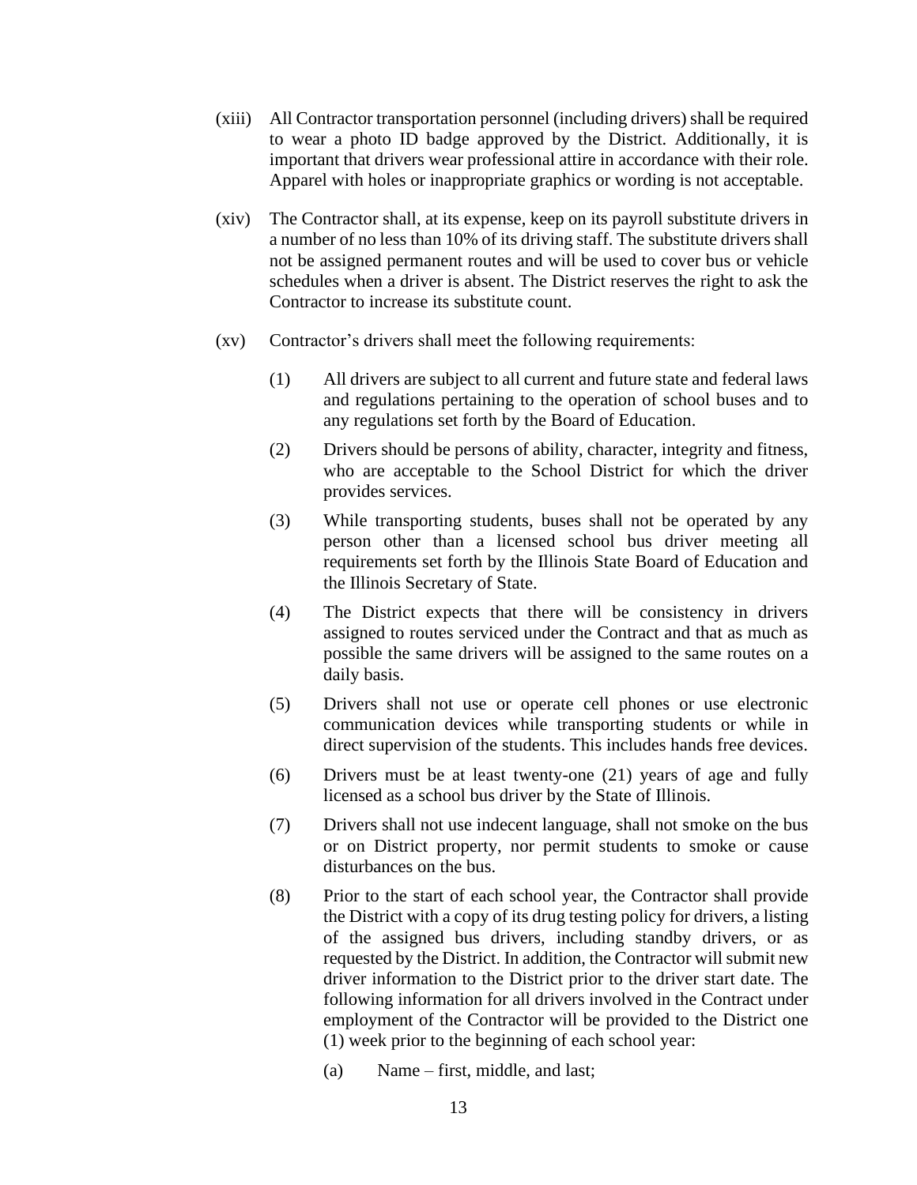(xiii) All Contractor transportation personnel (including drivers) shall be required to wear a photo ID badge approved by the District. Additionally, it is important that drivers wear professional attire in accordance with their role. Apparel with holes or inappropriate graphics or wording is not acceptable.

(xiv) The Contractor shall, at its expense, keep on its payroll substitute drivers in a number of no less than 10% of its driving staff. The substitute drivers shall not be assigned permanent routes and will be used to cover bus or vehicle schedules when a driver is absent. The District reserves the right to ask the Contractor to increase its substitute count.

(xv) Contractor's drivers shall meet the following requirements:

> (1) All drivers are subject to all current and future state and federal laws and regulations pertaining to the operation of school buses and to any regulations set forth by the Board of Education.
>
> (2) Drivers should be persons of ability, character, integrity and fitness, who are acceptable to the School District for which the driver provides services.
>
> (3) While transporting students, buses shall not be operated by any person other than a licensed school bus driver meeting all requirements set forth by the Illinois State Board of Education and the Illinois Secretary of State.
>
> (4) The District expects that there will be consistency in drivers assigned to routes serviced under the Contract and that as much as possible the same drivers will be assigned to the same routes on a daily basis.
>
> (5) Drivers shall not use or operate cell phones or use electronic communication devices while transporting students or while in direct supervision of the students. This includes hands free devices.
>
> (6) Drivers must be at least twenty-one (21) years of age and fully licensed as a school bus driver by the State of Illinois.
>
> (7) Drivers shall not use indecent language, shall not smoke on the bus or on District property, nor permit students to smoke or cause disturbances on the bus.
>
> (8) Prior to the start of each school year, the Contractor shall provide the District with a copy of its drug testing policy for drivers, a listing of the assigned bus drivers, including standby drivers, or as requested by the District. In addition, the Contractor will submit new driver information to the District prior to the driver start date. The following information for all drivers involved in the Contract under employment of the Contractor will be provided to the District one (1) week prior to the beginning of each school year:
>
> > (a) Name – first, middle, and last;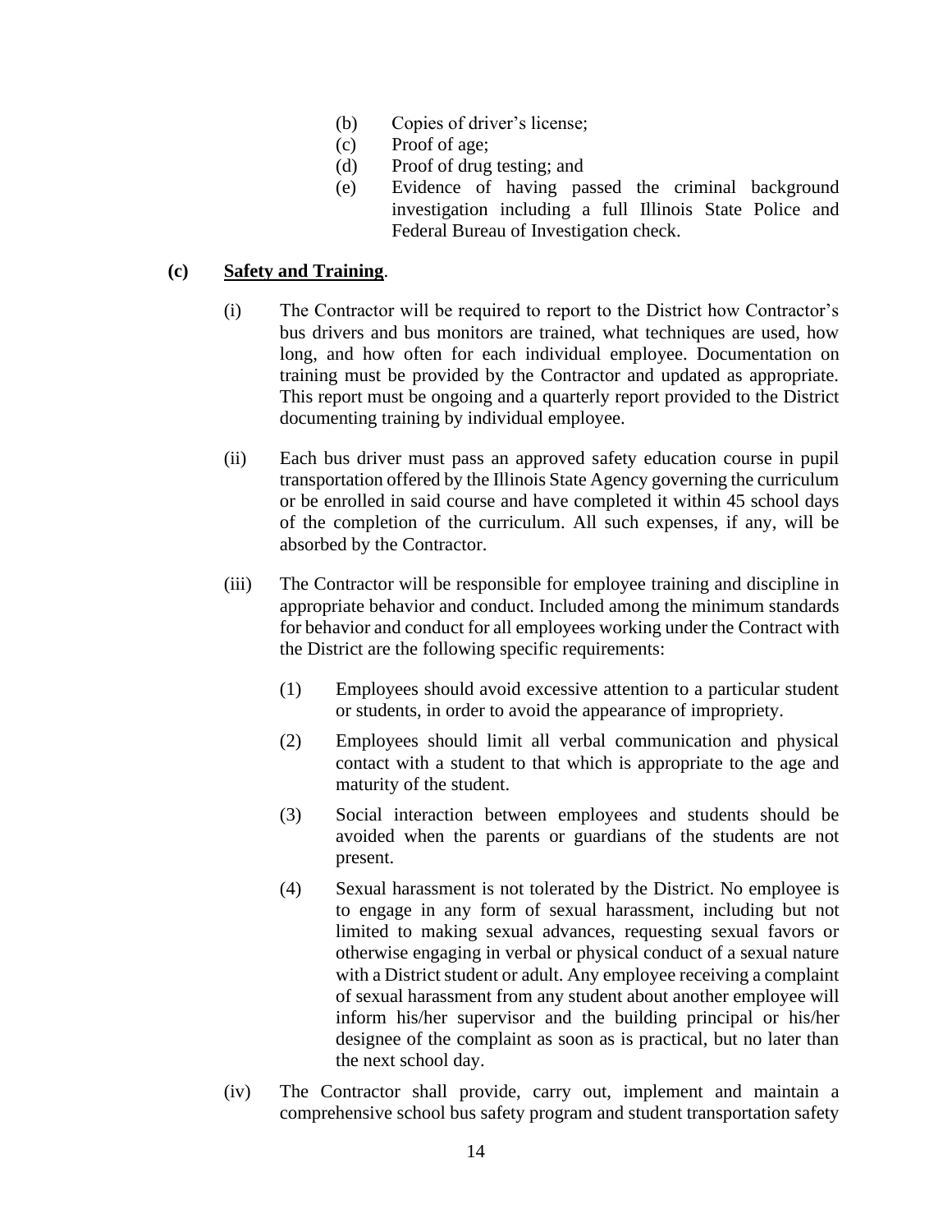(b) Copies of driver's license;

(c) Proof of age;

(d) Proof of drug testing; and

(e) Evidence of having passed the criminal background investigation including a full Illinois State Police and Federal Bureau of Investigation check.

**(c) <u>Safety and Training</u>**.

(i) The Contractor will be required to report to the District how Contractor's bus drivers and bus monitors are trained, what techniques are used, how long, and how often for each individual employee. Documentation on training must be provided by the Contractor and updated as appropriate. This report must be ongoing and a quarterly report provided to the District documenting training by individual employee.

(ii) Each bus driver must pass an approved safety education course in pupil transportation offered by the Illinois State Agency governing the curriculum or be enrolled in said course and have completed it within 45 school days of the completion of the curriculum. All such expenses, if any, will be absorbed by the Contractor.

(iii) The Contractor will be responsible for employee training and discipline in appropriate behavior and conduct. Included among the minimum standards for behavior and conduct for all employees working under the Contract with the District are the following specific requirements:

(1) Employees should avoid excessive attention to a particular student or students, in order to avoid the appearance of impropriety.

(2) Employees should limit all verbal communication and physical contact with a student to that which is appropriate to the age and maturity of the student.

(3) Social interaction between employees and students should be avoided when the parents or guardians of the students are not present.

(4) Sexual harassment is not tolerated by the District. No employee is to engage in any form of sexual harassment, including but not limited to making sexual advances, requesting sexual favors or otherwise engaging in verbal or physical conduct of a sexual nature with a District student or adult. Any employee receiving a complaint of sexual harassment from any student about another employee will inform his/her supervisor and the building principal or his/her designee of the complaint as soon as is practical, but no later than the next school day.

(iv) The Contractor shall provide, carry out, implement and maintain a comprehensive school bus safety program and student transportation safety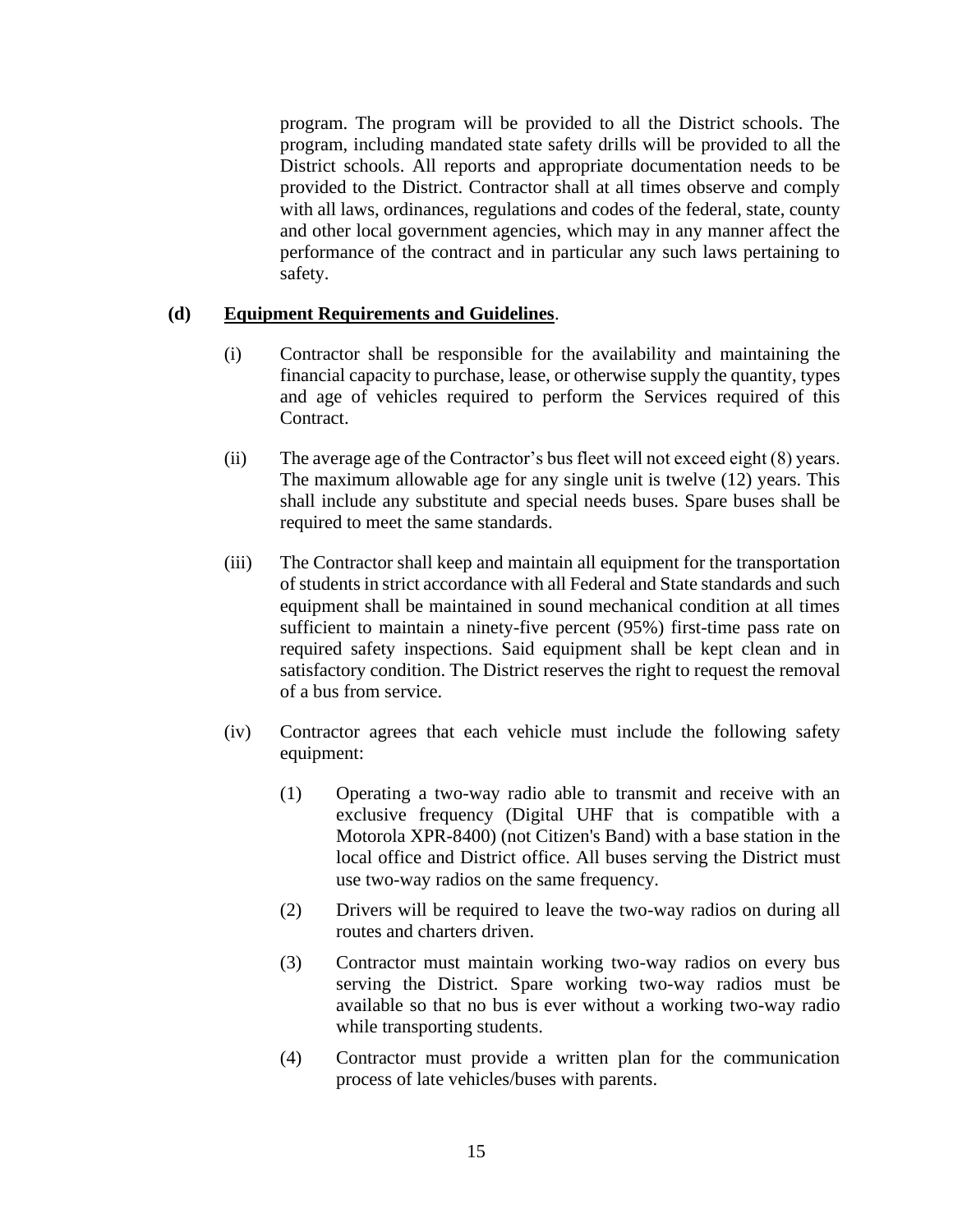program. The program will be provided to all the District schools. The program, including mandated state safety drills will be provided to all the District schools. All reports and appropriate documentation needs to be provided to the District. Contractor shall at all times observe and comply with all laws, ordinances, regulations and codes of the federal, state, county and other local government agencies, which may in any manner affect the performance of the contract and in particular any such laws pertaining to safety.

**(d) <u>Equipment Requirements and Guidelines</u>**.

(i) Contractor shall be responsible for the availability and maintaining the financial capacity to purchase, lease, or otherwise supply the quantity, types and age of vehicles required to perform the Services required of this Contract.

(ii) The average age of the Contractor's bus fleet will not exceed eight (8) years. The maximum allowable age for any single unit is twelve (12) years. This shall include any substitute and special needs buses. Spare buses shall be required to meet the same standards.

(iii) The Contractor shall keep and maintain all equipment for the transportation of students in strict accordance with all Federal and State standards and such equipment shall be maintained in sound mechanical condition at all times sufficient to maintain a ninety-five percent (95%) first-time pass rate on required safety inspections. Said equipment shall be kept clean and in satisfactory condition. The District reserves the right to request the removal of a bus from service.

(iv) Contractor agrees that each vehicle must include the following safety equipment:

(1) Operating a two-way radio able to transmit and receive with an exclusive frequency (Digital UHF that is compatible with a Motorola XPR-8400) (not Citizen's Band) with a base station in the local office and District office. All buses serving the District must use two-way radios on the same frequency.

(2) Drivers will be required to leave the two-way radios on during all routes and charters driven.

(3) Contractor must maintain working two-way radios on every bus serving the District. Spare working two-way radios must be available so that no bus is ever without a working two-way radio while transporting students.

(4) Contractor must provide a written plan for the communication process of late vehicles/buses with parents.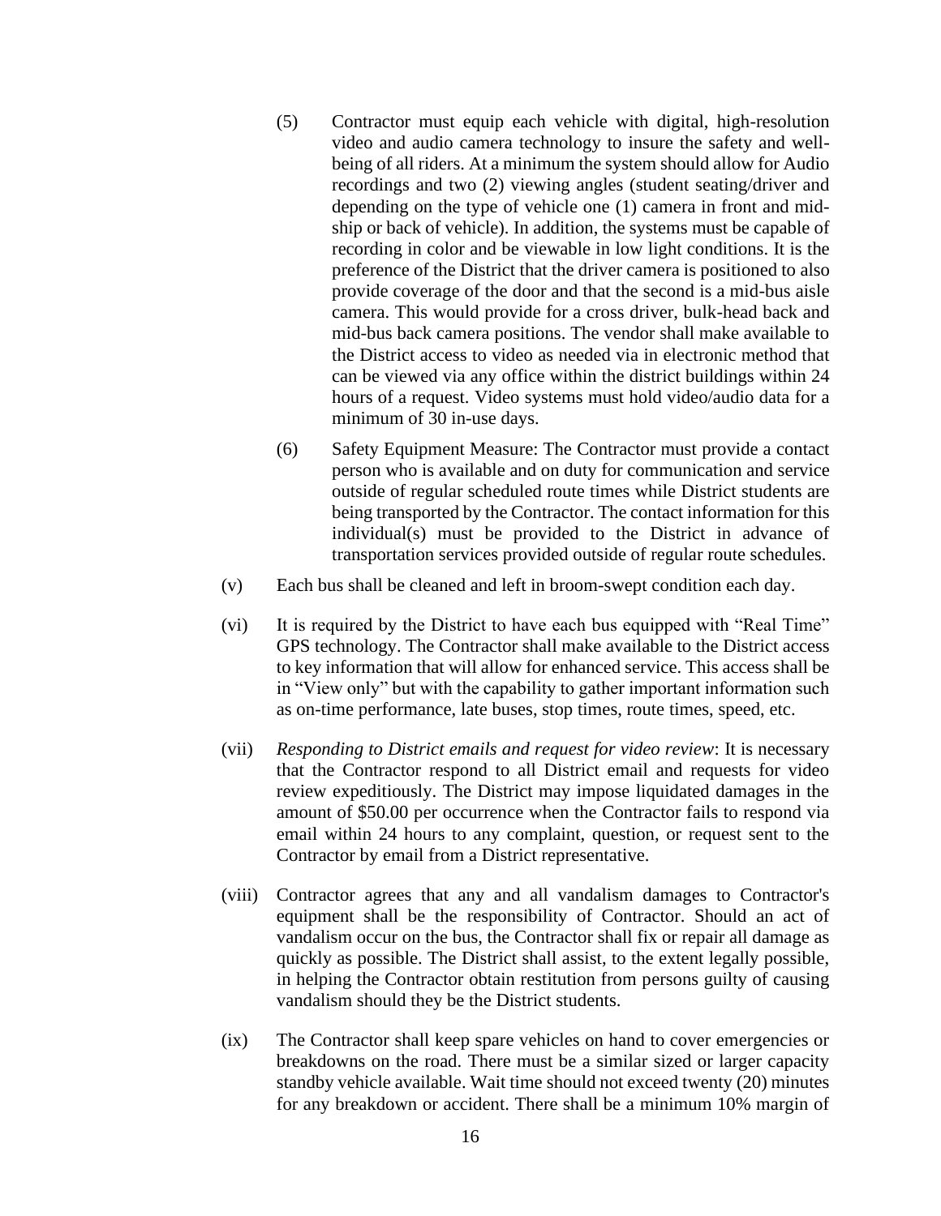(5) Contractor must equip each vehicle with digital, high-resolution video and audio camera technology to insure the safety and well-being of all riders. At a minimum the system should allow for Audio recordings and two (2) viewing angles (student seating/driver and depending on the type of vehicle one (1) camera in front and mid-ship or back of vehicle). In addition, the systems must be capable of recording in color and be viewable in low light conditions. It is the preference of the District that the driver camera is positioned to also provide coverage of the door and that the second is a mid-bus aisle camera. This would provide for a cross driver, bulk-head back and mid-bus back camera positions. The vendor shall make available to the District access to video as needed via in electronic method that can be viewed via any office within the district buildings within 24 hours of a request. Video systems must hold video/audio data for a minimum of 30 in-use days.

(6) Safety Equipment Measure: The Contractor must provide a contact person who is available and on duty for communication and service outside of regular scheduled route times while District students are being transported by the Contractor. The contact information for this individual(s) must be provided to the District in advance of transportation services provided outside of regular route schedules.

(v) Each bus shall be cleaned and left in broom-swept condition each day.

(vi) It is required by the District to have each bus equipped with "Real Time" GPS technology. The Contractor shall make available to the District access to key information that will allow for enhanced service. This access shall be in "View only" but with the capability to gather important information such as on-time performance, late buses, stop times, route times, speed, etc.

(vii) *Responding to District emails and request for video review*: It is necessary that the Contractor respond to all District email and requests for video review expeditiously. The District may impose liquidated damages in the amount of $50.00 per occurrence when the Contractor fails to respond via email within 24 hours to any complaint, question, or request sent to the Contractor by email from a District representative.

(viii) Contractor agrees that any and all vandalism damages to Contractor's equipment shall be the responsibility of Contractor. Should an act of vandalism occur on the bus, the Contractor shall fix or repair all damage as quickly as possible. The District shall assist, to the extent legally possible, in helping the Contractor obtain restitution from persons guilty of causing vandalism should they be the District students.

(ix) The Contractor shall keep spare vehicles on hand to cover emergencies or breakdowns on the road. There must be a similar sized or larger capacity standby vehicle available. Wait time should not exceed twenty (20) minutes for any breakdown or accident. There shall be a minimum 10% margin of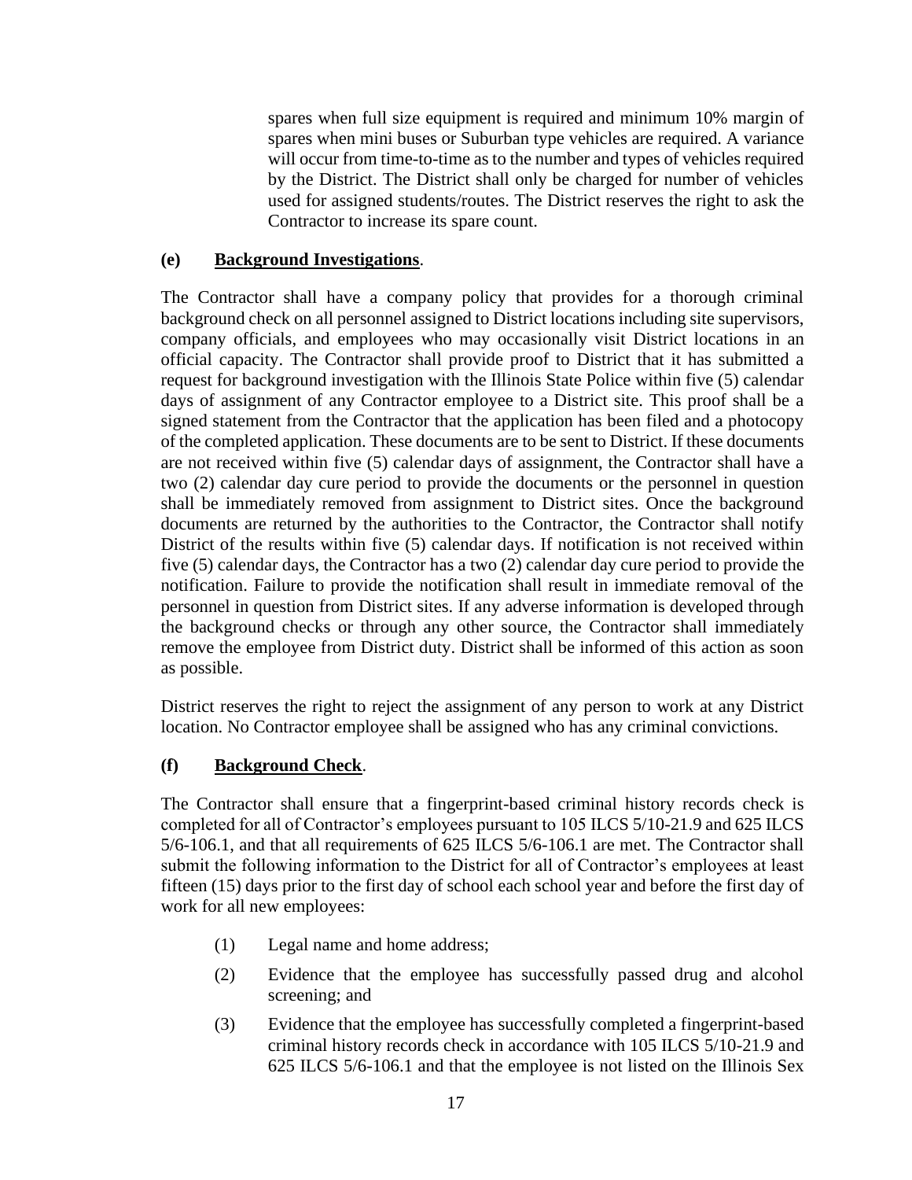spares when full size equipment is required and minimum 10% margin of spares when mini buses or Suburban type vehicles are required. A variance will occur from time-to-time as to the number and types of vehicles required by the District. The District shall only be charged for number of vehicles used for assigned students/routes. The District reserves the right to ask the Contractor to increase its spare count.

**(e) <u>Background Investigations</u>**.

The Contractor shall have a company policy that provides for a thorough criminal background check on all personnel assigned to District locations including site supervisors, company officials, and employees who may occasionally visit District locations in an official capacity. The Contractor shall provide proof to District that it has submitted a request for background investigation with the Illinois State Police within five (5) calendar days of assignment of any Contractor employee to a District site. This proof shall be a signed statement from the Contractor that the application has been filed and a photocopy of the completed application. These documents are to be sent to District. If these documents are not received within five (5) calendar days of assignment, the Contractor shall have a two (2) calendar day cure period to provide the documents or the personnel in question shall be immediately removed from assignment to District sites. Once the background documents are returned by the authorities to the Contractor, the Contractor shall notify District of the results within five (5) calendar days. If notification is not received within five (5) calendar days, the Contractor has a two (2) calendar day cure period to provide the notification. Failure to provide the notification shall result in immediate removal of the personnel in question from District sites. If any adverse information is developed through the background checks or through any other source, the Contractor shall immediately remove the employee from District duty. District shall be informed of this action as soon as possible.

District reserves the right to reject the assignment of any person to work at any District location. No Contractor employee shall be assigned who has any criminal convictions.

**(f) <u>Background Check</u>**.

The Contractor shall ensure that a fingerprint-based criminal history records check is completed for all of Contractor's employees pursuant to 105 ILCS 5/10-21.9 and 625 ILCS 5/6-106.1, and that all requirements of 625 ILCS 5/6-106.1 are met. The Contractor shall submit the following information to the District for all of Contractor's employees at least fifteen (15) days prior to the first day of school each school year and before the first day of work for all new employees:

(1) Legal name and home address;

(2) Evidence that the employee has successfully passed drug and alcohol screening; and

(3) Evidence that the employee has successfully completed a fingerprint-based criminal history records check in accordance with 105 ILCS 5/10-21.9 and 625 ILCS 5/6-106.1 and that the employee is not listed on the Illinois Sex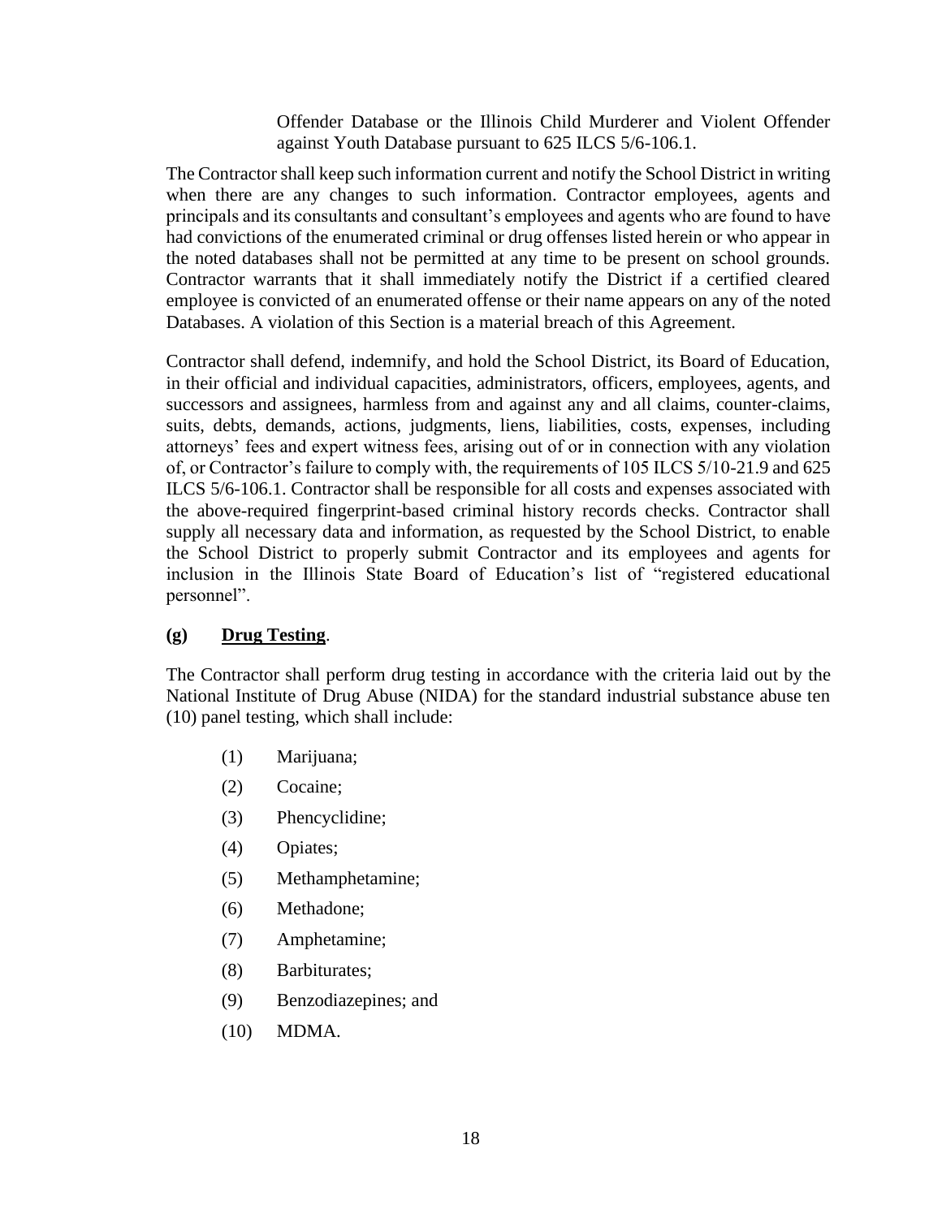Offender Database or the Illinois Child Murderer and Violent Offender against Youth Database pursuant to 625 ILCS 5/6-106.1.

The Contractor shall keep such information current and notify the School District in writing when there are any changes to such information. Contractor employees, agents and principals and its consultants and consultant's employees and agents who are found to have had convictions of the enumerated criminal or drug offenses listed herein or who appear in the noted databases shall not be permitted at any time to be present on school grounds. Contractor warrants that it shall immediately notify the District if a certified cleared employee is convicted of an enumerated offense or their name appears on any of the noted Databases. A violation of this Section is a material breach of this Agreement.

Contractor shall defend, indemnify, and hold the School District, its Board of Education, in their official and individual capacities, administrators, officers, employees, agents, and successors and assignees, harmless from and against any and all claims, counter-claims, suits, debts, demands, actions, judgments, liens, liabilities, costs, expenses, including attorneys' fees and expert witness fees, arising out of or in connection with any violation of, or Contractor's failure to comply with, the requirements of 105 ILCS 5/10-21.9 and 625 ILCS 5/6-106.1. Contractor shall be responsible for all costs and expenses associated with the above-required fingerprint-based criminal history records checks. Contractor shall supply all necessary data and information, as requested by the School District, to enable the School District to properly submit Contractor and its employees and agents for inclusion in the Illinois State Board of Education's list of "registered educational personnel".

**(g) Drug Testing**.

The Contractor shall perform drug testing in accordance with the criteria laid out by the National Institute of Drug Abuse (NIDA) for the standard industrial substance abuse ten (10) panel testing, which shall include:

(1) Marijuana;

(2) Cocaine;

(3) Phencyclidine;

(4) Opiates;

(5) Methamphetamine;

(6) Methadone;

(7) Amphetamine;

(8) Barbiturates;

(9) Benzodiazepines; and

(10) MDMA.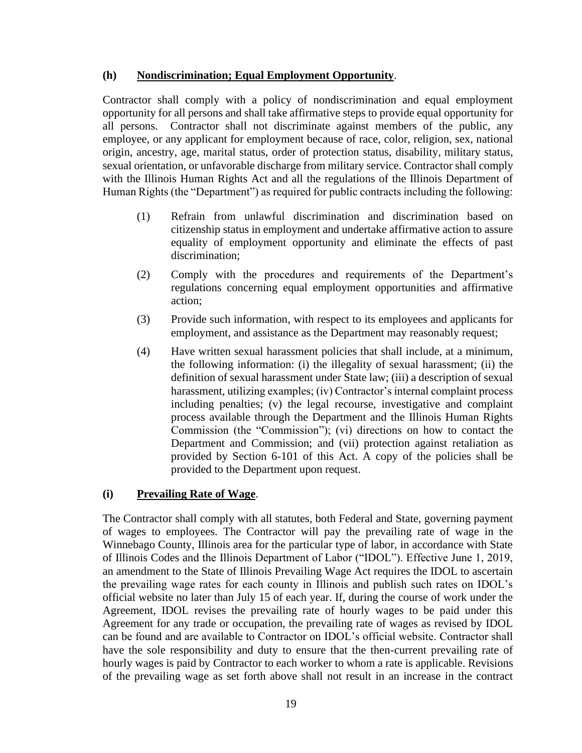**(h) Nondiscrimination; Equal Employment Opportunity**.

Contractor shall comply with a policy of nondiscrimination and equal employment opportunity for all persons and shall take affirmative steps to provide equal opportunity for all persons. Contractor shall not discriminate against members of the public, any employee, or any applicant for employment because of race, color, religion, sex, national origin, ancestry, age, marital status, order of protection status, disability, military status, sexual orientation, or unfavorable discharge from military service. Contractor shall comply with the Illinois Human Rights Act and all the regulations of the Illinois Department of Human Rights (the "Department") as required for public contracts including the following:

(1) Refrain from unlawful discrimination and discrimination based on citizenship status in employment and undertake affirmative action to assure equality of employment opportunity and eliminate the effects of past discrimination;

(2) Comply with the procedures and requirements of the Department's regulations concerning equal employment opportunities and affirmative action;

(3) Provide such information, with respect to its employees and applicants for employment, and assistance as the Department may reasonably request;

(4) Have written sexual harassment policies that shall include, at a minimum, the following information: (i) the illegality of sexual harassment; (ii) the definition of sexual harassment under State law; (iii) a description of sexual harassment, utilizing examples; (iv) Contractor's internal complaint process including penalties; (v) the legal recourse, investigative and complaint process available through the Department and the Illinois Human Rights Commission (the "Commission"); (vi) directions on how to contact the Department and Commission; and (vii) protection against retaliation as provided by Section 6-101 of this Act. A copy of the policies shall be provided to the Department upon request.

**(i) Prevailing Rate of Wage**.

The Contractor shall comply with all statutes, both Federal and State, governing payment of wages to employees. The Contractor will pay the prevailing rate of wage in the Winnebago County, Illinois area for the particular type of labor, in accordance with State of Illinois Codes and the Illinois Department of Labor ("IDOL"). Effective June 1, 2019, an amendment to the State of Illinois Prevailing Wage Act requires the IDOL to ascertain the prevailing wage rates for each county in Illinois and publish such rates on IDOL's official website no later than July 15 of each year. If, during the course of work under the Agreement, IDOL revises the prevailing rate of hourly wages to be paid under this Agreement for any trade or occupation, the prevailing rate of wages as revised by IDOL can be found and are available to Contractor on IDOL's official website. Contractor shall have the sole responsibility and duty to ensure that the then-current prevailing rate of hourly wages is paid by Contractor to each worker to whom a rate is applicable. Revisions of the prevailing wage as set forth above shall not result in an increase in the contract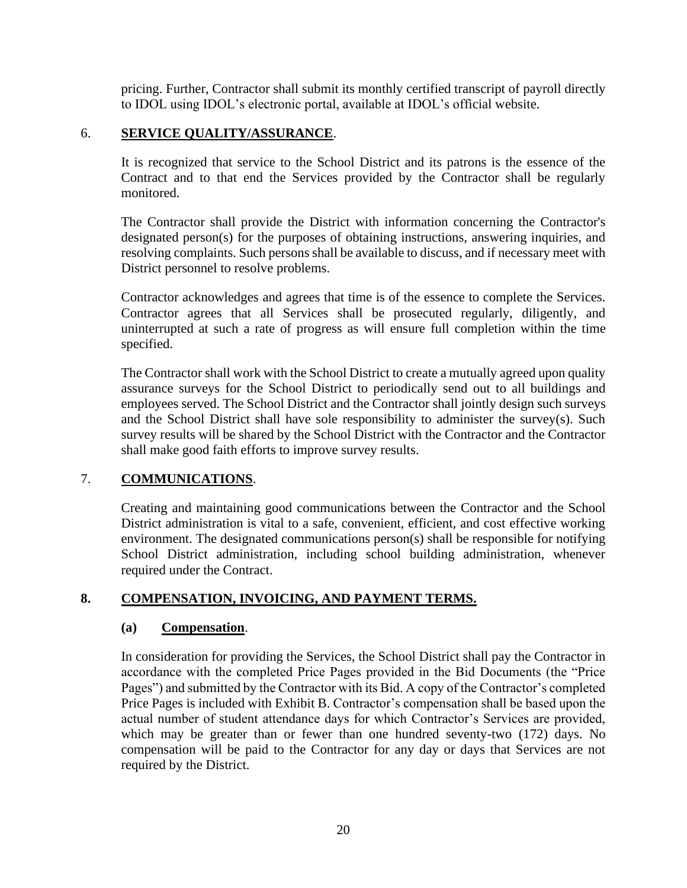pricing. Further, Contractor shall submit its monthly certified transcript of payroll directly to IDOL using IDOL's electronic portal, available at IDOL's official website.

6. **SERVICE QUALITY/ASSURANCE**.

It is recognized that service to the School District and its patrons is the essence of the Contract and to that end the Services provided by the Contractor shall be regularly monitored.

The Contractor shall provide the District with information concerning the Contractor's designated person(s) for the purposes of obtaining instructions, answering inquiries, and resolving complaints. Such persons shall be available to discuss, and if necessary meet with District personnel to resolve problems.

Contractor acknowledges and agrees that time is of the essence to complete the Services. Contractor agrees that all Services shall be prosecuted regularly, diligently, and uninterrupted at such a rate of progress as will ensure full completion within the time specified.

The Contractor shall work with the School District to create a mutually agreed upon quality assurance surveys for the School District to periodically send out to all buildings and employees served. The School District and the Contractor shall jointly design such surveys and the School District shall have sole responsibility to administer the survey(s). Such survey results will be shared by the School District with the Contractor and the Contractor shall make good faith efforts to improve survey results.

7. **COMMUNICATIONS**.

Creating and maintaining good communications between the Contractor and the School District administration is vital to a safe, convenient, efficient, and cost effective working environment. The designated communications person(s) shall be responsible for notifying School District administration, including school building administration, whenever required under the Contract.

**8. COMPENSATION, INVOICING, AND PAYMENT TERMS.**

**(a) Compensation**.

In consideration for providing the Services, the School District shall pay the Contractor in accordance with the completed Price Pages provided in the Bid Documents (the "Price Pages") and submitted by the Contractor with its Bid. A copy of the Contractor's completed Price Pages is included with Exhibit B. Contractor's compensation shall be based upon the actual number of student attendance days for which Contractor's Services are provided, which may be greater than or fewer than one hundred seventy-two (172) days. No compensation will be paid to the Contractor for any day or days that Services are not required by the District.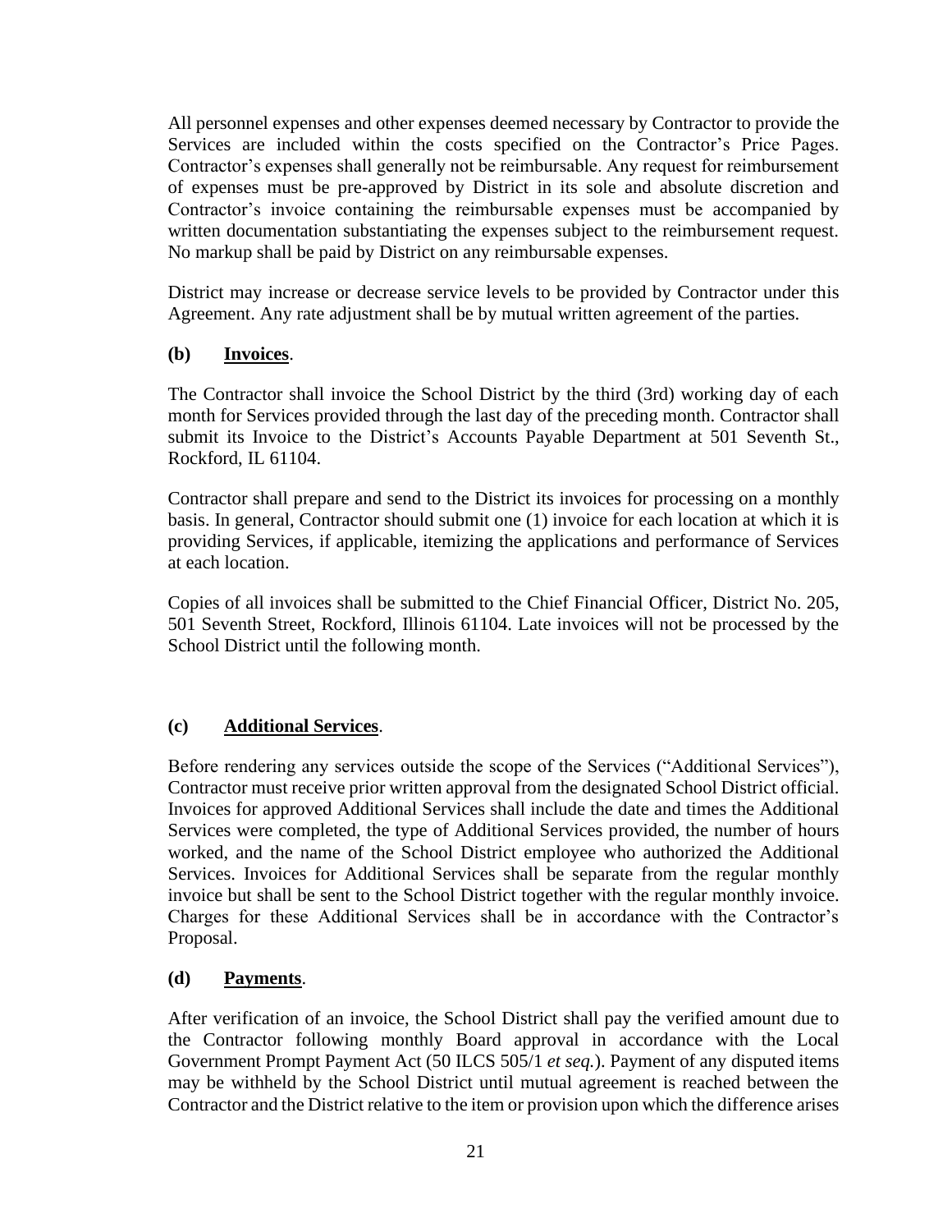All personnel expenses and other expenses deemed necessary by Contractor to provide the Services are included within the costs specified on the Contractor's Price Pages. Contractor's expenses shall generally not be reimbursable. Any request for reimbursement of expenses must be pre-approved by District in its sole and absolute discretion and Contractor's invoice containing the reimbursable expenses must be accompanied by written documentation substantiating the expenses subject to the reimbursement request. No markup shall be paid by District on any reimbursable expenses.

District may increase or decrease service levels to be provided by Contractor under this Agreement. Any rate adjustment shall be by mutual written agreement of the parties.

**(b) Invoices**.

The Contractor shall invoice the School District by the third (3rd) working day of each month for Services provided through the last day of the preceding month. Contractor shall submit its Invoice to the District's Accounts Payable Department at 501 Seventh St., Rockford, IL 61104.

Contractor shall prepare and send to the District its invoices for processing on a monthly basis. In general, Contractor should submit one (1) invoice for each location at which it is providing Services, if applicable, itemizing the applications and performance of Services at each location.

Copies of all invoices shall be submitted to the Chief Financial Officer, District No. 205, 501 Seventh Street, Rockford, Illinois 61104. Late invoices will not be processed by the School District until the following month.

**(c) Additional Services**.

Before rendering any services outside the scope of the Services ("Additional Services"), Contractor must receive prior written approval from the designated School District official. Invoices for approved Additional Services shall include the date and times the Additional Services were completed, the type of Additional Services provided, the number of hours worked, and the name of the School District employee who authorized the Additional Services. Invoices for Additional Services shall be separate from the regular monthly invoice but shall be sent to the School District together with the regular monthly invoice. Charges for these Additional Services shall be in accordance with the Contractor's Proposal.

**(d) Payments**.

After verification of an invoice, the School District shall pay the verified amount due to the Contractor following monthly Board approval in accordance with the Local Government Prompt Payment Act (50 ILCS 505/1 *et seq.*). Payment of any disputed items may be withheld by the School District until mutual agreement is reached between the Contractor and the District relative to the item or provision upon which the difference arises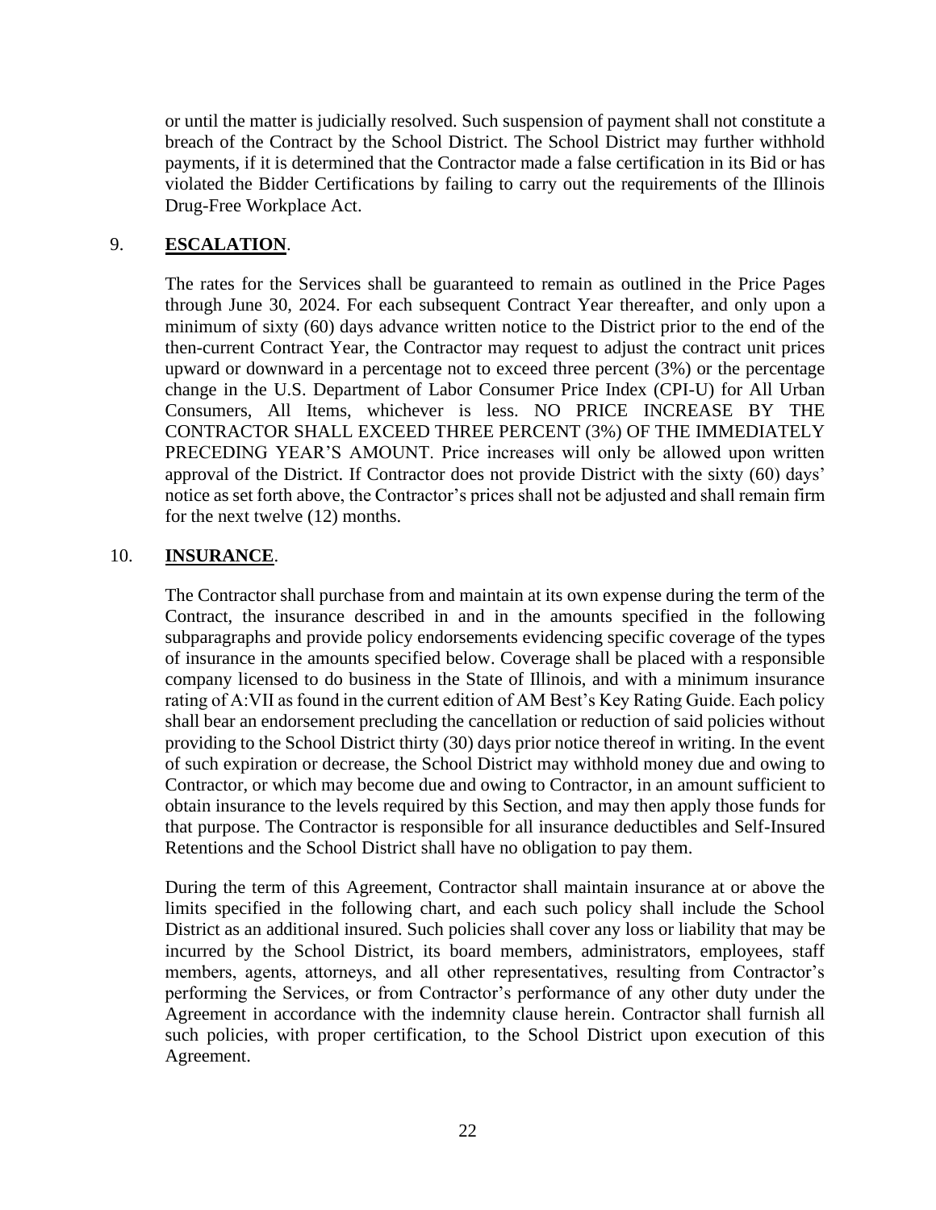or until the matter is judicially resolved. Such suspension of payment shall not constitute a breach of the Contract by the School District. The School District may further withhold payments, if it is determined that the Contractor made a false certification in its Bid or has violated the Bidder Certifications by failing to carry out the requirements of the Illinois Drug-Free Workplace Act.

9. **ESCALATION**.

The rates for the Services shall be guaranteed to remain as outlined in the Price Pages through June 30, 2024. For each subsequent Contract Year thereafter, and only upon a minimum of sixty (60) days advance written notice to the District prior to the end of the then-current Contract Year, the Contractor may request to adjust the contract unit prices upward or downward in a percentage not to exceed three percent (3%) or the percentage change in the U.S. Department of Labor Consumer Price Index (CPI-U) for All Urban Consumers, All Items, whichever is less. NO PRICE INCREASE BY THE CONTRACTOR SHALL EXCEED THREE PERCENT (3%) OF THE IMMEDIATELY PRECEDING YEAR'S AMOUNT. Price increases will only be allowed upon written approval of the District. If Contractor does not provide District with the sixty (60) days' notice as set forth above, the Contractor's prices shall not be adjusted and shall remain firm for the next twelve (12) months.

10. **INSURANCE**.

The Contractor shall purchase from and maintain at its own expense during the term of the Contract, the insurance described in and in the amounts specified in the following subparagraphs and provide policy endorsements evidencing specific coverage of the types of insurance in the amounts specified below. Coverage shall be placed with a responsible company licensed to do business in the State of Illinois, and with a minimum insurance rating of A:VII as found in the current edition of AM Best's Key Rating Guide. Each policy shall bear an endorsement precluding the cancellation or reduction of said policies without providing to the School District thirty (30) days prior notice thereof in writing. In the event of such expiration or decrease, the School District may withhold money due and owing to Contractor, or which may become due and owing to Contractor, in an amount sufficient to obtain insurance to the levels required by this Section, and may then apply those funds for that purpose. The Contractor is responsible for all insurance deductibles and Self-Insured Retentions and the School District shall have no obligation to pay them.

During the term of this Agreement, Contractor shall maintain insurance at or above the limits specified in the following chart, and each such policy shall include the School District as an additional insured. Such policies shall cover any loss or liability that may be incurred by the School District, its board members, administrators, employees, staff members, agents, attorneys, and all other representatives, resulting from Contractor's performing the Services, or from Contractor's performance of any other duty under the Agreement in accordance with the indemnity clause herein. Contractor shall furnish all such policies, with proper certification, to the School District upon execution of this Agreement.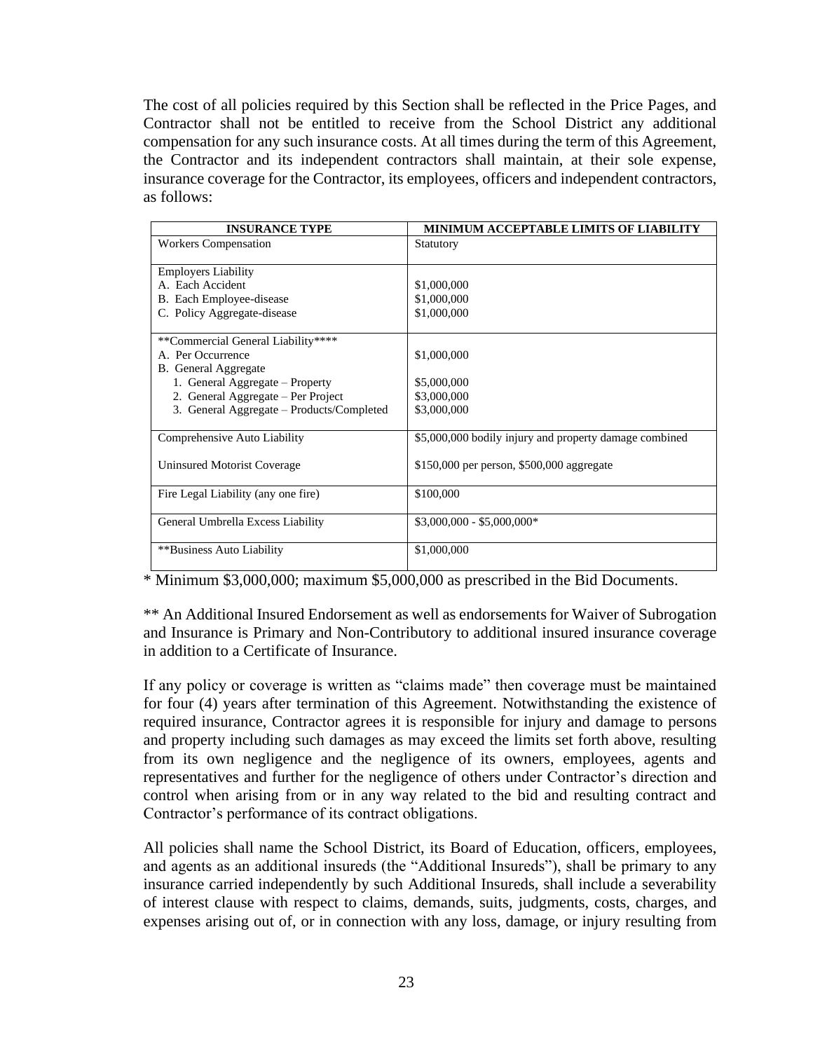The cost of all policies required by this Section shall be reflected in the Price Pages, and Contractor shall not be entitled to receive from the School District any additional compensation for any such insurance costs. At all times during the term of this Agreement, the Contractor and its independent contractors shall maintain, at their sole expense, insurance coverage for the Contractor, its employees, officers and independent contractors, as follows:

| INSURANCE TYPE | MINIMUM ACCEPTABLE LIMITS OF LIABILITY |
|---|---|
| Workers Compensation | Statutory |
| Employers Liability | |
| A. Each Accident | $1,000,000 |
| B. Each Employee-disease | $1,000,000 |
| C. Policy Aggregate-disease | $1,000,000 |
| **Commercial General Liability**** | |
| A. Per Occurrence | $1,000,000 |
| B. General Aggregate | |
| 1. General Aggregate – Property | $5,000,000 |
| 2. General Aggregate – Per Project | $3,000,000 |
| 3. General Aggregate – Products/Completed | $3,000,000 |
| Comprehensive Auto Liability | $5,000,000 bodily injury and property damage combined |
| Uninsured Motorist Coverage | $150,000 per person, $500,000 aggregate |
| Fire Legal Liability (any one fire) | $100,000 |
| General Umbrella Excess Liability | $3,000,000 - $5,000,000* |
| **Business Auto Liability | $1,000,000 |

* Minimum $3,000,000; maximum $5,000,000 as prescribed in the Bid Documents.

** An Additional Insured Endorsement as well as endorsements for Waiver of Subrogation and Insurance is Primary and Non-Contributory to additional insured insurance coverage in addition to a Certificate of Insurance.

If any policy or coverage is written as "claims made" then coverage must be maintained for four (4) years after termination of this Agreement. Notwithstanding the existence of required insurance, Contractor agrees it is responsible for injury and damage to persons and property including such damages as may exceed the limits set forth above, resulting from its own negligence and the negligence of its owners, employees, agents and representatives and further for the negligence of others under Contractor's direction and control when arising from or in any way related to the bid and resulting contract and Contractor's performance of its contract obligations.

All policies shall name the School District, its Board of Education, officers, employees, and agents as an additional insureds (the "Additional Insureds"), shall be primary to any insurance carried independently by such Additional Insureds, shall include a severability of interest clause with respect to claims, demands, suits, judgments, costs, charges, and expenses arising out of, or in connection with any loss, damage, or injury resulting from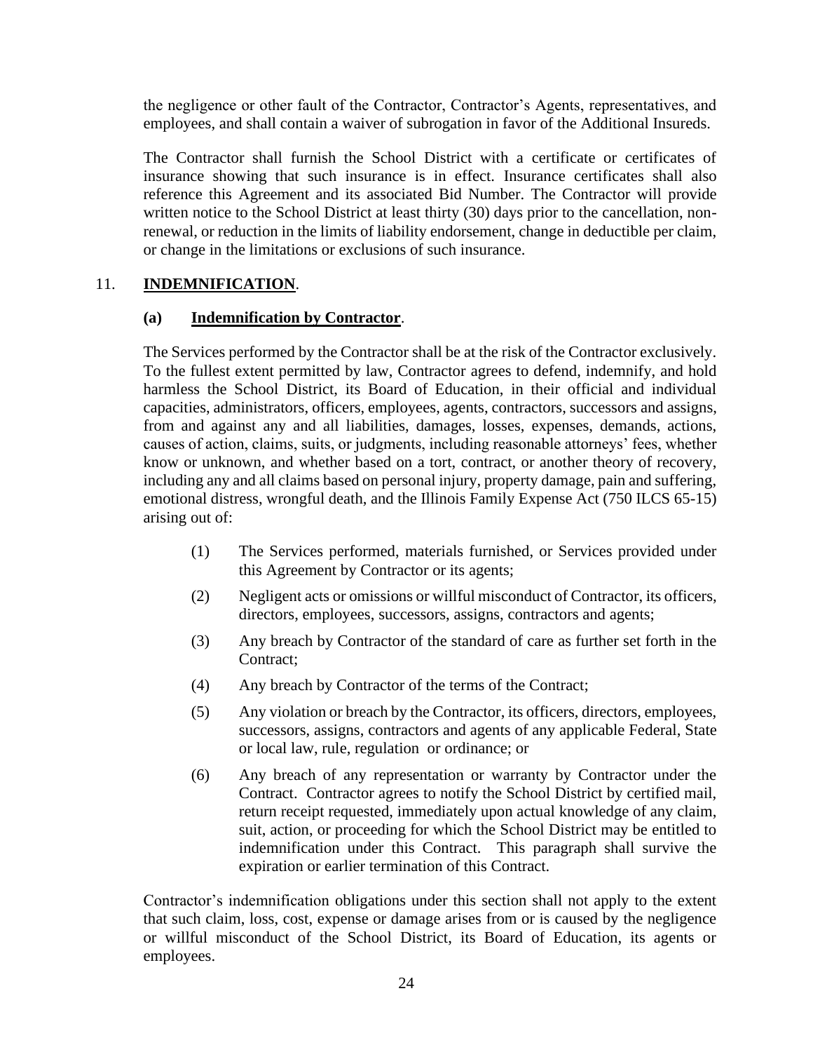the negligence or other fault of the Contractor, Contractor's Agents, representatives, and employees, and shall contain a waiver of subrogation in favor of the Additional Insureds.

The Contractor shall furnish the School District with a certificate or certificates of insurance showing that such insurance is in effect. Insurance certificates shall also reference this Agreement and its associated Bid Number. The Contractor will provide written notice to the School District at least thirty (30) days prior to the cancellation, non-renewal, or reduction in the limits of liability endorsement, change in deductible per claim, or change in the limitations or exclusions of such insurance.

## 11. **INDEMNIFICATION**.

### (a) **Indemnification by Contractor**.

The Services performed by the Contractor shall be at the risk of the Contractor exclusively. To the fullest extent permitted by law, Contractor agrees to defend, indemnify, and hold harmless the School District, its Board of Education, in their official and individual capacities, administrators, officers, employees, agents, contractors, successors and assigns, from and against any and all liabilities, damages, losses, expenses, demands, actions, causes of action, claims, suits, or judgments, including reasonable attorneys' fees, whether know or unknown, and whether based on a tort, contract, or another theory of recovery, including any and all claims based on personal injury, property damage, pain and suffering, emotional distress, wrongful death, and the Illinois Family Expense Act (750 ILCS 65-15) arising out of:

(1) The Services performed, materials furnished, or Services provided under this Agreement by Contractor or its agents;

(2) Negligent acts or omissions or willful misconduct of Contractor, its officers, directors, employees, successors, assigns, contractors and agents;

(3) Any breach by Contractor of the standard of care as further set forth in the Contract;

(4) Any breach by Contractor of the terms of the Contract;

(5) Any violation or breach by the Contractor, its officers, directors, employees, successors, assigns, contractors and agents of any applicable Federal, State or local law, rule, regulation or ordinance; or

(6) Any breach of any representation or warranty by Contractor under the Contract. Contractor agrees to notify the School District by certified mail, return receipt requested, immediately upon actual knowledge of any claim, suit, action, or proceeding for which the School District may be entitled to indemnification under this Contract. This paragraph shall survive the expiration or earlier termination of this Contract.

Contractor's indemnification obligations under this section shall not apply to the extent that such claim, loss, cost, expense or damage arises from or is caused by the negligence or willful misconduct of the School District, its Board of Education, its agents or employees.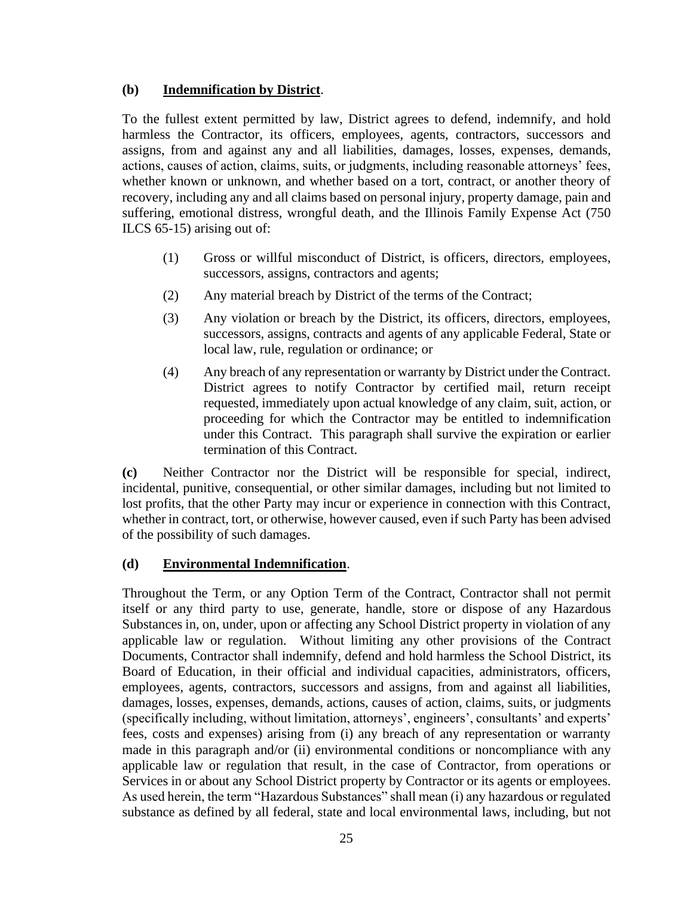**(b) Indemnification by District**.

To the fullest extent permitted by law, District agrees to defend, indemnify, and hold harmless the Contractor, its officers, employees, agents, contractors, successors and assigns, from and against any and all liabilities, damages, losses, expenses, demands, actions, causes of action, claims, suits, or judgments, including reasonable attorneys' fees, whether known or unknown, and whether based on a tort, contract, or another theory of recovery, including any and all claims based on personal injury, property damage, pain and suffering, emotional distress, wrongful death, and the Illinois Family Expense Act (750 ILCS 65-15) arising out of:

(1) Gross or willful misconduct of District, is officers, directors, employees, successors, assigns, contractors and agents;

(2) Any material breach by District of the terms of the Contract;

(3) Any violation or breach by the District, its officers, directors, employees, successors, assigns, contracts and agents of any applicable Federal, State or local law, rule, regulation or ordinance; or

(4) Any breach of any representation or warranty by District under the Contract. District agrees to notify Contractor by certified mail, return receipt requested, immediately upon actual knowledge of any claim, suit, action, or proceeding for which the Contractor may be entitled to indemnification under this Contract. This paragraph shall survive the expiration or earlier termination of this Contract.

**(c)** Neither Contractor nor the District will be responsible for special, indirect, incidental, punitive, consequential, or other similar damages, including but not limited to lost profits, that the other Party may incur or experience in connection with this Contract, whether in contract, tort, or otherwise, however caused, even if such Party has been advised of the possibility of such damages.

**(d) Environmental Indemnification**.

Throughout the Term, or any Option Term of the Contract, Contractor shall not permit itself or any third party to use, generate, handle, store or dispose of any Hazardous Substances in, on, under, upon or affecting any School District property in violation of any applicable law or regulation. Without limiting any other provisions of the Contract Documents, Contractor shall indemnify, defend and hold harmless the School District, its Board of Education, in their official and individual capacities, administrators, officers, employees, agents, contractors, successors and assigns, from and against all liabilities, damages, losses, expenses, demands, actions, causes of action, claims, suits, or judgments (specifically including, without limitation, attorneys', engineers', consultants' and experts' fees, costs and expenses) arising from (i) any breach of any representation or warranty made in this paragraph and/or (ii) environmental conditions or noncompliance with any applicable law or regulation that result, in the case of Contractor, from operations or Services in or about any School District property by Contractor or its agents or employees. As used herein, the term "Hazardous Substances" shall mean (i) any hazardous or regulated substance as defined by all federal, state and local environmental laws, including, but not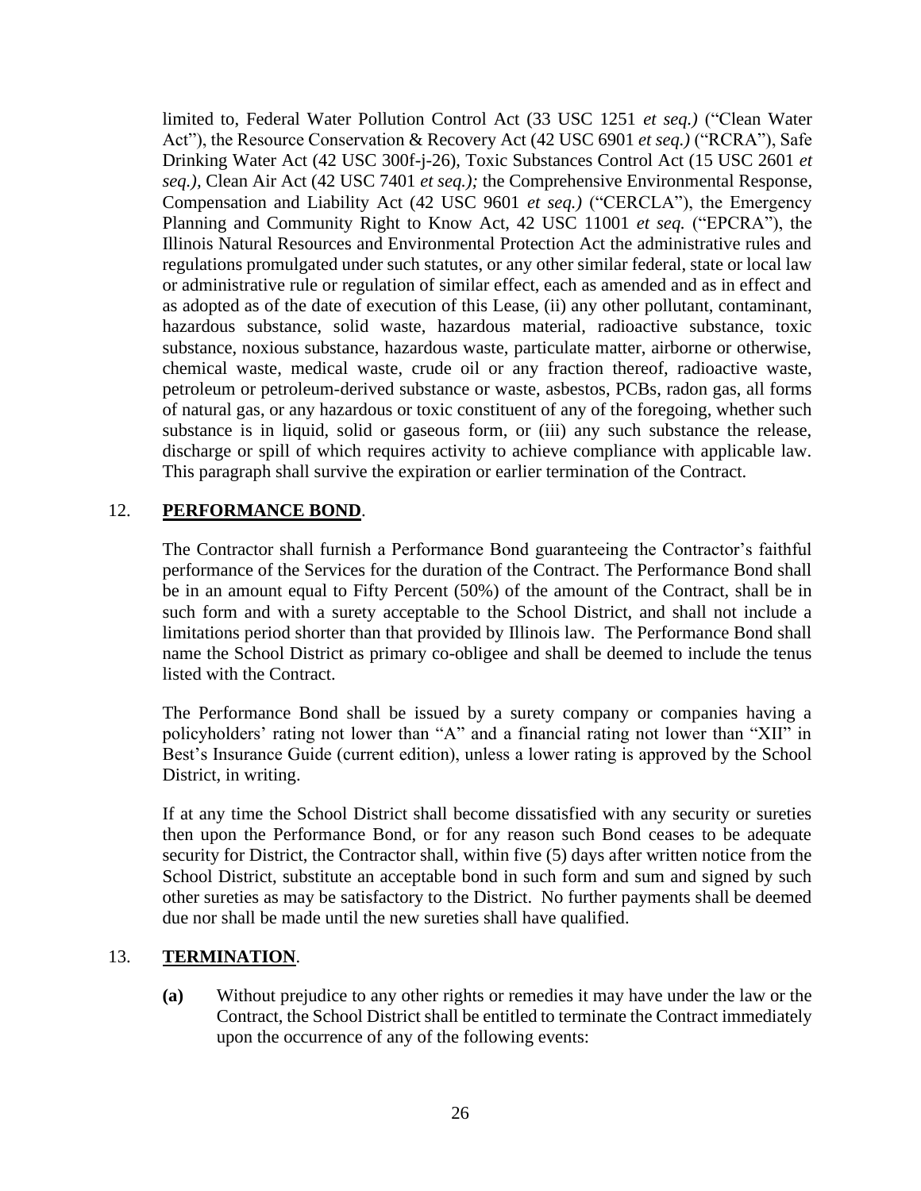limited to, Federal Water Pollution Control Act (33 USC 1251 *et seq.)* ("Clean Water Act"), the Resource Conservation & Recovery Act (42 USC 6901 *et seq.)* ("RCRA"), Safe Drinking Water Act (42 USC 300f-j-26), Toxic Substances Control Act (15 USC 2601 *et seq.)*, Clean Air Act (42 USC 7401 *et seq.);* the Comprehensive Environmental Response, Compensation and Liability Act (42 USC 9601 *et seq.)* ("CERCLA"), the Emergency Planning and Community Right to Know Act, 42 USC 11001 *et seq.* ("EPCRA"), the Illinois Natural Resources and Environmental Protection Act the administrative rules and regulations promulgated under such statutes, or any other similar federal, state or local law or administrative rule or regulation of similar effect, each as amended and as in effect and as adopted as of the date of execution of this Lease, (ii) any other pollutant, contaminant, hazardous substance, solid waste, hazardous material, radioactive substance, toxic substance, noxious substance, hazardous waste, particulate matter, airborne or otherwise, chemical waste, medical waste, crude oil or any fraction thereof, radioactive waste, petroleum or petroleum-derived substance or waste, asbestos, PCBs, radon gas, all forms of natural gas, or any hazardous or toxic constituent of any of the foregoing, whether such substance is in liquid, solid or gaseous form, or (iii) any such substance the release, discharge or spill of which requires activity to achieve compliance with applicable law. This paragraph shall survive the expiration or earlier termination of the Contract.

12. **PERFORMANCE BOND**.

The Contractor shall furnish a Performance Bond guaranteeing the Contractor's faithful performance of the Services for the duration of the Contract. The Performance Bond shall be in an amount equal to Fifty Percent (50%) of the amount of the Contract, shall be in such form and with a surety acceptable to the School District, and shall not include a limitations period shorter than that provided by Illinois law. The Performance Bond shall name the School District as primary co-obligee and shall be deemed to include the tenus listed with the Contract.

The Performance Bond shall be issued by a surety company or companies having a policyholders' rating not lower than "A" and a financial rating not lower than "XII" in Best's Insurance Guide (current edition), unless a lower rating is approved by the School District, in writing.

If at any time the School District shall become dissatisfied with any security or sureties then upon the Performance Bond, or for any reason such Bond ceases to be adequate security for District, the Contractor shall, within five (5) days after written notice from the School District, substitute an acceptable bond in such form and sum and signed by such other sureties as may be satisfactory to the District. No further payments shall be deemed due nor shall be made until the new sureties shall have qualified.

13. **TERMINATION**.

**(a)** Without prejudice to any other rights or remedies it may have under the law or the Contract, the School District shall be entitled to terminate the Contract immediately upon the occurrence of any of the following events: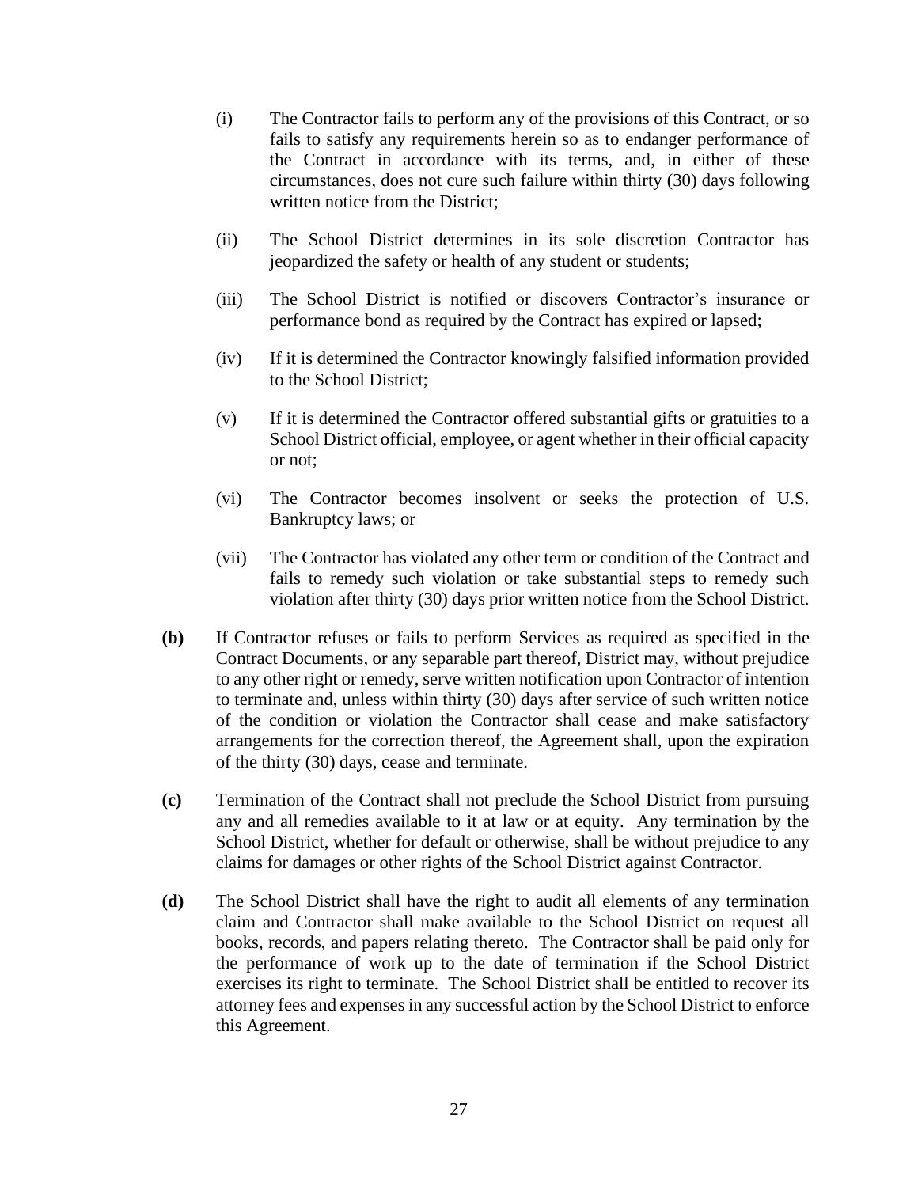(i) The Contractor fails to perform any of the provisions of this Contract, or so fails to satisfy any requirements herein so as to endanger performance of the Contract in accordance with its terms, and, in either of these circumstances, does not cure such failure within thirty (30) days following written notice from the District;

(ii) The School District determines in its sole discretion Contractor has jeopardized the safety or health of any student or students;

(iii) The School District is notified or discovers Contractor's insurance or performance bond as required by the Contract has expired or lapsed;

(iv) If it is determined the Contractor knowingly falsified information provided to the School District;

(v) If it is determined the Contractor offered substantial gifts or gratuities to a School District official, employee, or agent whether in their official capacity or not;

(vi) The Contractor becomes insolvent or seeks the protection of U.S. Bankruptcy laws; or

(vii) The Contractor has violated any other term or condition of the Contract and fails to remedy such violation or take substantial steps to remedy such violation after thirty (30) days prior written notice from the School District.

**(b)** If Contractor refuses or fails to perform Services as required as specified in the Contract Documents, or any separable part thereof, District may, without prejudice to any other right or remedy, serve written notification upon Contractor of intention to terminate and, unless within thirty (30) days after service of such written notice of the condition or violation the Contractor shall cease and make satisfactory arrangements for the correction thereof, the Agreement shall, upon the expiration of the thirty (30) days, cease and terminate.

**(c)** Termination of the Contract shall not preclude the School District from pursuing any and all remedies available to it at law or at equity. Any termination by the School District, whether for default or otherwise, shall be without prejudice to any claims for damages or other rights of the School District against Contractor.

**(d)** The School District shall have the right to audit all elements of any termination claim and Contractor shall make available to the School District on request all books, records, and papers relating thereto. The Contractor shall be paid only for the performance of work up to the date of termination if the School District exercises its right to terminate. The School District shall be entitled to recover its attorney fees and expenses in any successful action by the School District to enforce this Agreement.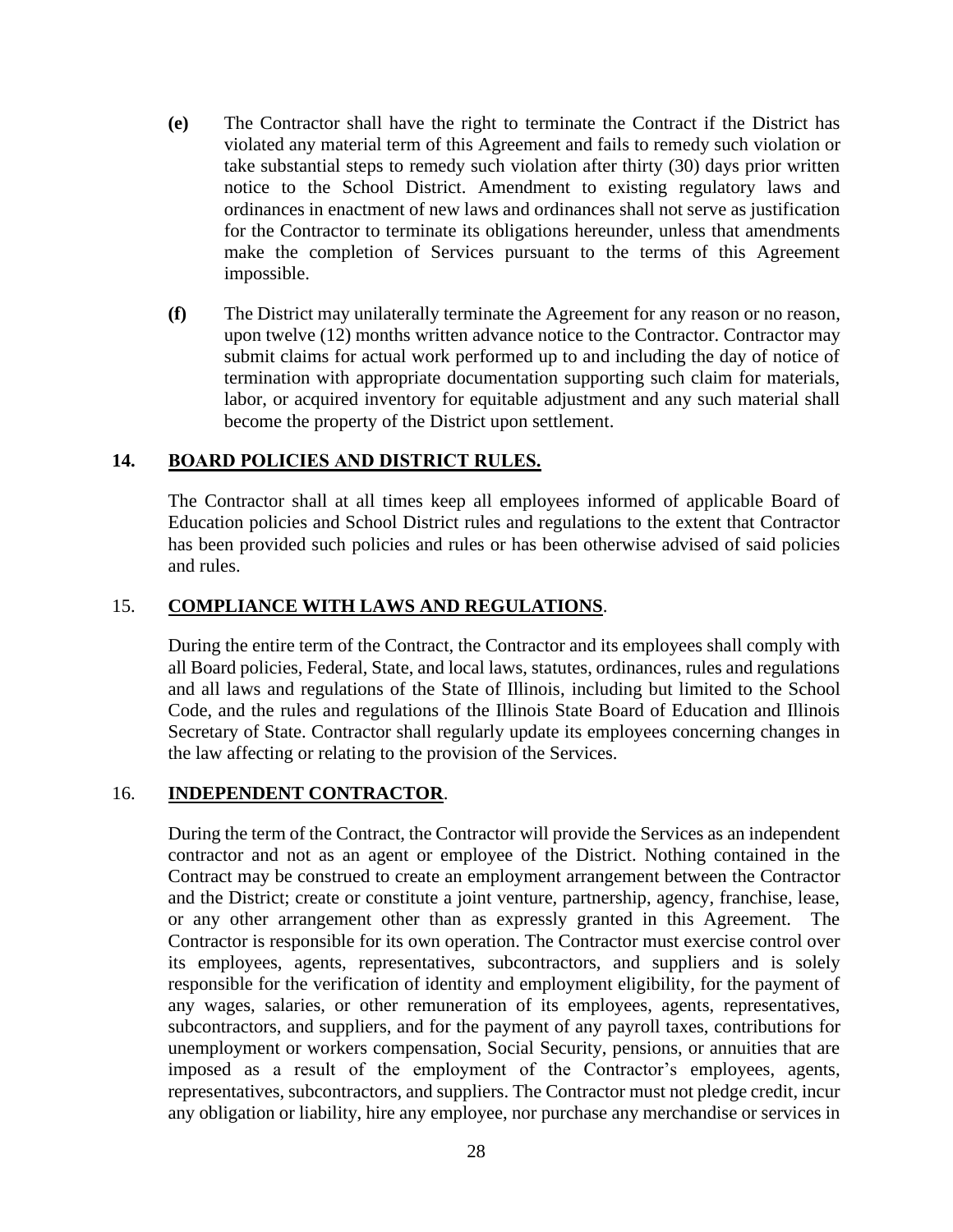**(e)** The Contractor shall have the right to terminate the Contract if the District has violated any material term of this Agreement and fails to remedy such violation or take substantial steps to remedy such violation after thirty (30) days prior written notice to the School District. Amendment to existing regulatory laws and ordinances in enactment of new laws and ordinances shall not serve as justification for the Contractor to terminate its obligations hereunder, unless that amendments make the completion of Services pursuant to the terms of this Agreement impossible.

**(f)** The District may unilaterally terminate the Agreement for any reason or no reason, upon twelve (12) months written advance notice to the Contractor. Contractor may submit claims for actual work performed up to and including the day of notice of termination with appropriate documentation supporting such claim for materials, labor, or acquired inventory for equitable adjustment and any such material shall become the property of the District upon settlement.

## 14. BOARD POLICIES AND DISTRICT RULES.

The Contractor shall at all times keep all employees informed of applicable Board of Education policies and School District rules and regulations to the extent that Contractor has been provided such policies and rules or has been otherwise advised of said policies and rules.

## 15. COMPLIANCE WITH LAWS AND REGULATIONS.

During the entire term of the Contract, the Contractor and its employees shall comply with all Board policies, Federal, State, and local laws, statutes, ordinances, rules and regulations and all laws and regulations of the State of Illinois, including but limited to the School Code, and the rules and regulations of the Illinois State Board of Education and Illinois Secretary of State. Contractor shall regularly update its employees concerning changes in the law affecting or relating to the provision of the Services.

## 16. INDEPENDENT CONTRACTOR.

During the term of the Contract, the Contractor will provide the Services as an independent contractor and not as an agent or employee of the District. Nothing contained in the Contract may be construed to create an employment arrangement between the Contractor and the District; create or constitute a joint venture, partnership, agency, franchise, lease, or any other arrangement other than as expressly granted in this Agreement. The Contractor is responsible for its own operation. The Contractor must exercise control over its employees, agents, representatives, subcontractors, and suppliers and is solely responsible for the verification of identity and employment eligibility, for the payment of any wages, salaries, or other remuneration of its employees, agents, representatives, subcontractors, and suppliers, and for the payment of any payroll taxes, contributions for unemployment or workers compensation, Social Security, pensions, or annuities that are imposed as a result of the employment of the Contractor's employees, agents, representatives, subcontractors, and suppliers. The Contractor must not pledge credit, incur any obligation or liability, hire any employee, nor purchase any merchandise or services in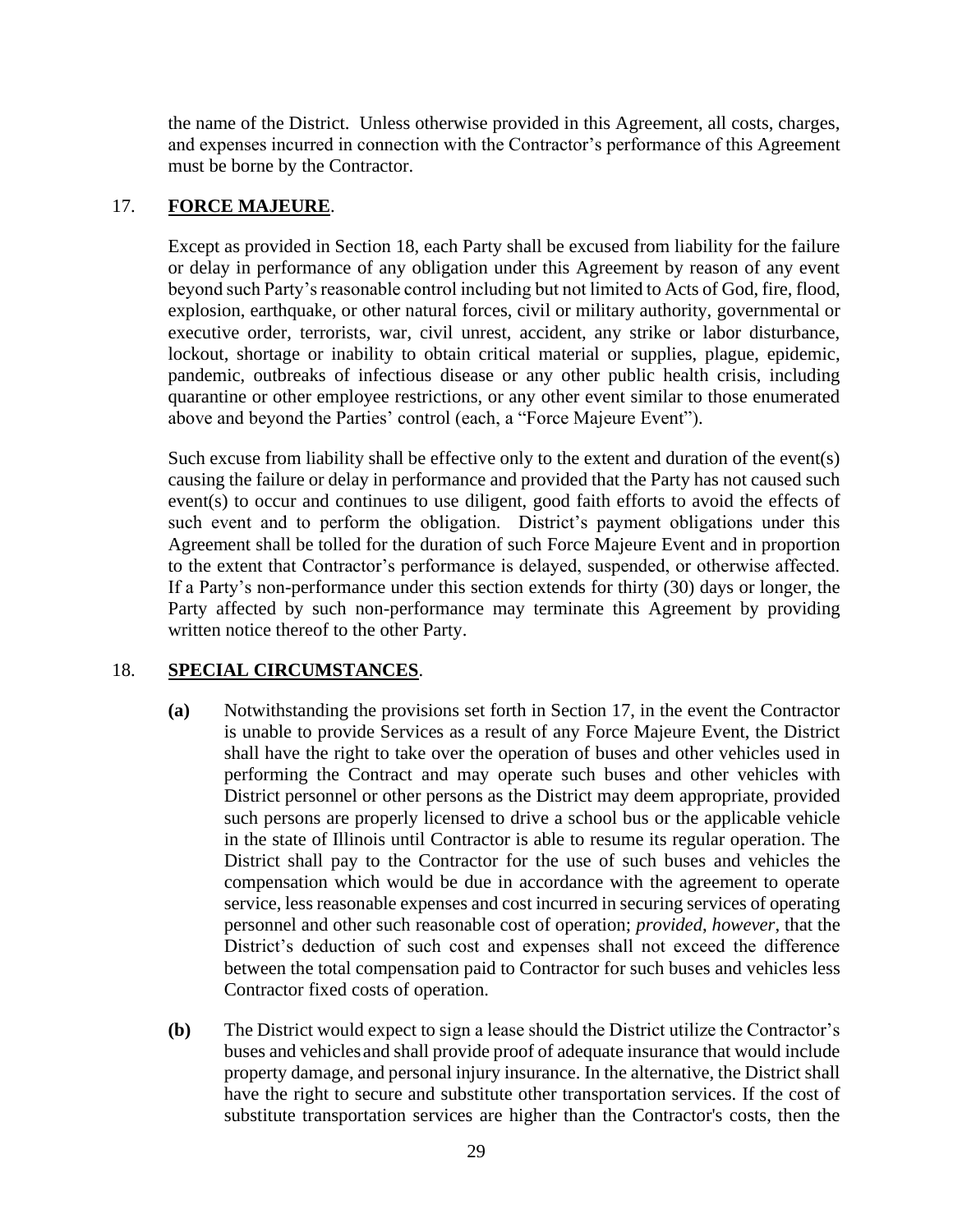the name of the District. Unless otherwise provided in this Agreement, all costs, charges, and expenses incurred in connection with the Contractor's performance of this Agreement must be borne by the Contractor.

17. **FORCE MAJEURE**.

Except as provided in Section 18, each Party shall be excused from liability for the failure or delay in performance of any obligation under this Agreement by reason of any event beyond such Party's reasonable control including but not limited to Acts of God, fire, flood, explosion, earthquake, or other natural forces, civil or military authority, governmental or executive order, terrorists, war, civil unrest, accident, any strike or labor disturbance, lockout, shortage or inability to obtain critical material or supplies, plague, epidemic, pandemic, outbreaks of infectious disease or any other public health crisis, including quarantine or other employee restrictions, or any other event similar to those enumerated above and beyond the Parties' control (each, a "Force Majeure Event").

Such excuse from liability shall be effective only to the extent and duration of the event(s) causing the failure or delay in performance and provided that the Party has not caused such event(s) to occur and continues to use diligent, good faith efforts to avoid the effects of such event and to perform the obligation. District's payment obligations under this Agreement shall be tolled for the duration of such Force Majeure Event and in proportion to the extent that Contractor's performance is delayed, suspended, or otherwise affected. If a Party's non-performance under this section extends for thirty (30) days or longer, the Party affected by such non-performance may terminate this Agreement by providing written notice thereof to the other Party.

18. **SPECIAL CIRCUMSTANCES**.

**(a)** Notwithstanding the provisions set forth in Section 17, in the event the Contractor is unable to provide Services as a result of any Force Majeure Event, the District shall have the right to take over the operation of buses and other vehicles used in performing the Contract and may operate such buses and other vehicles with District personnel or other persons as the District may deem appropriate, provided such persons are properly licensed to drive a school bus or the applicable vehicle in the state of Illinois until Contractor is able to resume its regular operation. The District shall pay to the Contractor for the use of such buses and vehicles the compensation which would be due in accordance with the agreement to operate service, less reasonable expenses and cost incurred in securing services of operating personnel and other such reasonable cost of operation; *provided*, *however*, that the District's deduction of such cost and expenses shall not exceed the difference between the total compensation paid to Contractor for such buses and vehicles less Contractor fixed costs of operation.

**(b)** The District would expect to sign a lease should the District utilize the Contractor's buses and vehicles and shall provide proof of adequate insurance that would include property damage, and personal injury insurance. In the alternative, the District shall have the right to secure and substitute other transportation services. If the cost of substitute transportation services are higher than the Contractor's costs, then the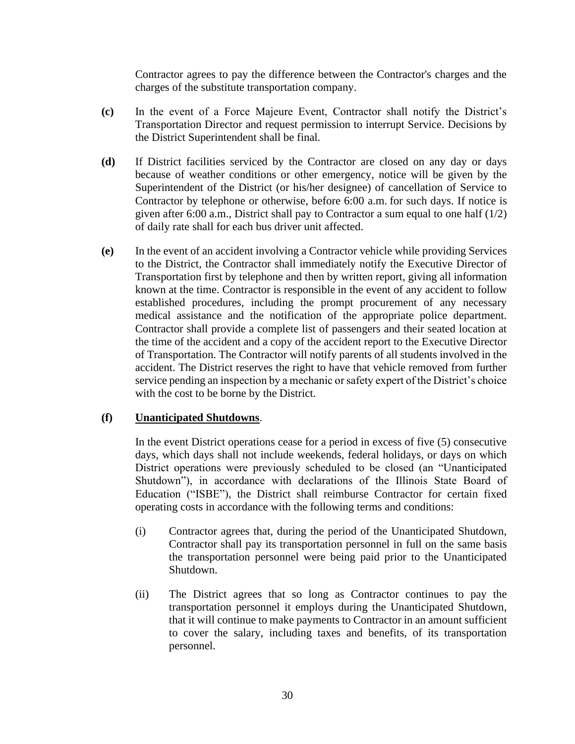Contractor agrees to pay the difference between the Contractor's charges and the charges of the substitute transportation company.

**(c)** In the event of a Force Majeure Event, Contractor shall notify the District's Transportation Director and request permission to interrupt Service. Decisions by the District Superintendent shall be final.

**(d)** If District facilities serviced by the Contractor are closed on any day or days because of weather conditions or other emergency, notice will be given by the Superintendent of the District (or his/her designee) of cancellation of Service to Contractor by telephone or otherwise, before 6:00 a.m. for such days. If notice is given after 6:00 a.m., District shall pay to Contractor a sum equal to one half (1/2) of daily rate shall for each bus driver unit affected.

**(e)** In the event of an accident involving a Contractor vehicle while providing Services to the District, the Contractor shall immediately notify the Executive Director of Transportation first by telephone and then by written report, giving all information known at the time. Contractor is responsible in the event of any accident to follow established procedures, including the prompt procurement of any necessary medical assistance and the notification of the appropriate police department. Contractor shall provide a complete list of passengers and their seated location at the time of the accident and a copy of the accident report to the Executive Director of Transportation. The Contractor will notify parents of all students involved in the accident. The District reserves the right to have that vehicle removed from further service pending an inspection by a mechanic or safety expert of the District's choice with the cost to be borne by the District.

**(f)** **<u>Unanticipated Shutdowns</u>**.

In the event District operations cease for a period in excess of five (5) consecutive days, which days shall not include weekends, federal holidays, or days on which District operations were previously scheduled to be closed (an "Unanticipated Shutdown"), in accordance with declarations of the Illinois State Board of Education ("ISBE"), the District shall reimburse Contractor for certain fixed operating costs in accordance with the following terms and conditions:

(i) Contractor agrees that, during the period of the Unanticipated Shutdown, Contractor shall pay its transportation personnel in full on the same basis the transportation personnel were being paid prior to the Unanticipated Shutdown.

(ii) The District agrees that so long as Contractor continues to pay the transportation personnel it employs during the Unanticipated Shutdown, that it will continue to make payments to Contractor in an amount sufficient to cover the salary, including taxes and benefits, of its transportation personnel.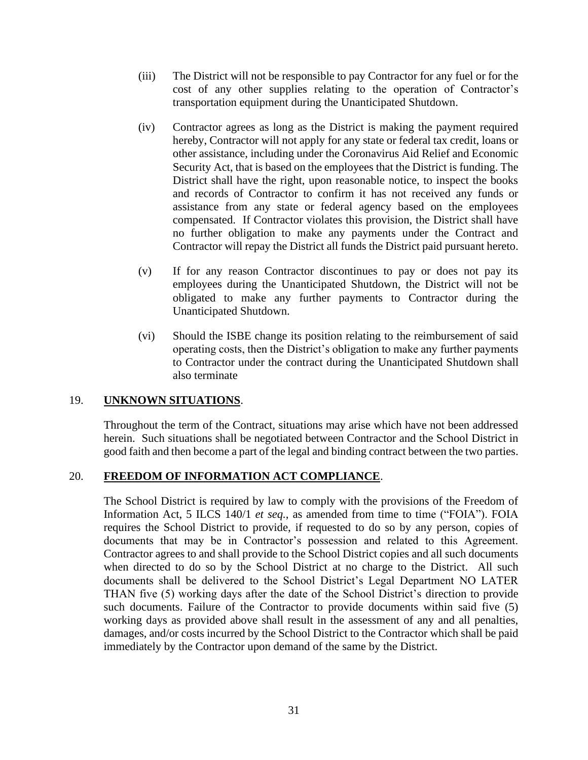(iii) The District will not be responsible to pay Contractor for any fuel or for the cost of any other supplies relating to the operation of Contractor's transportation equipment during the Unanticipated Shutdown.

(iv) Contractor agrees as long as the District is making the payment required hereby, Contractor will not apply for any state or federal tax credit, loans or other assistance, including under the Coronavirus Aid Relief and Economic Security Act, that is based on the employees that the District is funding. The District shall have the right, upon reasonable notice, to inspect the books and records of Contractor to confirm it has not received any funds or assistance from any state or federal agency based on the employees compensated. If Contractor violates this provision, the District shall have no further obligation to make any payments under the Contract and Contractor will repay the District all funds the District paid pursuant hereto.

(v) If for any reason Contractor discontinues to pay or does not pay its employees during the Unanticipated Shutdown, the District will not be obligated to make any further payments to Contractor during the Unanticipated Shutdown.

(vi) Should the ISBE change its position relating to the reimbursement of said operating costs, then the District's obligation to make any further payments to Contractor under the contract during the Unanticipated Shutdown shall also terminate

19. **UNKNOWN SITUATIONS**.

Throughout the term of the Contract, situations may arise which have not been addressed herein. Such situations shall be negotiated between Contractor and the School District in good faith and then become a part of the legal and binding contract between the two parties.

20. **FREEDOM OF INFORMATION ACT COMPLIANCE**.

The School District is required by law to comply with the provisions of the Freedom of Information Act, 5 ILCS 140/1 *et seq.*, as amended from time to time ("FOIA"). FOIA requires the School District to provide, if requested to do so by any person, copies of documents that may be in Contractor's possession and related to this Agreement. Contractor agrees to and shall provide to the School District copies and all such documents when directed to do so by the School District at no charge to the District. All such documents shall be delivered to the School District's Legal Department NO LATER THAN five (5) working days after the date of the School District's direction to provide such documents. Failure of the Contractor to provide documents within said five (5) working days as provided above shall result in the assessment of any and all penalties, damages, and/or costs incurred by the School District to the Contractor which shall be paid immediately by the Contractor upon demand of the same by the District.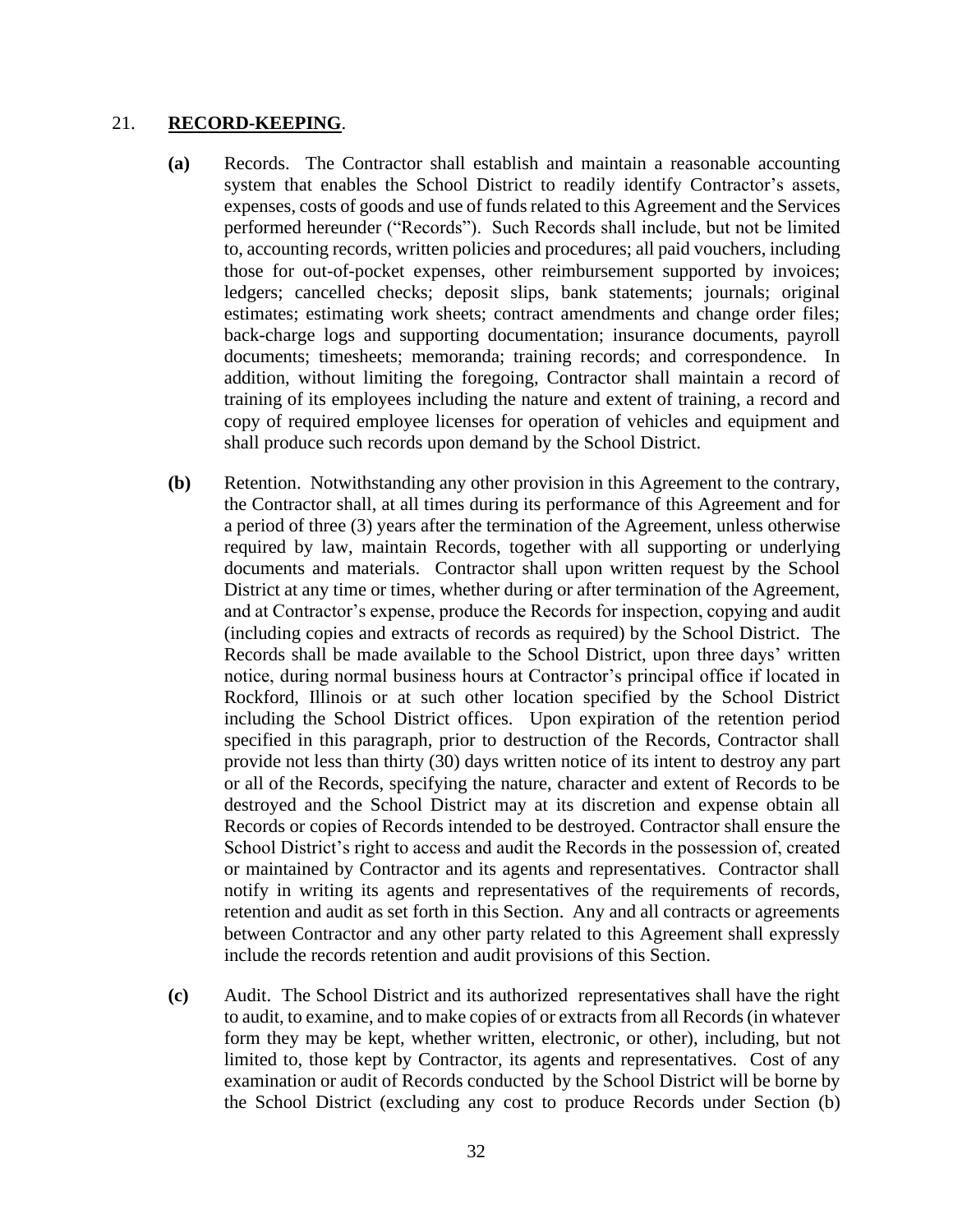## 21. **RECORD-KEEPING**.

**(a)** Records. The Contractor shall establish and maintain a reasonable accounting system that enables the School District to readily identify Contractor's assets, expenses, costs of goods and use of funds related to this Agreement and the Services performed hereunder ("Records"). Such Records shall include, but not be limited to, accounting records, written policies and procedures; all paid vouchers, including those for out-of-pocket expenses, other reimbursement supported by invoices; ledgers; cancelled checks; deposit slips, bank statements; journals; original estimates; estimating work sheets; contract amendments and change order files; back-charge logs and supporting documentation; insurance documents, payroll documents; timesheets; memoranda; training records; and correspondence. In addition, without limiting the foregoing, Contractor shall maintain a record of training of its employees including the nature and extent of training, a record and copy of required employee licenses for operation of vehicles and equipment and shall produce such records upon demand by the School District.

**(b)** Retention. Notwithstanding any other provision in this Agreement to the contrary, the Contractor shall, at all times during its performance of this Agreement and for a period of three (3) years after the termination of the Agreement, unless otherwise required by law, maintain Records, together with all supporting or underlying documents and materials. Contractor shall upon written request by the School District at any time or times, whether during or after termination of the Agreement, and at Contractor's expense, produce the Records for inspection, copying and audit (including copies and extracts of records as required) by the School District. The Records shall be made available to the School District, upon three days' written notice, during normal business hours at Contractor's principal office if located in Rockford, Illinois or at such other location specified by the School District including the School District offices. Upon expiration of the retention period specified in this paragraph, prior to destruction of the Records, Contractor shall provide not less than thirty (30) days written notice of its intent to destroy any part or all of the Records, specifying the nature, character and extent of Records to be destroyed and the School District may at its discretion and expense obtain all Records or copies of Records intended to be destroyed. Contractor shall ensure the School District's right to access and audit the Records in the possession of, created or maintained by Contractor and its agents and representatives. Contractor shall notify in writing its agents and representatives of the requirements of records, retention and audit as set forth in this Section. Any and all contracts or agreements between Contractor and any other party related to this Agreement shall expressly include the records retention and audit provisions of this Section.

**(c)** Audit. The School District and its authorized representatives shall have the right to audit, to examine, and to make copies of or extracts from all Records (in whatever form they may be kept, whether written, electronic, or other), including, but not limited to, those kept by Contractor, its agents and representatives. Cost of any examination or audit of Records conducted by the School District will be borne by the School District (excluding any cost to produce Records under Section (b)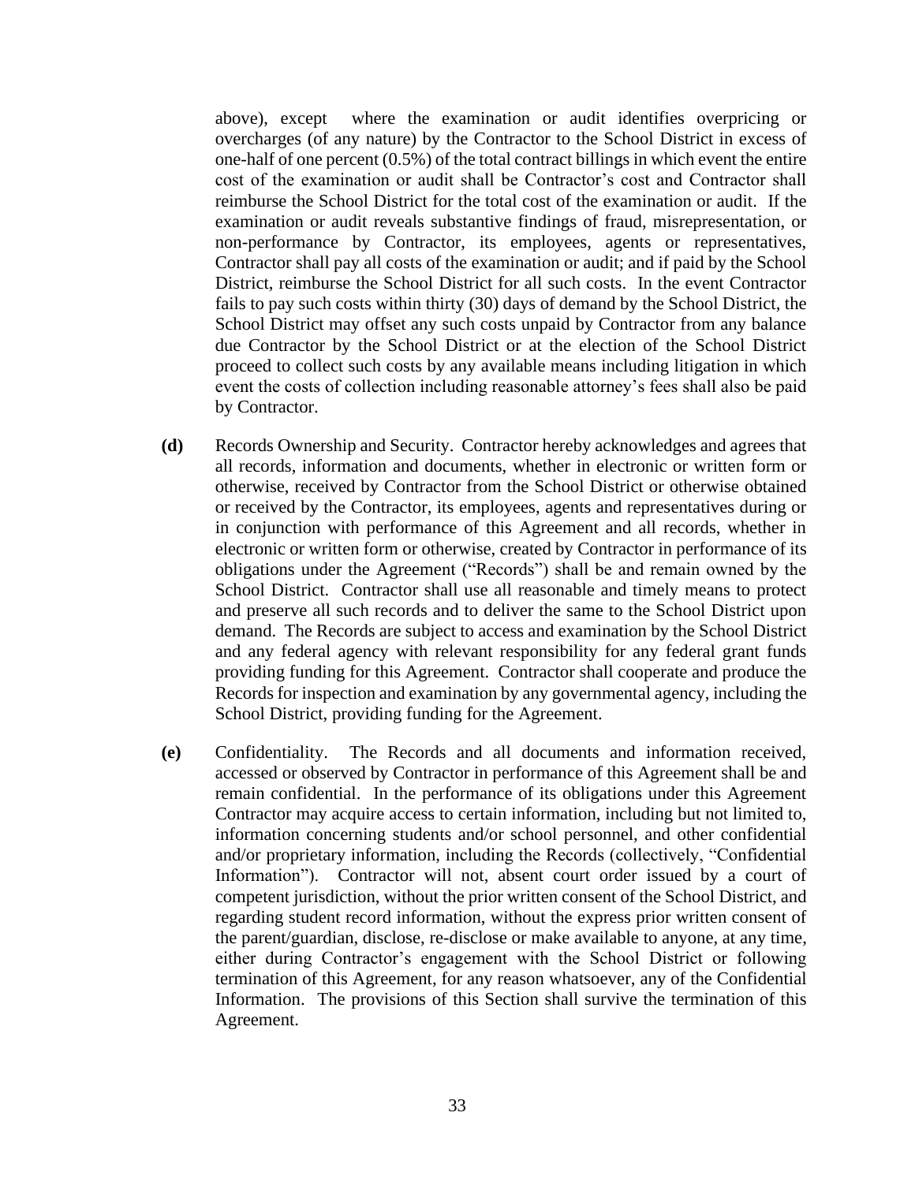above), except where the examination or audit identifies overpricing or overcharges (of any nature) by the Contractor to the School District in excess of one-half of one percent (0.5%) of the total contract billings in which event the entire cost of the examination or audit shall be Contractor's cost and Contractor shall reimburse the School District for the total cost of the examination or audit. If the examination or audit reveals substantive findings of fraud, misrepresentation, or non-performance by Contractor, its employees, agents or representatives, Contractor shall pay all costs of the examination or audit; and if paid by the School District, reimburse the School District for all such costs. In the event Contractor fails to pay such costs within thirty (30) days of demand by the School District, the School District may offset any such costs unpaid by Contractor from any balance due Contractor by the School District or at the election of the School District proceed to collect such costs by any available means including litigation in which event the costs of collection including reasonable attorney's fees shall also be paid by Contractor.

**(d)** Records Ownership and Security. Contractor hereby acknowledges and agrees that all records, information and documents, whether in electronic or written form or otherwise, received by Contractor from the School District or otherwise obtained or received by the Contractor, its employees, agents and representatives during or in conjunction with performance of this Agreement and all records, whether in electronic or written form or otherwise, created by Contractor in performance of its obligations under the Agreement ("Records") shall be and remain owned by the School District. Contractor shall use all reasonable and timely means to protect and preserve all such records and to deliver the same to the School District upon demand. The Records are subject to access and examination by the School District and any federal agency with relevant responsibility for any federal grant funds providing funding for this Agreement. Contractor shall cooperate and produce the Records for inspection and examination by any governmental agency, including the School District, providing funding for the Agreement.

**(e)** Confidentiality. The Records and all documents and information received, accessed or observed by Contractor in performance of this Agreement shall be and remain confidential. In the performance of its obligations under this Agreement Contractor may acquire access to certain information, including but not limited to, information concerning students and/or school personnel, and other confidential and/or proprietary information, including the Records (collectively, "Confidential Information"). Contractor will not, absent court order issued by a court of competent jurisdiction, without the prior written consent of the School District, and regarding student record information, without the express prior written consent of the parent/guardian, disclose, re-disclose or make available to anyone, at any time, either during Contractor's engagement with the School District or following termination of this Agreement, for any reason whatsoever, any of the Confidential Information. The provisions of this Section shall survive the termination of this Agreement.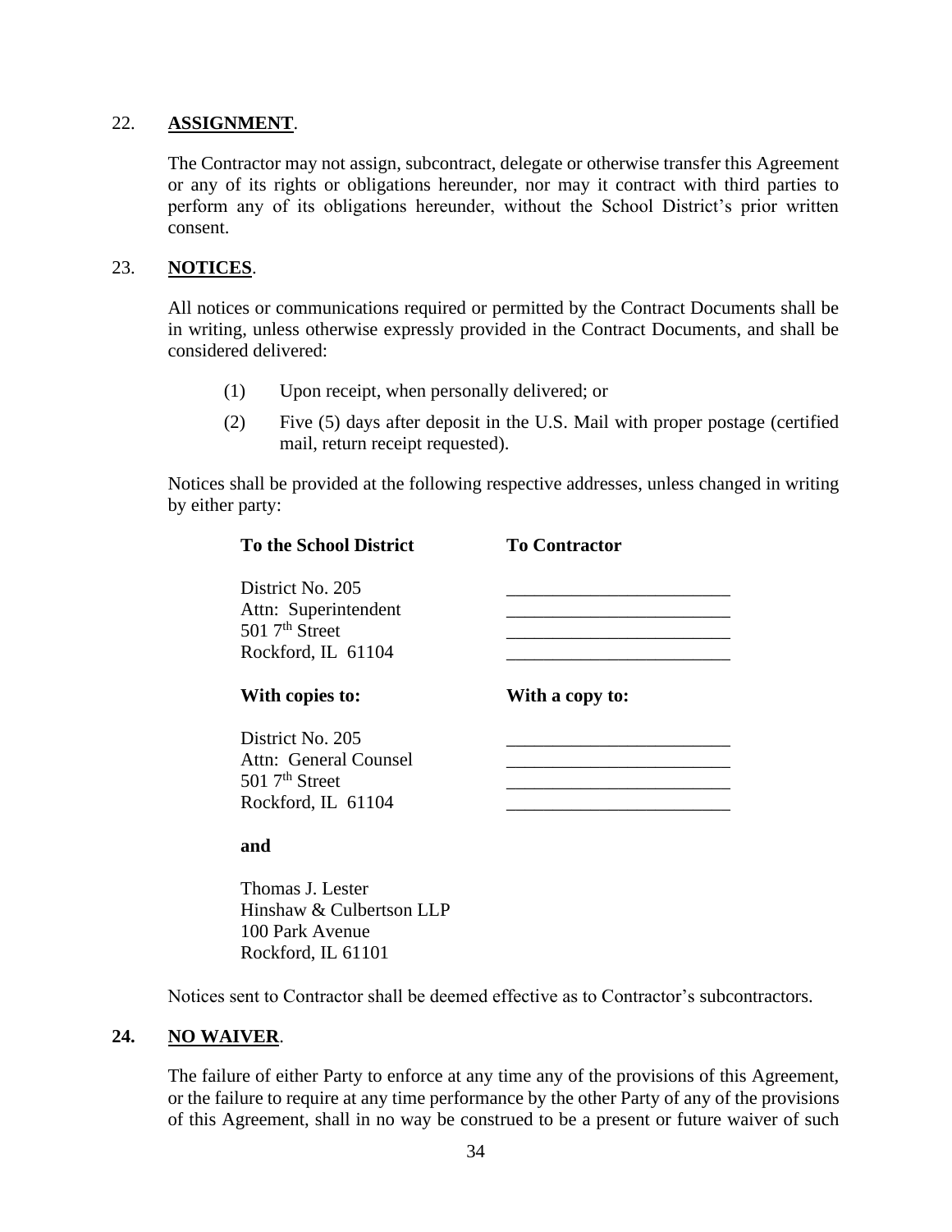22. **ASSIGNMENT**.

The Contractor may not assign, subcontract, delegate or otherwise transfer this Agreement or any of its rights or obligations hereunder, nor may it contract with third parties to perform any of its obligations hereunder, without the School District's prior written consent.

23. **NOTICES**.

All notices or communications required or permitted by the Contract Documents shall be in writing, unless otherwise expressly provided in the Contract Documents, and shall be considered delivered:

(1) Upon receipt, when personally delivered; or

(2) Five (5) days after deposit in the U.S. Mail with proper postage (certified mail, return receipt requested).

Notices shall be provided at the following respective addresses, unless changed in writing by either party:

| **To the School District** | **To Contractor** |
|---|---|
| District No. 205 | ________________________ |
| Attn: Superintendent | ________________________ |
| 501 7th Street | ________________________ |
| Rockford, IL 61104 | ________________________ |
| **With copies to:** | **With a copy to:** |
| District No. 205 | ________________________ |
| Attn: General Counsel | ________________________ |
| 501 7th Street | ________________________ |
| Rockford, IL 61104 | ________________________ |

**and**

Thomas J. Lester
Hinshaw & Culbertson LLP
100 Park Avenue
Rockford, IL 61101

Notices sent to Contractor shall be deemed effective as to Contractor's subcontractors.

**24. NO WAIVER**.

The failure of either Party to enforce at any time any of the provisions of this Agreement, or the failure to require at any time performance by the other Party of any of the provisions of this Agreement, shall in no way be construed to be a present or future waiver of such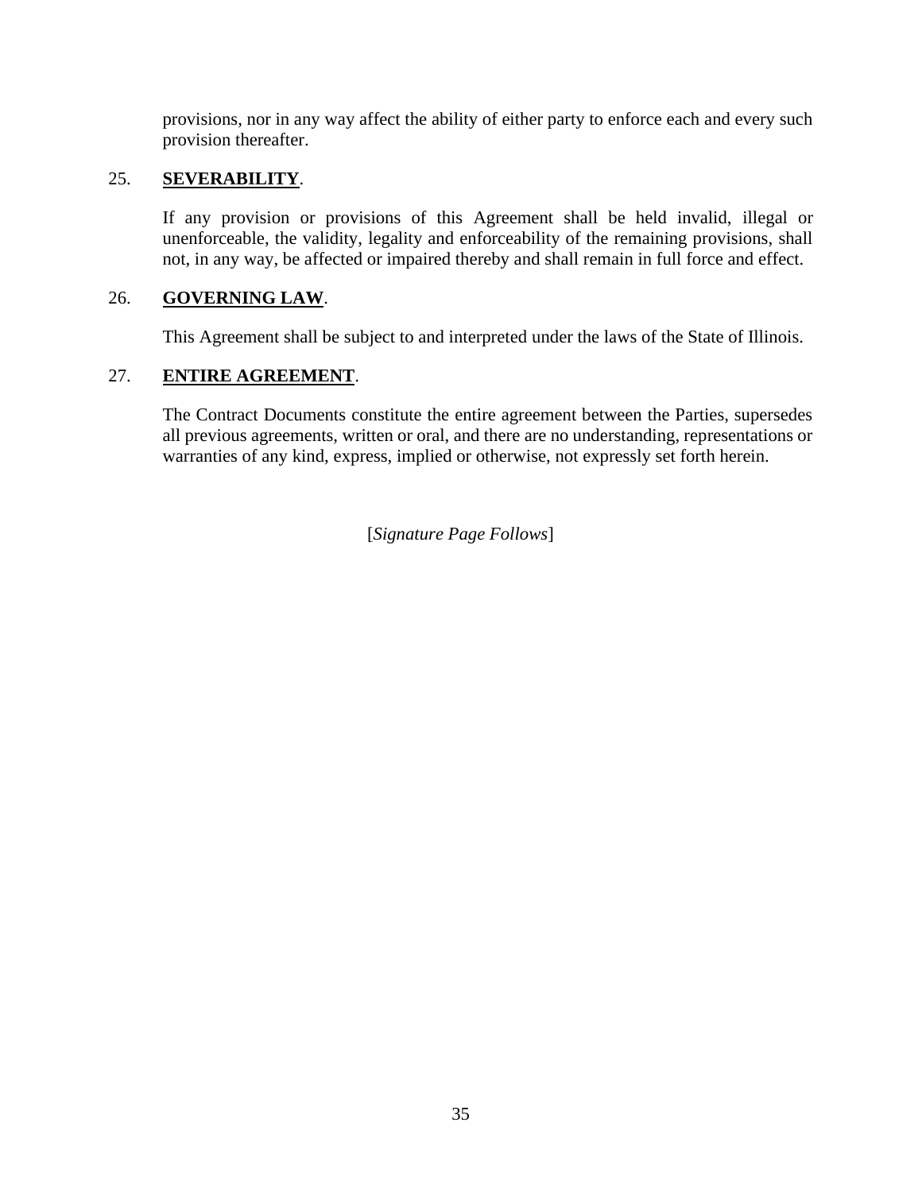provisions, nor in any way affect the ability of either party to enforce each and every such provision thereafter.

25. **SEVERABILITY**.

If any provision or provisions of this Agreement shall be held invalid, illegal or unenforceable, the validity, legality and enforceability of the remaining provisions, shall not, in any way, be affected or impaired thereby and shall remain in full force and effect.

26. **GOVERNING LAW**.

This Agreement shall be subject to and interpreted under the laws of the State of Illinois.

27. **ENTIRE AGREEMENT**.

The Contract Documents constitute the entire agreement between the Parties, supersedes all previous agreements, written or oral, and there are no understanding, representations or warranties of any kind, express, implied or otherwise, not expressly set forth herein.

[*Signature Page Follows*]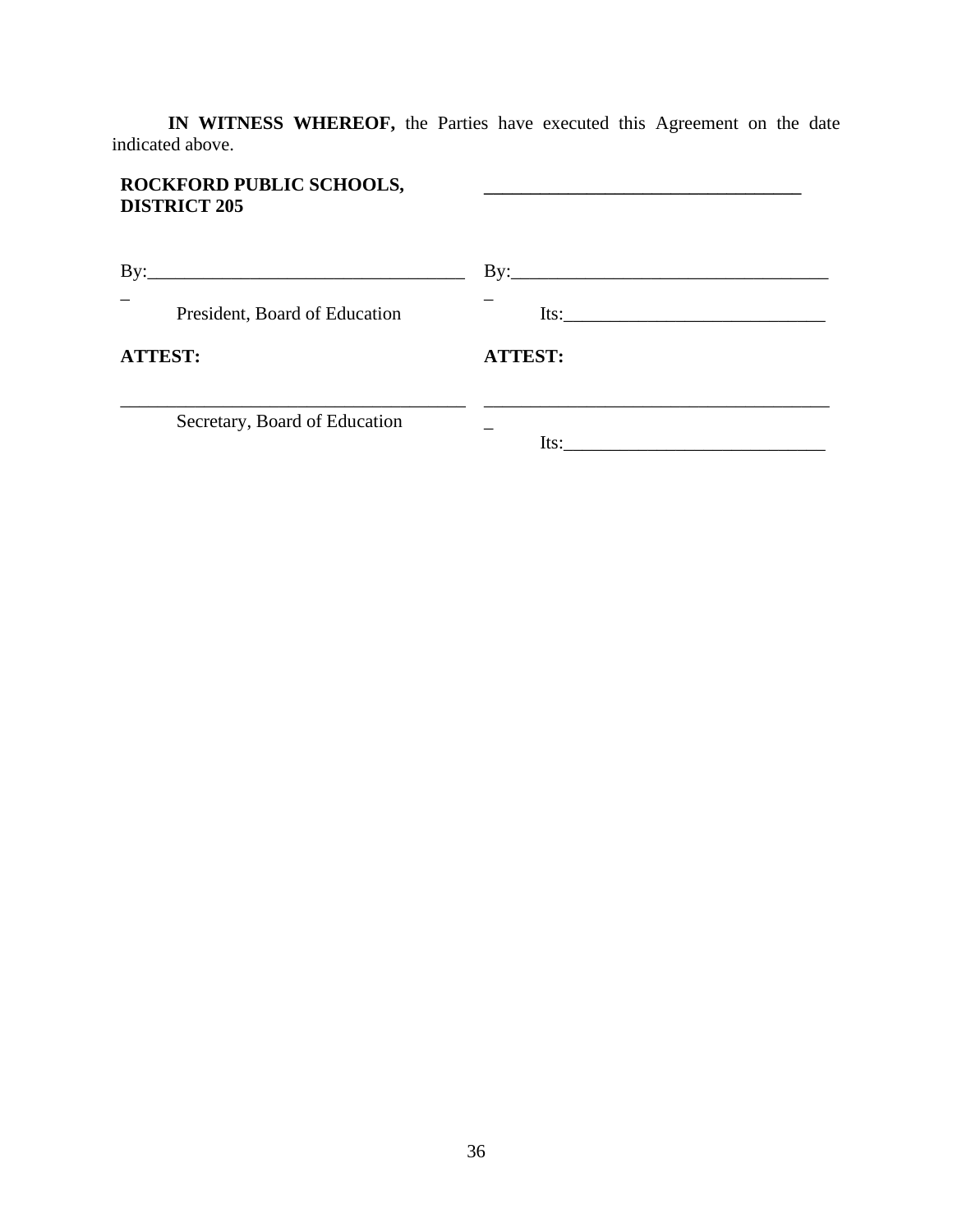**IN WITNESS WHEREOF,** the Parties have executed this Agreement on the date indicated above.

| **ROCKFORD PUBLIC SCHOOLS, DISTRICT 205** | ____________________________________ |
|---|---|
| By:___________________________________ | By:___________________________________ |
| President, Board of Education | Its:_____________________________ |
| **ATTEST:** | **ATTEST:** |
| ______________________________________ | ______________________________________ |
| Secretary, Board of Education | Its:_____________________________ |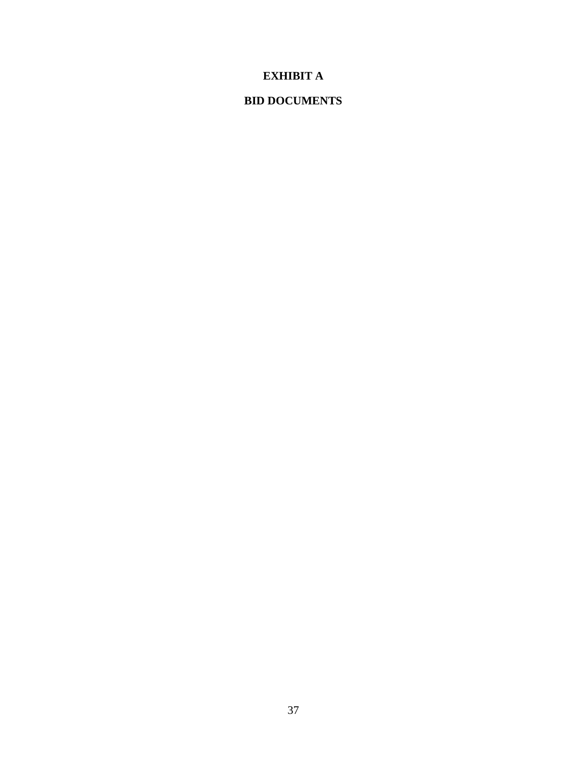# EXHIBIT A

# BID DOCUMENTS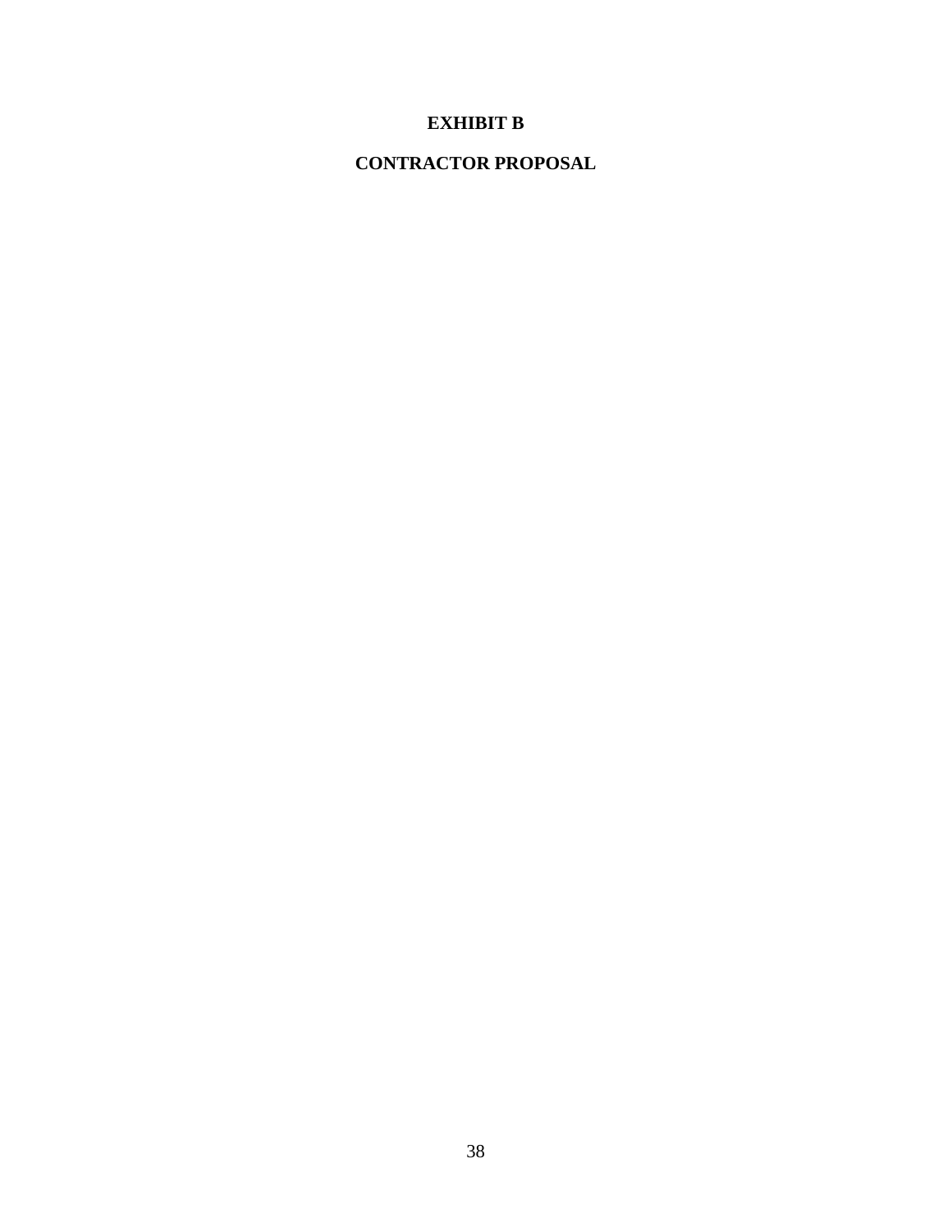# EXHIBIT B

# CONTRACTOR PROPOSAL